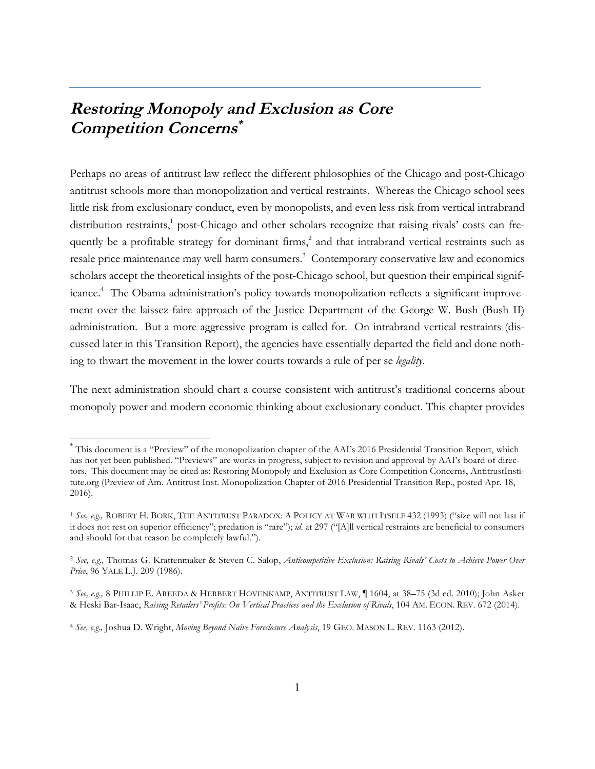# ***Restoring Monopoly and Exclusion as Core Competition Concerns****

Perhaps no areas of antitrust law reflect the different philosophies of the Chicago and post-Chicago antitrust schools more than monopolization and vertical restraints. Whereas the Chicago school sees little risk from exclusionary conduct, even by monopolists, and even less risk from vertical intrabrand distribution restraints,[1] post-Chicago and other scholars recognize that raising rivals' costs can frequently be a profitable strategy for dominant firms,[2] and that intrabrand vertical restraints such as resale price maintenance may well harm consumers.[3] Contemporary conservative law and economics scholars accept the theoretical insights of the post-Chicago school, but question their empirical significance.[4] The Obama administration's policy towards monopolization reflects a significant improvement over the laissez-faire approach of the Justice Department of the George W. Bush (Bush II) administration. But a more aggressive program is called for. On intrabrand vertical restraints (discussed later in this Transition Report), the agencies have essentially departed the field and done nothing to thwart the movement in the lower courts towards a rule of per se *legality*.

The next administration should chart a course consistent with antitrust's traditional concerns about monopoly power and modern economic thinking about exclusionary conduct. This chapter provides

---

* This document is a "Preview" of the monopolization chapter of the AAI's 2016 Presidential Transition Report, which has not yet been published. "Previews" are works in progress, subject to revision and approval by AAI's board of directors. This document may be cited as: Restoring Monopoly and Exclusion as Core Competition Concerns, AntitrustInstitute.org (Preview of Am. Antitrust Inst. Monopolization Chapter of 2016 Presidential Transition Rep., posted Apr. 18, 2016).

[1] *See, e.g.,* ROBERT H. BORK, THE ANTITRUST PARADOX: A POLICY AT WAR WITH ITSELF 432 (1993) ("size will not last if it does not rest on superior efficiency"; predation is "rare"); *id.* at 297 ("[A]ll vertical restraints are beneficial to consumers and should for that reason be completely lawful.").

[2] *See, e.g.,* Thomas G. Krattenmaker & Steven C. Salop, *Anticompetitive Exclusion: Raising Rivals' Costs to Achieve Power Over Price*, 96 YALE L.J. 209 (1986).

[3] *See, e.g.,* 8 PHILLIP E. AREEDA & HERBERT HOVENKAMP, ANTITRUST LAW, ¶ 1604, at 38–75 (3d ed. 2010); John Asker & Heski Bar-Isaac, *Raising Retailers' Profits: On Vertical Practices and the Exclusion of Rivals*, 104 AM. ECON. REV. 672 (2014).

[4] *See, e.g.,* Joshua D. Wright, *Moving Beyond Naïve Foreclosure Analysis*, 19 GEO. MASON L. REV. 1163 (2012).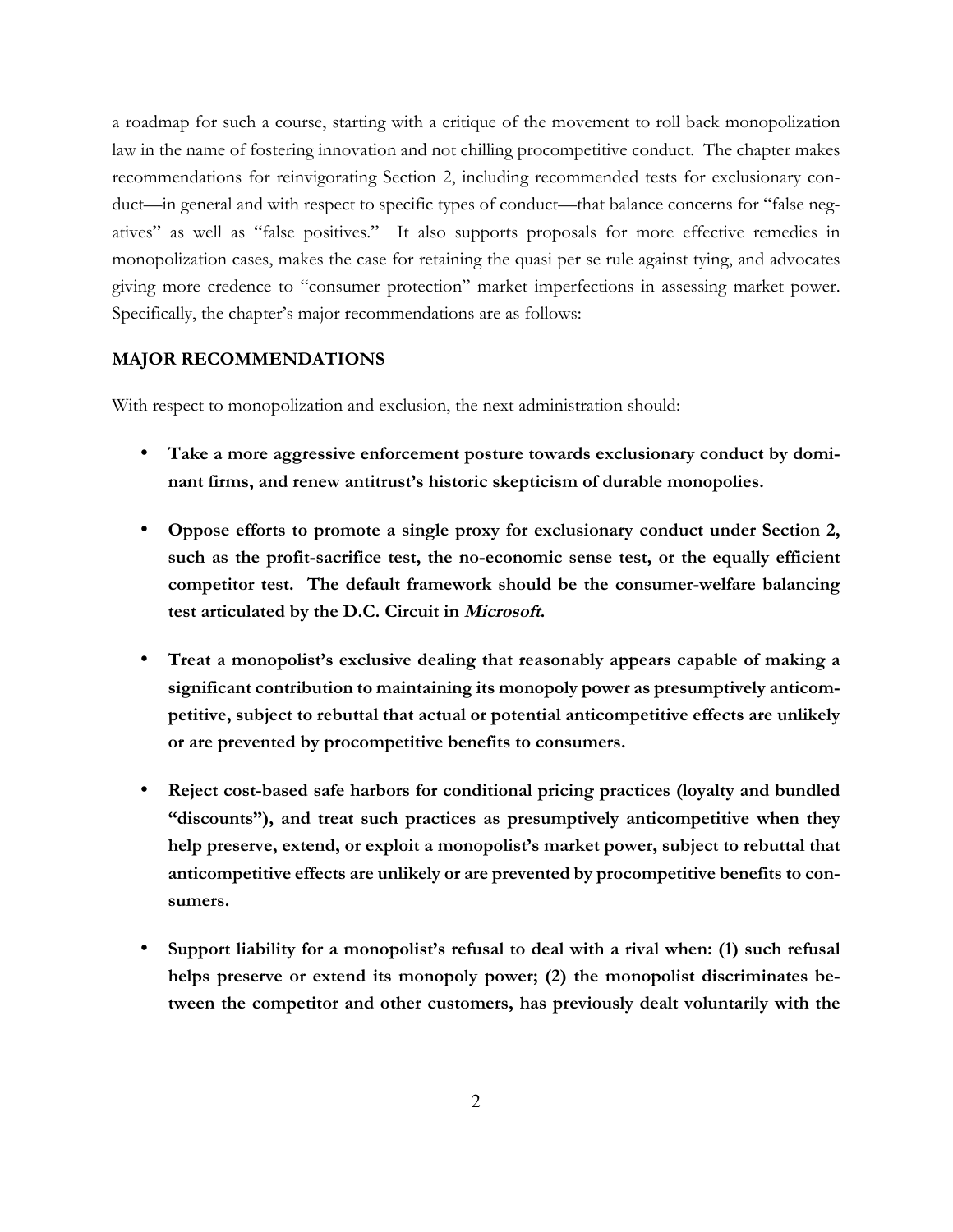a roadmap for such a course, starting with a critique of the movement to roll back monopolization law in the name of fostering innovation and not chilling procompetitive conduct. The chapter makes recommendations for reinvigorating Section 2, including recommended tests for exclusionary conduct—in general and with respect to specific types of conduct—that balance concerns for "false negatives" as well as "false positives." It also supports proposals for more effective remedies in monopolization cases, makes the case for retaining the quasi per se rule against tying, and advocates giving more credence to "consumer protection" market imperfections in assessing market power. Specifically, the chapter's major recommendations are as follows:

## MAJOR RECOMMENDATIONS

With respect to monopolization and exclusion, the next administration should:

- **Take a more aggressive enforcement posture towards exclusionary conduct by dominant firms, and renew antitrust's historic skepticism of durable monopolies.**
- **Oppose efforts to promote a single proxy for exclusionary conduct under Section 2, such as the profit-sacrifice test, the no-economic sense test, or the equally efficient competitor test. The default framework should be the consumer-welfare balancing test articulated by the D.C. Circuit in *Microsoft*.**
- **Treat a monopolist's exclusive dealing that reasonably appears capable of making a significant contribution to maintaining its monopoly power as presumptively anticompetitive, subject to rebuttal that actual or potential anticompetitive effects are unlikely or are prevented by procompetitive benefits to consumers.**
- **Reject cost-based safe harbors for conditional pricing practices (loyalty and bundled "discounts"), and treat such practices as presumptively anticompetitive when they help preserve, extend, or exploit a monopolist's market power, subject to rebuttal that anticompetitive effects are unlikely or are prevented by procompetitive benefits to consumers.**
- **Support liability for a monopolist's refusal to deal with a rival when: (1) such refusal helps preserve or extend its monopoly power; (2) the monopolist discriminates between the competitor and other customers, has previously dealt voluntarily with the**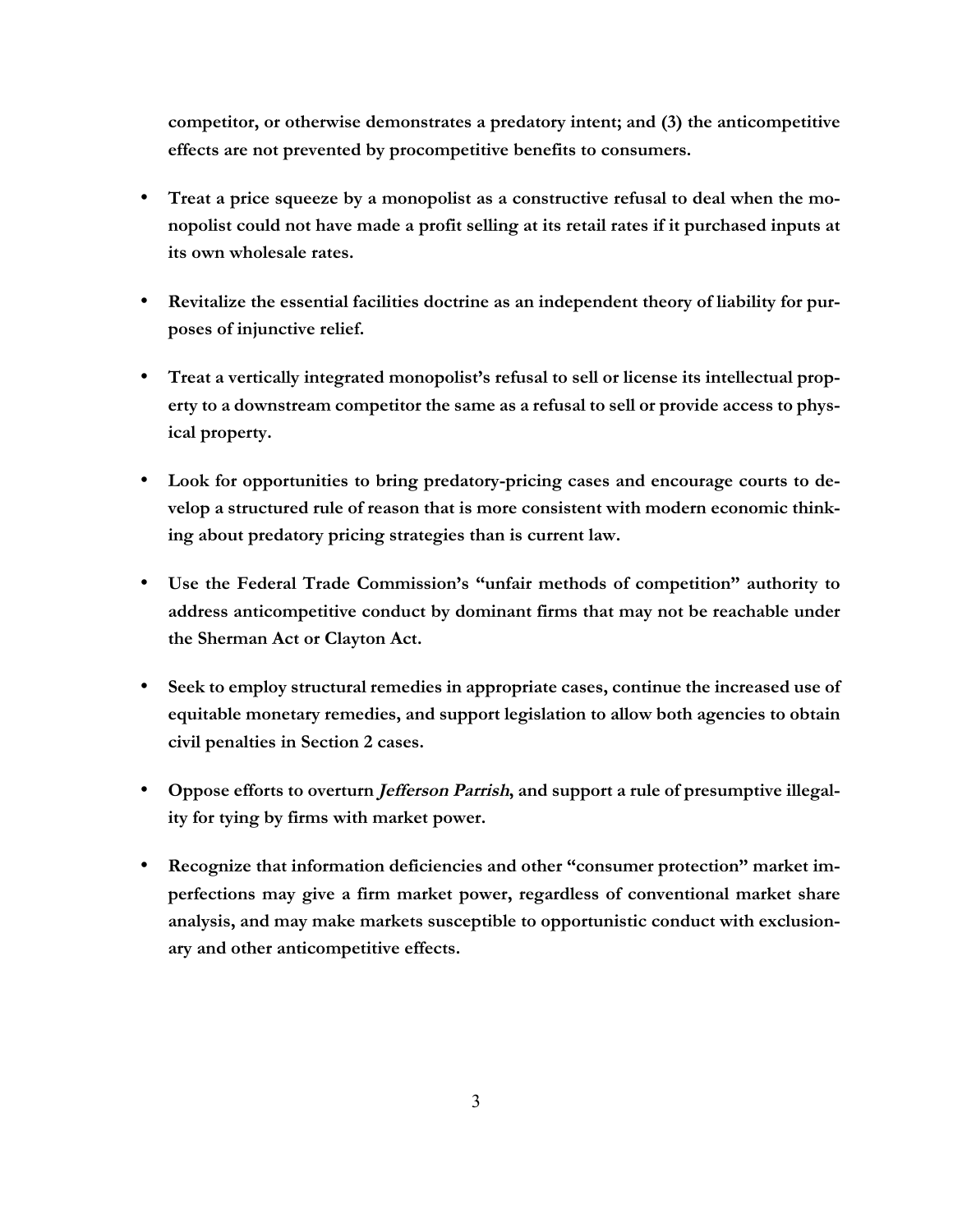**competitor, or otherwise demonstrates a predatory intent; and (3) the anticompetitive effects are not prevented by procompetitive benefits to consumers.**

- **Treat a price squeeze by a monopolist as a constructive refusal to deal when the monopolist could not have made a profit selling at its retail rates if it purchased inputs at its own wholesale rates.**

- **Revitalize the essential facilities doctrine as an independent theory of liability for purposes of injunctive relief.**

- **Treat a vertically integrated monopolist's refusal to sell or license its intellectual property to a downstream competitor the same as a refusal to sell or provide access to physical property.**

- **Look for opportunities to bring predatory-pricing cases and encourage courts to develop a structured rule of reason that is more consistent with modern economic thinking about predatory pricing strategies than is current law.**

- **Use the Federal Trade Commission's "unfair methods of competition" authority to address anticompetitive conduct by dominant firms that may not be reachable under the Sherman Act or Clayton Act.**

- **Seek to employ structural remedies in appropriate cases, continue the increased use of equitable monetary remedies, and support legislation to allow both agencies to obtain civil penalties in Section 2 cases.**

- **Oppose efforts to overturn *Jefferson Parrish*, and support a rule of presumptive illegality for tying by firms with market power.**

- **Recognize that information deficiencies and other "consumer protection" market imperfections may give a firm market power, regardless of conventional market share analysis, and may make markets susceptible to opportunistic conduct with exclusionary and other anticompetitive effects.**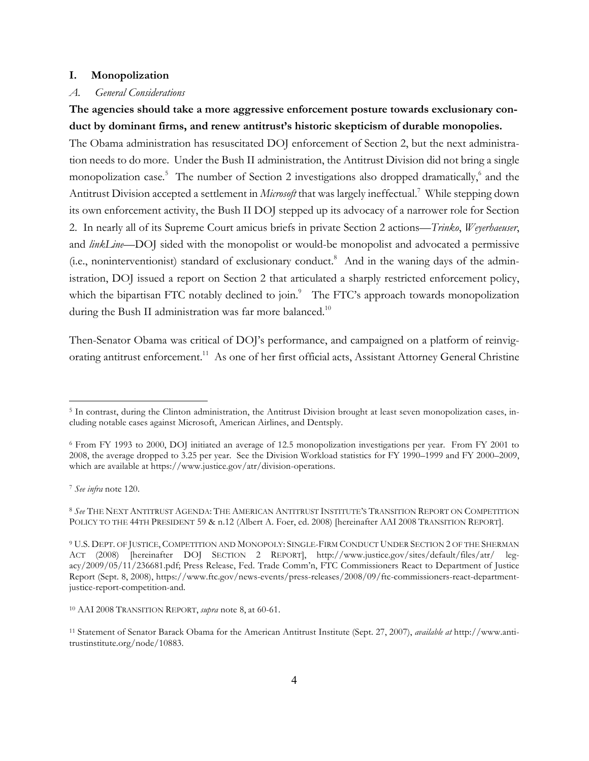## I. Monopolization

### *A. General Considerations*

**The agencies should take a more aggressive enforcement posture towards exclusionary conduct by dominant firms, and renew antitrust's historic skepticism of durable monopolies.**

The Obama administration has resuscitated DOJ enforcement of Section 2, but the next administration needs to do more. Under the Bush II administration, the Antitrust Division did not bring a single monopolization case.[5] The number of Section 2 investigations also dropped dramatically,[6] and the Antitrust Division accepted a settlement in *Microsoft* that was largely ineffectual.[7] While stepping down its own enforcement activity, the Bush II DOJ stepped up its advocacy of a narrower role for Section 2. In nearly all of its Supreme Court amicus briefs in private Section 2 actions—*Trinko*, *Weyerhaeuser*, and *linkLine*—DOJ sided with the monopolist or would-be monopolist and advocated a permissive (i.e., noninterventionist) standard of exclusionary conduct.[8] And in the waning days of the administration, DOJ issued a report on Section 2 that articulated a sharply restricted enforcement policy, which the bipartisan FTC notably declined to join.[9] The FTC's approach towards monopolization during the Bush II administration was far more balanced.[10]

Then-Senator Obama was critical of DOJ's performance, and campaigned on a platform of reinvigorating antitrust enforcement.[11] As one of her first official acts, Assistant Attorney General Christine

---

[5] In contrast, during the Clinton administration, the Antitrust Division brought at least seven monopolization cases, including notable cases against Microsoft, American Airlines, and Dentsply.

[6] From FY 1993 to 2000, DOJ initiated an average of 12.5 monopolization investigations per year. From FY 2001 to 2008, the average dropped to 3.25 per year. See the Division Workload statistics for FY 1990–1999 and FY 2000–2009, which are available at https://www.justice.gov/atr/division-operations.

[7] *See infra* note 120.

[8] *See* THE NEXT ANTITRUST AGENDA: THE AMERICAN ANTITRUST INSTITUTE'S TRANSITION REPORT ON COMPETITION POLICY TO THE 44TH PRESIDENT 59 & n.12 (Albert A. Foer, ed. 2008) [hereinafter AAI 2008 TRANSITION REPORT].

[9] U.S. DEPT. OF JUSTICE, COMPETITION AND MONOPOLY: SINGLE-FIRM CONDUCT UNDER SECTION 2 OF THE SHERMAN ACT (2008) [hereinafter DOJ SECTION 2 REPORT], http://www.justice.gov/sites/default/files/atr/legacy/2009/05/11/236681.pdf; Press Release, Fed. Trade Comm'n, FTC Commissioners React to Department of Justice Report (Sept. 8, 2008), https://www.ftc.gov/news-events/press-releases/2008/09/ftc-commissioners-react-department-justice-report-competition-and.

[10] AAI 2008 TRANSITION REPORT, *supra* note 8, at 60-61.

[11] Statement of Senator Barack Obama for the American Antitrust Institute (Sept. 27, 2007), *available at* http://www.antitrustinstitute.org/node/10883.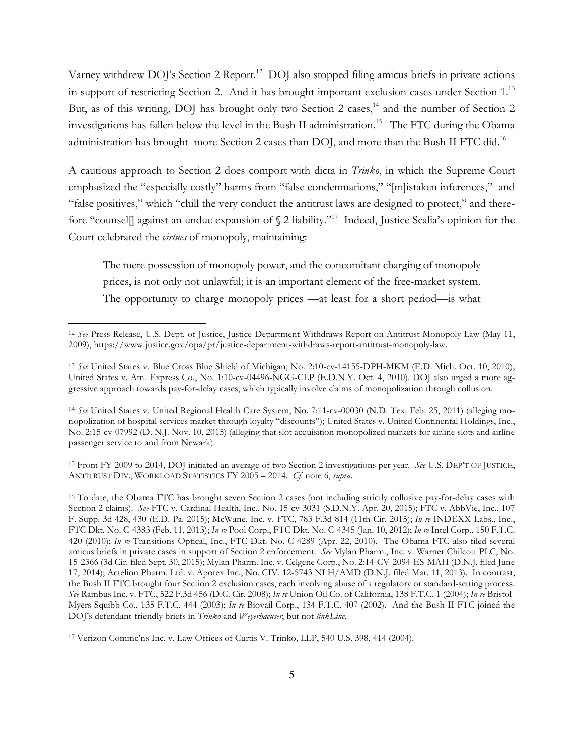Varney withdrew DOJ's Section 2 Report.[12] DOJ also stopped filing amicus briefs in private actions in support of restricting Section 2. And it has brought important exclusion cases under Section 1.[13] But, as of this writing, DOJ has brought only two Section 2 cases,[14] and the number of Section 2 investigations has fallen below the level in the Bush II administration.[15] The FTC during the Obama administration has brought more Section 2 cases than DOJ, and more than the Bush II FTC did.[16]

A cautious approach to Section 2 does comport with dicta in *Trinko*, in which the Supreme Court emphasized the "especially costly" harms from "false condemnations," "[m]istaken inferences," and "false positives," which "chill the very conduct the antitrust laws are designed to protect," and therefore "counsel[] against an undue expansion of § 2 liability."[17] Indeed, Justice Scalia's opinion for the Court celebrated the *virtues* of monopoly, maintaining:

> The mere possession of monopoly power, and the concomitant charging of monopoly prices, is not only not unlawful; it is an important element of the free-market system. The opportunity to charge monopoly prices —at least for a short period—is what

---

[12] *See* Press Release, U.S. Dept. of Justice, Justice Department Withdraws Report on Antitrust Monopoly Law (May 11, 2009), https://www.justice.gov/opa/pr/justice-department-withdraws-report-antitrust-monopoly-law.

[13] *See* United States v. Blue Cross Blue Shield of Michigan, No. 2:10-cv-14155-DPH-MKM (E.D. Mich. Oct. 10, 2010); United States v. Am. Express Co., No. 1:10-cv-04496-NGG-CLP (E.D.N.Y. Oct. 4, 2010). DOJ also urged a more aggressive approach towards pay-for-delay cases, which typically involve claims of monopolization through collusion.

[14] *See* United States v. United Regional Health Care System, No. 7:11-cv-00030 (N.D. Tex. Feb. 25, 2011) (alleging monopolization of hospital services market through loyalty "discounts"); United States v. United Continental Holdings, Inc., No. 2:15-cv-07992 (D. N.J. Nov. 10, 2015) (alleging that slot acquisition monopolized markets for airline slots and airline passenger service to and from Newark).

[15] From FY 2009 to 2014, DOJ initiated an average of two Section 2 investigations per year. *See* U.S. DEP'T OF JUSTICE, ANTITRUST DIV., WORKLOAD STATISTICS FY 2005 – 2014. *Cf.* note 6, *supra*.

[16] To date, the Obama FTC has brought seven Section 2 cases (not including strictly collusive pay-for-delay cases with Section 2 claims). *See* FTC v. Cardinal Health, Inc., No. 15-cv-3031 (S.D.N.Y. Apr. 20, 2015); FTC v. AbbVie, Inc., 107 F. Supp. 3d 428, 430 (E.D. Pa. 2015); McWane, Inc. v. FTC, 783 F.3d 814 (11th Cir. 2015); *In re* INDEXX Labs., Inc., FTC Dkt. No. C-4383 (Feb. 11, 2013); *In re* Pool Corp., FTC Dkt. No. C-4345 (Jan. 10, 2012); *In re* Intel Corp., 150 F.T.C. 420 (2010); *In re* Transitions Optical, Inc., FTC Dkt. No. C-4289 (Apr. 22, 2010). The Obama FTC also filed several amicus briefs in private cases in support of Section 2 enforcement. *See* Mylan Pharm., Inc. v. Warner Chilcott PLC, No. 15-2366 (3d Cir. filed Sept. 30, 2015); Mylan Pharm. Inc. v. Celgene Corp., No. 2:14-CV-2094-ES-MAH (D.N.J. filed June 17, 2014); Actelion Pharm. Ltd. v. Apotex Inc., No. CIV. 12-5743 NLH/AMD (D.N.J. filed Mar. 11, 2013). In contrast, the Bush II FTC brought four Section 2 exclusion cases, each involving abuse of a regulatory or standard-setting process. *See* Rambus Inc. v. FTC, 522 F.3d 456 (D.C. Cir. 2008); *In re* Union Oil Co. of California, 138 F.T.C. 1 (2004); *In re* Bristol-Myers Squibb Co., 135 F.T.C. 444 (2003); *In re* Biovail Corp., 134 F.T.C. 407 (2002). And the Bush II FTC joined the DOJ's defendant-friendly briefs in *Trinko* and *Weyerhaeuser*, but not *linkLine*.

[17] Verizon Commc'ns Inc. v. Law Offices of Curtis V. Trinko, LLP, 540 U.S. 398, 414 (2004).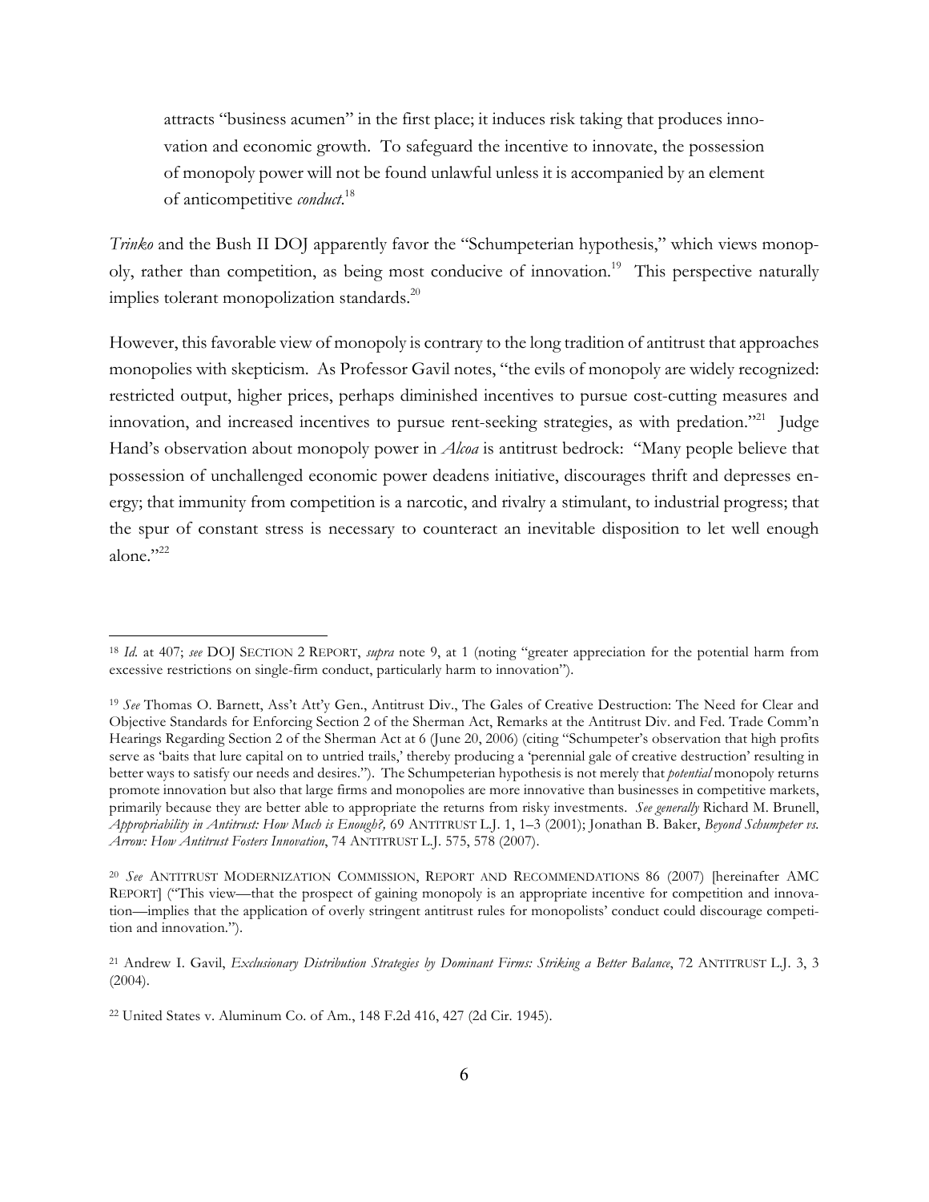> attracts "business acumen" in the first place; it induces risk taking that produces innovation and economic growth. To safeguard the incentive to innovate, the possession of monopoly power will not be found unlawful unless it is accompanied by an element of anticompetitive *conduct*.[18]

*Trinko* and the Bush II DOJ apparently favor the "Schumpeterian hypothesis," which views monopoly, rather than competition, as being most conducive of innovation.[19] This perspective naturally implies tolerant monopolization standards.[20]

However, this favorable view of monopoly is contrary to the long tradition of antitrust that approaches monopolies with skepticism. As Professor Gavil notes, "the evils of monopoly are widely recognized: restricted output, higher prices, perhaps diminished incentives to pursue cost-cutting measures and innovation, and increased incentives to pursue rent-seeking strategies, as with predation."[21] Judge Hand's observation about monopoly power in *Alcoa* is antitrust bedrock: "Many people believe that possession of unchallenged economic power deadens initiative, discourages thrift and depresses energy; that immunity from competition is a narcotic, and rivalry a stimulant, to industrial progress; that the spur of constant stress is necessary to counteract an inevitable disposition to let well enough alone."[22]

---

[18] *Id.* at 407; *see* DOJ SECTION 2 REPORT, *supra* note 9, at 1 (noting "greater appreciation for the potential harm from excessive restrictions on single-firm conduct, particularly harm to innovation").

[19] *See* Thomas O. Barnett, Ass't Att'y Gen., Antitrust Div., The Gales of Creative Destruction: The Need for Clear and Objective Standards for Enforcing Section 2 of the Sherman Act, Remarks at the Antitrust Div. and Fed. Trade Comm'n Hearings Regarding Section 2 of the Sherman Act at 6 (June 20, 2006) (citing "Schumpeter's observation that high profits serve as 'baits that lure capital on to untried trails,' thereby producing a 'perennial gale of creative destruction' resulting in better ways to satisfy our needs and desires."). The Schumpeterian hypothesis is not merely that *potential* monopoly returns promote innovation but also that large firms and monopolies are more innovative than businesses in competitive markets, primarily because they are better able to appropriate the returns from risky investments. *See generally* Richard M. Brunell, *Appropriability in Antitrust: How Much is Enough?,* 69 ANTITRUST L.J. 1, 1–3 (2001); Jonathan B. Baker, *Beyond Schumpeter vs. Arrow: How Antitrust Fosters Innovation*, 74 ANTITRUST L.J. 575, 578 (2007).

[20] *See* ANTITRUST MODERNIZATION COMMISSION, REPORT AND RECOMMENDATIONS 86 (2007) [hereinafter AMC REPORT] ("This view—that the prospect of gaining monopoly is an appropriate incentive for competition and innovation—implies that the application of overly stringent antitrust rules for monopolists' conduct could discourage competition and innovation.").

[21] Andrew I. Gavil, *Exclusionary Distribution Strategies by Dominant Firms: Striking a Better Balance*, 72 ANTITRUST L.J. 3, 3 (2004).

[22] United States v. Aluminum Co. of Am., 148 F.2d 416, 427 (2d Cir. 1945).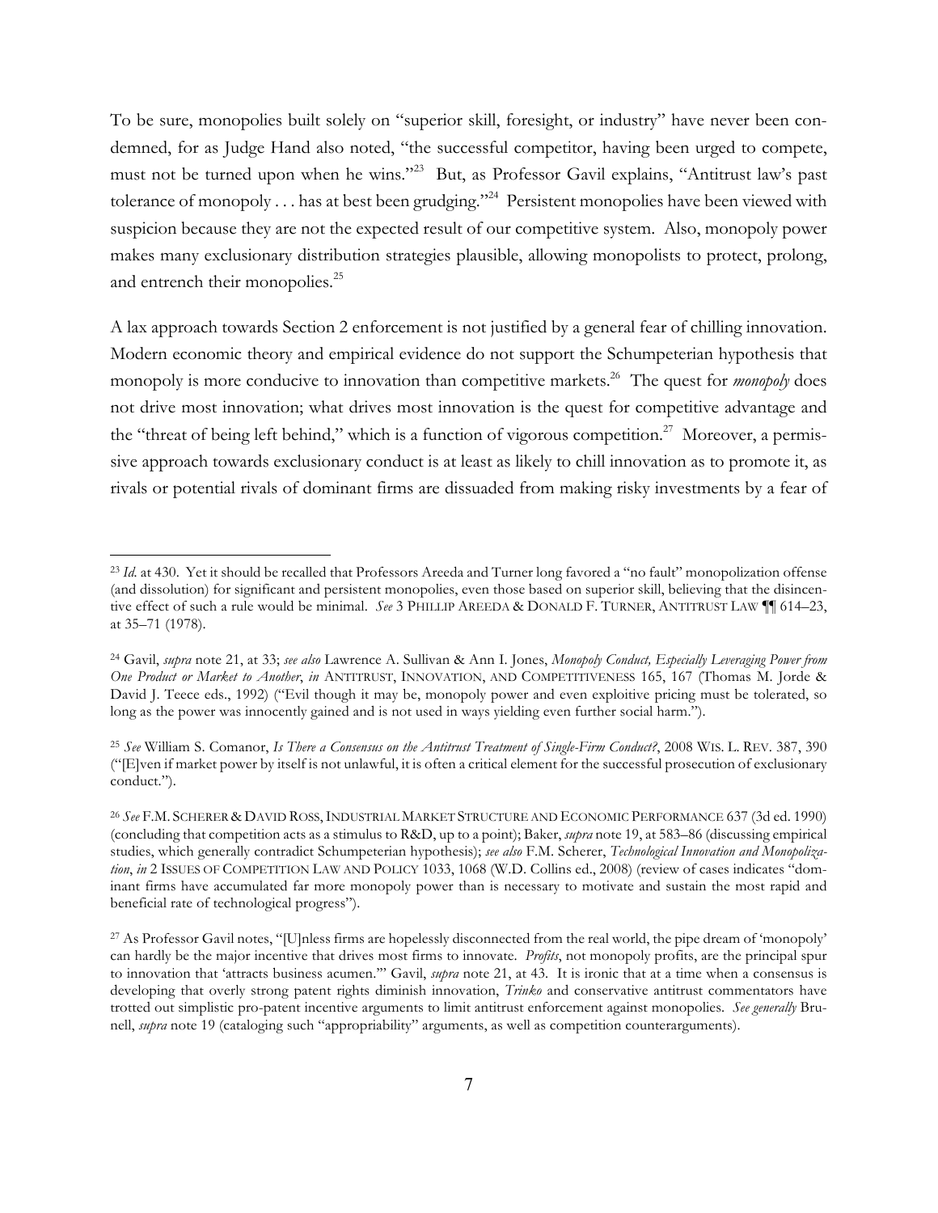To be sure, monopolies built solely on "superior skill, foresight, or industry" have never been condemned, for as Judge Hand also noted, "the successful competitor, having been urged to compete, must not be turned upon when he wins."[23] But, as Professor Gavil explains, "Antitrust law's past tolerance of monopoly . . . has at best been grudging."[24] Persistent monopolies have been viewed with suspicion because they are not the expected result of our competitive system. Also, monopoly power makes many exclusionary distribution strategies plausible, allowing monopolists to protect, prolong, and entrench their monopolies.[25]

A lax approach towards Section 2 enforcement is not justified by a general fear of chilling innovation. Modern economic theory and empirical evidence do not support the Schumpeterian hypothesis that monopoly is more conducive to innovation than competitive markets.[26] The quest for *monopoly* does not drive most innovation; what drives most innovation is the quest for competitive advantage and the "threat of being left behind," which is a function of vigorous competition.[27] Moreover, a permissive approach towards exclusionary conduct is at least as likely to chill innovation as to promote it, as rivals or potential rivals of dominant firms are dissuaded from making risky investments by a fear of

---

[23] *Id.* at 430. Yet it should be recalled that Professors Areeda and Turner long favored a "no fault" monopolization offense (and dissolution) for significant and persistent monopolies, even those based on superior skill, believing that the disincentive effect of such a rule would be minimal. *See* 3 PHILLIP AREEDA & DONALD F. TURNER, ANTITRUST LAW ¶¶ 614–23, at 35–71 (1978).

[24] Gavil, *supra* note 21, at 33; *see also* Lawrence A. Sullivan & Ann I. Jones, *Monopoly Conduct, Especially Leveraging Power from One Product or Market to Another*, *in* ANTITRUST, INNOVATION, AND COMPETITIVENESS 165, 167 (Thomas M. Jorde & David J. Teece eds., 1992) ("Evil though it may be, monopoly power and even exploitive pricing must be tolerated, so long as the power was innocently gained and is not used in ways yielding even further social harm.").

[25] *See* William S. Comanor, *Is There a Consensus on the Antitrust Treatment of Single-Firm Conduct?*, 2008 WIS. L. REV. 387, 390 ("[E]ven if market power by itself is not unlawful, it is often a critical element for the successful prosecution of exclusionary conduct.").

[26] *See* F.M. SCHERER & DAVID ROSS, INDUSTRIAL MARKET STRUCTURE AND ECONOMIC PERFORMANCE 637 (3d ed. 1990) (concluding that competition acts as a stimulus to R&D, up to a point); Baker, *supra* note 19, at 583–86 (discussing empirical studies, which generally contradict Schumpeterian hypothesis); *see also* F.M. Scherer, *Technological Innovation and Monopolization*, *in* 2 ISSUES OF COMPETITION LAW AND POLICY 1033, 1068 (W.D. Collins ed., 2008) (review of cases indicates "dominant firms have accumulated far more monopoly power than is necessary to motivate and sustain the most rapid and beneficial rate of technological progress").

[27] As Professor Gavil notes, "[U]nless firms are hopelessly disconnected from the real world, the pipe dream of 'monopoly' can hardly be the major incentive that drives most firms to innovate. *Profits*, not monopoly profits, are the principal spur to innovation that 'attracts business acumen.'" Gavil, *supra* note 21, at 43. It is ironic that at a time when a consensus is developing that overly strong patent rights diminish innovation, *Trinko* and conservative antitrust commentators have trotted out simplistic pro-patent incentive arguments to limit antitrust enforcement against monopolies. *See generally* Brunell, *supra* note 19 (cataloging such "appropriability" arguments, as well as competition counterarguments).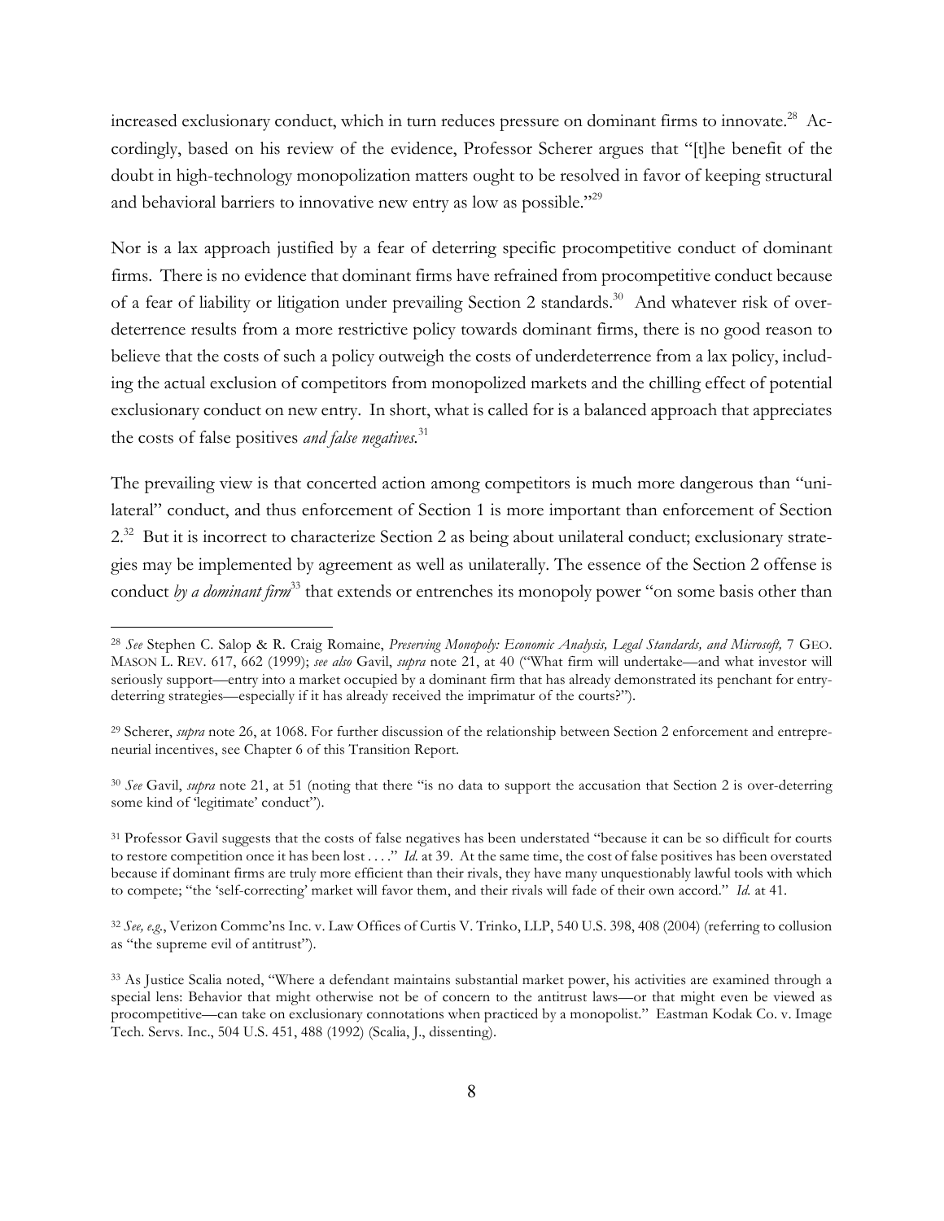increased exclusionary conduct, which in turn reduces pressure on dominant firms to innovate.[28] Accordingly, based on his review of the evidence, Professor Scherer argues that "[t]he benefit of the doubt in high-technology monopolization matters ought to be resolved in favor of keeping structural and behavioral barriers to innovative new entry as low as possible."[29]

Nor is a lax approach justified by a fear of deterring specific procompetitive conduct of dominant firms. There is no evidence that dominant firms have refrained from procompetitive conduct because of a fear of liability or litigation under prevailing Section 2 standards.[30] And whatever risk of overdeterrence results from a more restrictive policy towards dominant firms, there is no good reason to believe that the costs of such a policy outweigh the costs of underdeterrence from a lax policy, including the actual exclusion of competitors from monopolized markets and the chilling effect of potential exclusionary conduct on new entry. In short, what is called for is a balanced approach that appreciates the costs of false positives *and false negatives*.[31]

The prevailing view is that concerted action among competitors is much more dangerous than "unilateral" conduct, and thus enforcement of Section 1 is more important than enforcement of Section 2.[32] But it is incorrect to characterize Section 2 as being about unilateral conduct; exclusionary strategies may be implemented by agreement as well as unilaterally. The essence of the Section 2 offense is conduct *by a dominant firm*[33] that extends or entrenches its monopoly power "on some basis other than

---

[28] *See* Stephen C. Salop & R. Craig Romaine, *Preserving Monopoly: Economic Analysis, Legal Standards, and Microsoft,* 7 GEO. MASON L. REV. 617, 662 (1999); *see also* Gavil, *supra* note 21, at 40 ("What firm will undertake—and what investor will seriously support—entry into a market occupied by a dominant firm that has already demonstrated its penchant for entry-deterring strategies—especially if it has already received the imprimatur of the courts?").

[29] Scherer, *supra* note 26, at 1068. For further discussion of the relationship between Section 2 enforcement and entrepreneurial incentives, see Chapter 6 of this Transition Report.

[30] *See* Gavil, *supra* note 21, at 51 (noting that there "is no data to support the accusation that Section 2 is over-deterring some kind of 'legitimate' conduct").

[31] Professor Gavil suggests that the costs of false negatives has been understated "because it can be so difficult for courts to restore competition once it has been lost . . . ." *Id.* at 39. At the same time, the cost of false positives has been overstated because if dominant firms are truly more efficient than their rivals, they have many unquestionably lawful tools with which to compete; "the 'self-correcting' market will favor them, and their rivals will fade of their own accord." *Id.* at 41.

[32] *See, e.g.*, Verizon Commc'ns Inc. v. Law Offices of Curtis V. Trinko, LLP, 540 U.S. 398, 408 (2004) (referring to collusion as "the supreme evil of antitrust").

[33] As Justice Scalia noted, "Where a defendant maintains substantial market power, his activities are examined through a special lens: Behavior that might otherwise not be of concern to the antitrust laws—or that might even be viewed as procompetitive—can take on exclusionary connotations when practiced by a monopolist." Eastman Kodak Co. v. Image Tech. Servs. Inc., 504 U.S. 451, 488 (1992) (Scalia, J., dissenting).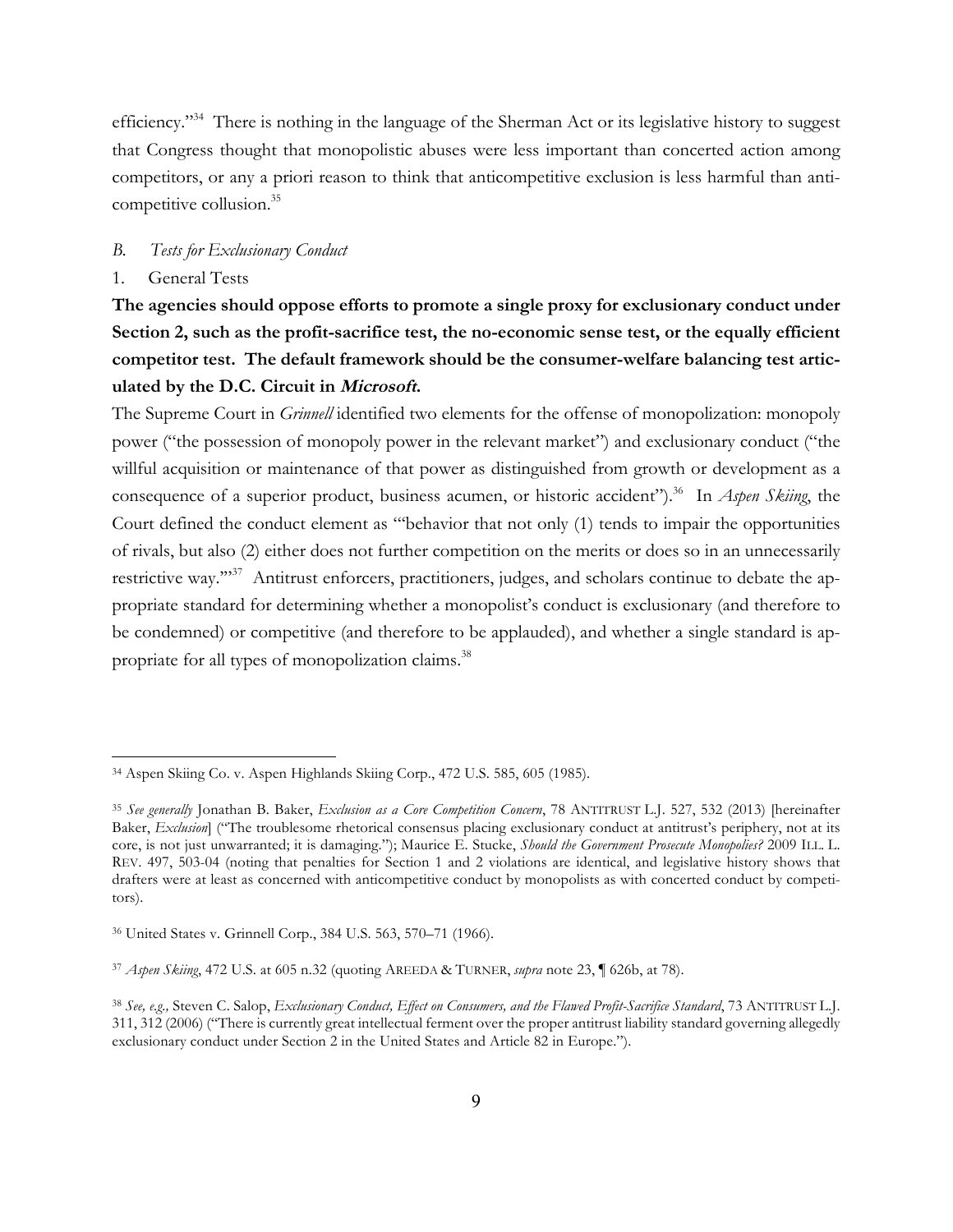efficiency."[34] There is nothing in the language of the Sherman Act or its legislative history to suggest that Congress thought that monopolistic abuses were less important than concerted action among competitors, or any a priori reason to think that anticompetitive exclusion is less harmful than anti-competitive collusion.[35]

### *B. Tests for Exclusionary Conduct*

#### 1. General Tests

**The agencies should oppose efforts to promote a single proxy for exclusionary conduct under Section 2, such as the profit-sacrifice test, the no-economic sense test, or the equally efficient competitor test. The default framework should be the consumer-welfare balancing test articulated by the D.C. Circuit in *Microsoft*.**

The Supreme Court in *Grinnell* identified two elements for the offense of monopolization: monopoly power ("the possession of monopoly power in the relevant market") and exclusionary conduct ("the willful acquisition or maintenance of that power as distinguished from growth or development as a consequence of a superior product, business acumen, or historic accident").[36] In *Aspen Skiing*, the Court defined the conduct element as "'behavior that not only (1) tends to impair the opportunities of rivals, but also (2) either does not further competition on the merits or does so in an unnecessarily restrictive way.'"[37] Antitrust enforcers, practitioners, judges, and scholars continue to debate the appropriate standard for determining whether a monopolist's conduct is exclusionary (and therefore to be condemned) or competitive (and therefore to be applauded), and whether a single standard is appropriate for all types of monopolization claims.[38]

---

[34] Aspen Skiing Co. v. Aspen Highlands Skiing Corp., 472 U.S. 585, 605 (1985).

[35] *See generally* Jonathan B. Baker, *Exclusion as a Core Competition Concern*, 78 ANTITRUST L.J. 527, 532 (2013) [hereinafter Baker, *Exclusion*] ("The troublesome rhetorical consensus placing exclusionary conduct at antitrust's periphery, not at its core, is not just unwarranted; it is damaging."); Maurice E. Stucke, *Should the Government Prosecute Monopolies?* 2009 ILL. L. REV. 497, 503-04 (noting that penalties for Section 1 and 2 violations are identical, and legislative history shows that drafters were at least as concerned with anticompetitive conduct by monopolists as with concerted conduct by competitors).

[36] United States v. Grinnell Corp., 384 U.S. 563, 570–71 (1966).

[37] *Aspen Skiing*, 472 U.S. at 605 n.32 (quoting AREEDA & TURNER, *supra* note 23, ¶ 626b, at 78).

[38] *See, e.g.,* Steven C. Salop, *Exclusionary Conduct, Effect on Consumers, and the Flawed Profit-Sacrifice Standard*, 73 ANTITRUST L.J. 311, 312 (2006) ("There is currently great intellectual ferment over the proper antitrust liability standard governing allegedly exclusionary conduct under Section 2 in the United States and Article 82 in Europe.").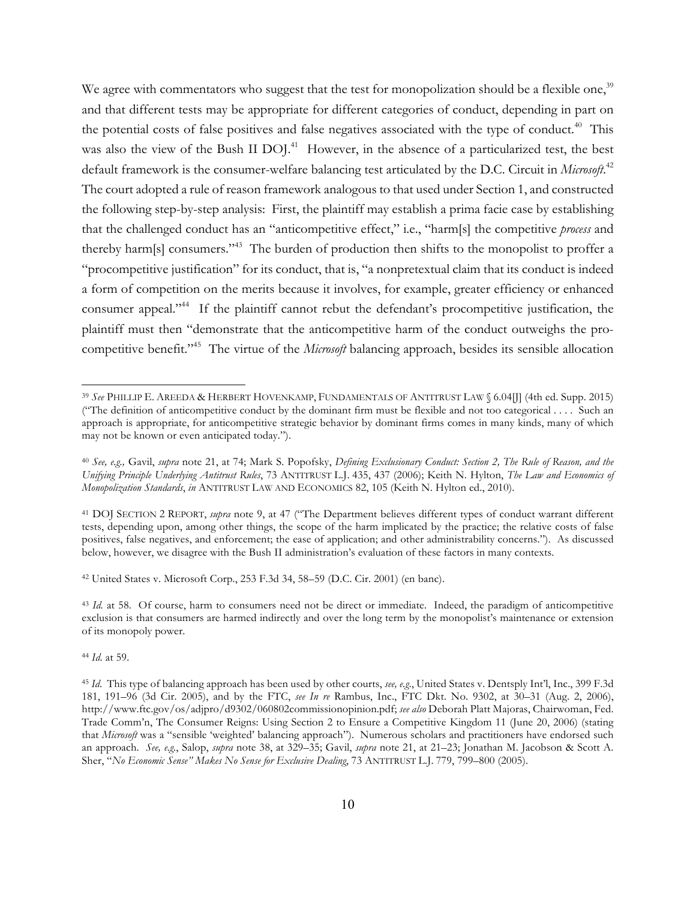We agree with commentators who suggest that the test for monopolization should be a flexible one,[39] and that different tests may be appropriate for different categories of conduct, depending in part on the potential costs of false positives and false negatives associated with the type of conduct.[40] This was also the view of the Bush II DOJ.[41] However, in the absence of a particularized test, the best default framework is the consumer-welfare balancing test articulated by the D.C. Circuit in *Microsoft*.[42] The court adopted a rule of reason framework analogous to that used under Section 1, and constructed the following step-by-step analysis: First, the plaintiff may establish a prima facie case by establishing that the challenged conduct has an "anticompetitive effect," i.e., "harm[s] the competitive *process* and thereby harm[s] consumers."[43] The burden of production then shifts to the monopolist to proffer a "procompetitive justification" for its conduct, that is, "a nonpretextual claim that its conduct is indeed a form of competition on the merits because it involves, for example, greater efficiency or enhanced consumer appeal."[44] If the plaintiff cannot rebut the defendant's procompetitive justification, the plaintiff must then "demonstrate that the anticompetitive harm of the conduct outweighs the procompetitive benefit."[45] The virtue of the *Microsoft* balancing approach, besides its sensible allocation

---

[39] *See* PHILLIP E. AREEDA & HERBERT HOVENKAMP, FUNDAMENTALS OF ANTITRUST LAW § 6.04[J] (4th ed. Supp. 2015) ("The definition of anticompetitive conduct by the dominant firm must be flexible and not too categorical . . . . Such an approach is appropriate, for anticompetitive strategic behavior by dominant firms comes in many kinds, many of which may not be known or even anticipated today.").

[40] *See, e.g.,* Gavil, *supra* note 21, at 74; Mark S. Popofsky, *Defining Exclusionary Conduct: Section 2, The Rule of Reason, and the Unifying Principle Underlying Antitrust Rules*, 73 ANTITRUST L.J. 435, 437 (2006); Keith N. Hylton, *The Law and Economics of Monopolization Standards*, *in* ANTITRUST LAW AND ECONOMICS 82, 105 (Keith N. Hylton ed., 2010).

[41] DOJ SECTION 2 REPORT, *supra* note 9, at 47 ("The Department believes different types of conduct warrant different tests, depending upon, among other things, the scope of the harm implicated by the practice; the relative costs of false positives, false negatives, and enforcement; the ease of application; and other administrability concerns."). As discussed below, however, we disagree with the Bush II administration's evaluation of these factors in many contexts.

[42] United States v. Microsoft Corp., 253 F.3d 34, 58–59 (D.C. Cir. 2001) (en banc).

[43] *Id.* at 58. Of course, harm to consumers need not be direct or immediate. Indeed, the paradigm of anticompetitive exclusion is that consumers are harmed indirectly and over the long term by the monopolist's maintenance or extension of its monopoly power.

[44] *Id.* at 59.

[45] *Id.* This type of balancing approach has been used by other courts, *see, e.g.*, United States v. Dentsply Int'l, Inc., 399 F.3d 181, 191–96 (3d Cir. 2005), and by the FTC, *see In re* Rambus, Inc., FTC Dkt. No. 9302, at 30–31 (Aug. 2, 2006), http://www.ftc.gov/os/adjpro/d9302/060802commissionopinion.pdf; *see also* Deborah Platt Majoras, Chairwoman, Fed. Trade Comm'n, The Consumer Reigns: Using Section 2 to Ensure a Competitive Kingdom 11 (June 20, 2006) (stating that *Microsoft* was a "sensible 'weighted' balancing approach"). Numerous scholars and practitioners have endorsed such an approach. *See, e.g.*, Salop, *supra* note 38, at 329–35; Gavil, *supra* note 21, at 21–23; Jonathan M. Jacobson & Scott A. Sher, "*No Economic Sense" Makes No Sense for Exclusive Dealing*, 73 ANTITRUST L.J. 779, 799–800 (2005).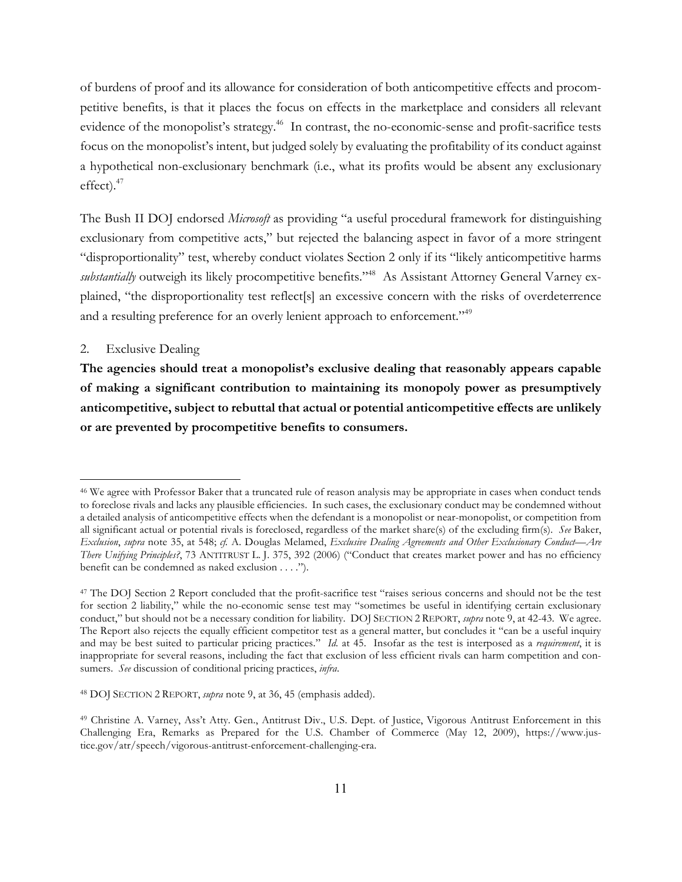of burdens of proof and its allowance for consideration of both anticompetitive effects and procompetitive benefits, is that it places the focus on effects in the marketplace and considers all relevant evidence of the monopolist's strategy.[46] In contrast, the no-economic-sense and profit-sacrifice tests focus on the monopolist's intent, but judged solely by evaluating the profitability of its conduct against a hypothetical non-exclusionary benchmark (i.e., what its profits would be absent any exclusionary effect).[47]

The Bush II DOJ endorsed *Microsoft* as providing "a useful procedural framework for distinguishing exclusionary from competitive acts," but rejected the balancing aspect in favor of a more stringent "disproportionality" test, whereby conduct violates Section 2 only if its "likely anticompetitive harms *substantially* outweigh its likely procompetitive benefits."[48] As Assistant Attorney General Varney explained, "the disproportionality test reflect[s] an excessive concern with the risks of overdeterrence and a resulting preference for an overly lenient approach to enforcement."[49]

2. Exclusive Dealing

**The agencies should treat a monopolist's exclusive dealing that reasonably appears capable of making a significant contribution to maintaining its monopoly power as presumptively anticompetitive, subject to rebuttal that actual or potential anticompetitive effects are unlikely or are prevented by procompetitive benefits to consumers.**

---

[46] We agree with Professor Baker that a truncated rule of reason analysis may be appropriate in cases when conduct tends to foreclose rivals and lacks any plausible efficiencies. In such cases, the exclusionary conduct may be condemned without a detailed analysis of anticompetitive effects when the defendant is a monopolist or near-monopolist, or competition from all significant actual or potential rivals is foreclosed, regardless of the market share(s) of the excluding firm(s). *See* Baker, *Exclusion*, *supra* note 35, at 548; *cf.* A. Douglas Melamed, *Exclusive Dealing Agreements and Other Exclusionary Conduct—Are There Unifying Principles?*, 73 ANTITRUST L. J. 375, 392 (2006) ("Conduct that creates market power and has no efficiency benefit can be condemned as naked exclusion . . . .").

[47] The DOJ Section 2 Report concluded that the profit-sacrifice test "raises serious concerns and should not be the test for section 2 liability," while the no-economic sense test may "sometimes be useful in identifying certain exclusionary conduct," but should not be a necessary condition for liability. DOJ SECTION 2 REPORT, *supra* note 9, at 42-43. We agree. The Report also rejects the equally efficient competitor test as a general matter, but concludes it "can be a useful inquiry and may be best suited to particular pricing practices." *Id.* at 45. Insofar as the test is interposed as a *requirement*, it is inappropriate for several reasons, including the fact that exclusion of less efficient rivals can harm competition and consumers. *See* discussion of conditional pricing practices, *infra*.

[48] DOJ SECTION 2 REPORT, *supra* note 9, at 36, 45 (emphasis added).

[49] Christine A. Varney, Ass't Atty. Gen., Antitrust Div., U.S. Dept. of Justice, Vigorous Antitrust Enforcement in this Challenging Era, Remarks as Prepared for the U.S. Chamber of Commerce (May 12, 2009), https://www.justice.gov/atr/speech/vigorous-antitrust-enforcement-challenging-era.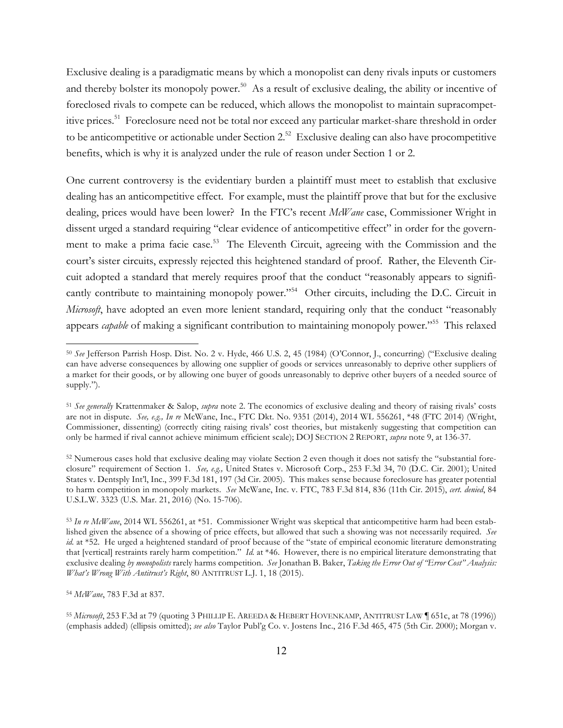Exclusive dealing is a paradigmatic means by which a monopolist can deny rivals inputs or customers and thereby bolster its monopoly power.[50] As a result of exclusive dealing, the ability or incentive of foreclosed rivals to compete can be reduced, which allows the monopolist to maintain supracompetitive prices.[51] Foreclosure need not be total nor exceed any particular market-share threshold in order to be anticompetitive or actionable under Section 2.[52] Exclusive dealing can also have procompetitive benefits, which is why it is analyzed under the rule of reason under Section 1 or 2.

One current controversy is the evidentiary burden a plaintiff must meet to establish that exclusive dealing has an anticompetitive effect. For example, must the plaintiff prove that but for the exclusive dealing, prices would have been lower? In the FTC's recent *McWane* case, Commissioner Wright in dissent urged a standard requiring "clear evidence of anticompetitive effect" in order for the government to make a prima facie case.[53] The Eleventh Circuit, agreeing with the Commission and the court's sister circuits, expressly rejected this heightened standard of proof. Rather, the Eleventh Circuit adopted a standard that merely requires proof that the conduct "reasonably appears to significantly contribute to maintaining monopoly power."[54] Other circuits, including the D.C. Circuit in *Microsoft*, have adopted an even more lenient standard, requiring only that the conduct "reasonably appears *capable* of making a significant contribution to maintaining monopoly power."[55] This relaxed

---

[50] *See* Jefferson Parrish Hosp. Dist. No. 2 v. Hyde, 466 U.S. 2, 45 (1984) (O'Connor, J., concurring) ("Exclusive dealing can have adverse consequences by allowing one supplier of goods or services unreasonably to deprive other suppliers of a market for their goods, or by allowing one buyer of goods unreasonably to deprive other buyers of a needed source of supply.").

[51] *See generally* Krattenmaker & Salop, *supra* note 2. The economics of exclusive dealing and theory of raising rivals' costs are not in dispute. *See, e.g., In re* McWane, Inc., FTC Dkt. No. 9351 (2014), 2014 WL 556261, *48 (FTC 2014) (Wright, Commissioner, dissenting) (correctly citing raising rivals' cost theories, but mistakenly suggesting that competition can only be harmed if rival cannot achieve minimum efficient scale); DOJ SECTION 2 REPORT, *supra* note 9, at 136-37.

[52] Numerous cases hold that exclusive dealing may violate Section 2 even though it does not satisfy the "substantial foreclosure" requirement of Section 1. *See, e.g.,* United States v. Microsoft Corp., 253 F.3d 34, 70 (D.C. Cir. 2001); United States v. Dentsply Int'l, Inc., 399 F.3d 181, 197 (3d Cir. 2005). This makes sense because foreclosure has greater potential to harm competition in monopoly markets. *See* McWane, Inc. v. FTC, 783 F.3d 814, 836 (11th Cir. 2015), *cert. denied*, 84 U.S.L.W. 3323 (U.S. Mar. 21, 2016) (No. 15-706).

[53] *In re McWane*, 2014 WL 556261, at *51. Commissioner Wright was skeptical that anticompetitive harm had been established given the absence of a showing of price effects, but allowed that such a showing was not necessarily required. *See id.* at *52. He urged a heightened standard of proof because of the "state of empirical economic literature demonstrating that [vertical] restraints rarely harm competition." *Id.* at *46. However, there is no empirical literature demonstrating that exclusive dealing *by monopolists* rarely harms competition. *See* Jonathan B. Baker, *Taking the Error Out of "Error Cost" Analysis: What's Wrong With Antitrust's Right*, 80 ANTITRUST L.J. 1, 18 (2015).

[54] *McWane*, 783 F.3d at 837.

[55] *Microsoft*, 253 F.3d at 79 (quoting 3 PHILLIP E. AREEDA & HERBERT HOVENKAMP, ANTITRUST LAW ¶ 651c, at 78 (1996)) (emphasis added) (ellipsis omitted); *see also* Taylor Publ'g Co. v. Jostens Inc., 216 F.3d 465, 475 (5th Cir. 2000); Morgan v.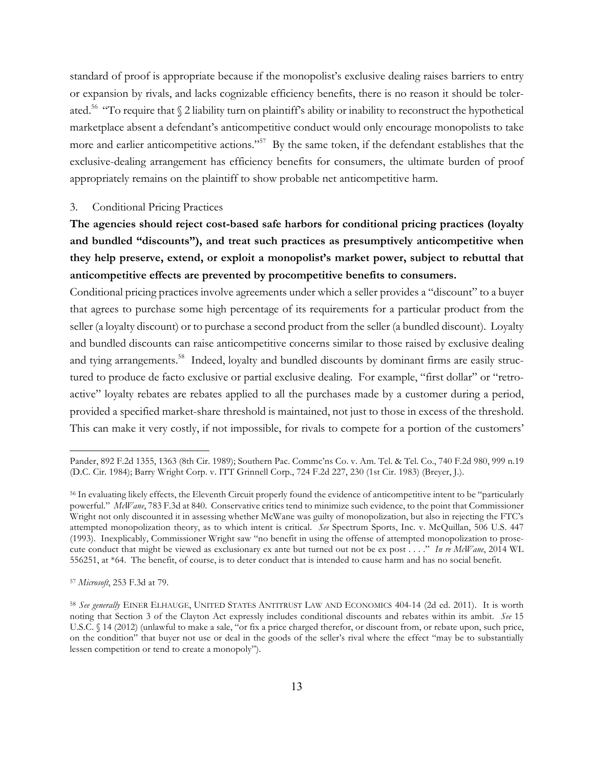standard of proof is appropriate because if the monopolist's exclusive dealing raises barriers to entry or expansion by rivals, and lacks cognizable efficiency benefits, there is no reason it should be tolerated.[56] "To require that § 2 liability turn on plaintiff's ability or inability to reconstruct the hypothetical marketplace absent a defendant's anticompetitive conduct would only encourage monopolists to take more and earlier anticompetitive actions."[57] By the same token, if the defendant establishes that the exclusive-dealing arrangement has efficiency benefits for consumers, the ultimate burden of proof appropriately remains on the plaintiff to show probable net anticompetitive harm.

### 3. Conditional Pricing Practices

**The agencies should reject cost-based safe harbors for conditional pricing practices (loyalty and bundled "discounts"), and treat such practices as presumptively anticompetitive when they help preserve, extend, or exploit a monopolist's market power, subject to rebuttal that anticompetitive effects are prevented by procompetitive benefits to consumers.**

Conditional pricing practices involve agreements under which a seller provides a "discount" to a buyer that agrees to purchase some high percentage of its requirements for a particular product from the seller (a loyalty discount) or to purchase a second product from the seller (a bundled discount). Loyalty and bundled discounts can raise anticompetitive concerns similar to those raised by exclusive dealing and tying arrangements.[58] Indeed, loyalty and bundled discounts by dominant firms are easily structured to produce de facto exclusive or partial exclusive dealing. For example, "first dollar" or "retroactive" loyalty rebates are rebates applied to all the purchases made by a customer during a period, provided a specified market-share threshold is maintained, not just to those in excess of the threshold. This can make it very costly, if not impossible, for rivals to compete for a portion of the customers'

---

Pander, 892 F.2d 1355, 1363 (8th Cir. 1989); Southern Pac. Commc'ns Co. v. Am. Tel. & Tel. Co., 740 F.2d 980, 999 n.19 (D.C. Cir. 1984); Barry Wright Corp. v. ITT Grinnell Corp., 724 F.2d 227, 230 (1st Cir. 1983) (Breyer, J.).

[56] In evaluating likely effects, the Eleventh Circuit properly found the evidence of anticompetitive intent to be "particularly powerful." *McWane*, 783 F.3d at 840. Conservative critics tend to minimize such evidence, to the point that Commissioner Wright not only discounted it in assessing whether McWane was guilty of monopolization, but also in rejecting the FTC's attempted monopolization theory, as to which intent is critical. *See* Spectrum Sports, Inc. v. McQuillan, 506 U.S. 447 (1993). Inexplicably, Commissioner Wright saw "no benefit in using the offense of attempted monopolization to prosecute conduct that might be viewed as exclusionary ex ante but turned out not be ex post . . . ." *In re McWane*, 2014 WL 556251, at *64. The benefit, of course, is to deter conduct that is intended to cause harm and has no social benefit.

[57] *Microsoft*, 253 F.3d at 79.

[58] *See generally* EINER ELHAUGE, UNITED STATES ANTITRUST LAW AND ECONOMICS 404-14 (2d ed. 2011). It is worth noting that Section 3 of the Clayton Act expressly includes conditional discounts and rebates within its ambit. *See* 15 U.S.C. § 14 (2012) (unlawful to make a sale, "or fix a price charged therefor, or discount from, or rebate upon, such price, on the condition" that buyer not use or deal in the goods of the seller's rival where the effect "may be to substantially lessen competition or tend to create a monopoly").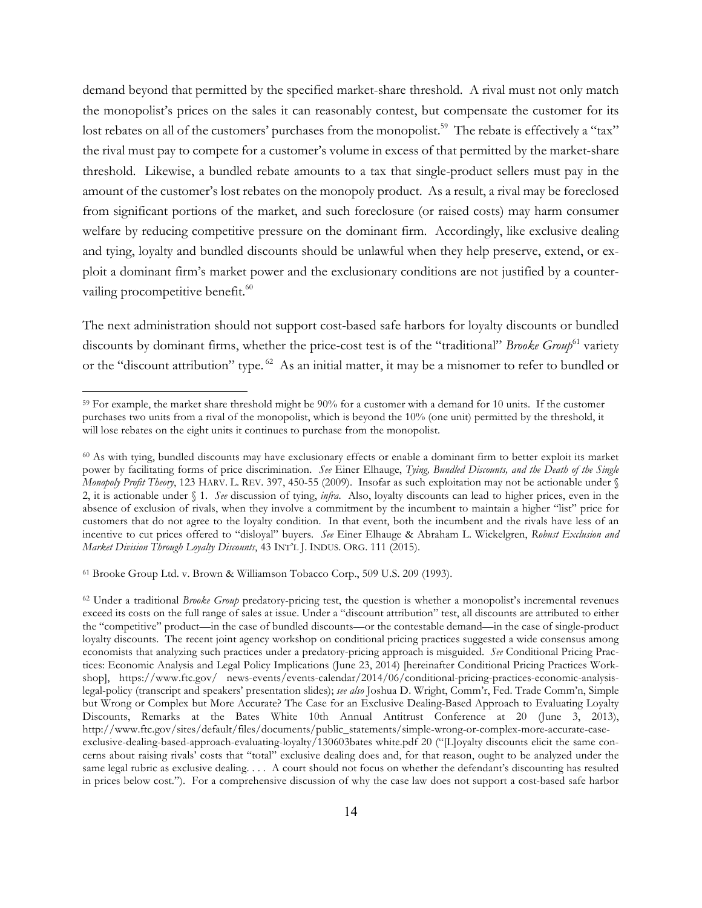demand beyond that permitted by the specified market-share threshold. A rival must not only match the monopolist's prices on the sales it can reasonably contest, but compensate the customer for its lost rebates on all of the customers' purchases from the monopolist.[59] The rebate is effectively a "tax" the rival must pay to compete for a customer's volume in excess of that permitted by the market-share threshold. Likewise, a bundled rebate amounts to a tax that single-product sellers must pay in the amount of the customer's lost rebates on the monopoly product. As a result, a rival may be foreclosed from significant portions of the market, and such foreclosure (or raised costs) may harm consumer welfare by reducing competitive pressure on the dominant firm. Accordingly, like exclusive dealing and tying, loyalty and bundled discounts should be unlawful when they help preserve, extend, or exploit a dominant firm's market power and the exclusionary conditions are not justified by a countervailing procompetitive benefit.[60]

The next administration should not support cost-based safe harbors for loyalty discounts or bundled discounts by dominant firms, whether the price-cost test is of the "traditional" *Brooke Group*[61] variety or the "discount attribution" type.[62] As an initial matter, it may be a misnomer to refer to bundled or

---

[59] For example, the market share threshold might be 90% for a customer with a demand for 10 units. If the customer purchases two units from a rival of the monopolist, which is beyond the 10% (one unit) permitted by the threshold, it will lose rebates on the eight units it continues to purchase from the monopolist.

[60] As with tying, bundled discounts may have exclusionary effects or enable a dominant firm to better exploit its market power by facilitating forms of price discrimination. *See* Einer Elhauge, *Tying, Bundled Discounts, and the Death of the Single Monopoly Profit Theory*, 123 HARV. L. REV. 397, 450-55 (2009). Insofar as such exploitation may not be actionable under § 2, it is actionable under § 1. *See* discussion of tying, *infra*. Also, loyalty discounts can lead to higher prices, even in the absence of exclusion of rivals, when they involve a commitment by the incumbent to maintain a higher "list" price for customers that do not agree to the loyalty condition. In that event, both the incumbent and the rivals have less of an incentive to cut prices offered to "disloyal" buyers. *See* Einer Elhauge & Abraham L. Wickelgren, *Robust Exclusion and Market Division Through Loyalty Discounts*, 43 INT'L J. INDUS. ORG. 111 (2015).

[61] Brooke Group Ltd. v. Brown & Williamson Tobacco Corp., 509 U.S. 209 (1993).

[62] Under a traditional *Brooke Group* predatory-pricing test, the question is whether a monopolist's incremental revenues exceed its costs on the full range of sales at issue. Under a "discount attribution" test, all discounts are attributed to either the "competitive" product—in the case of bundled discounts—or the contestable demand—in the case of single-product loyalty discounts. The recent joint agency workshop on conditional pricing practices suggested a wide consensus among economists that analyzing such practices under a predatory-pricing approach is misguided. *See* Conditional Pricing Practices: Economic Analysis and Legal Policy Implications (June 23, 2014) [hereinafter Conditional Pricing Practices Workshop], https://www.ftc.gov/ news-events/events-calendar/2014/06/conditional-pricing-practices-economic-analysis-legal-policy (transcript and speakers' presentation slides); *see also* Joshua D. Wright, Comm'r, Fed. Trade Comm'n, Simple but Wrong or Complex but More Accurate? The Case for an Exclusive Dealing-Based Approach to Evaluating Loyalty Discounts, Remarks at the Bates White 10th Annual Antitrust Conference at 20 (June 3, 2013), http://www.ftc.gov/sites/default/files/documents/public_statements/simple-wrong-or-complex-more-accurate-case-exclusive-dealing-based-approach-evaluating-loyalty/130603bates white.pdf 20 ("[L]oyalty discounts elicit the same concerns about raising rivals' costs that "total" exclusive dealing does and, for that reason, ought to be analyzed under the same legal rubric as exclusive dealing. . . . A court should not focus on whether the defendant's discounting has resulted in prices below cost."). For a comprehensive discussion of why the case law does not support a cost-based safe harbor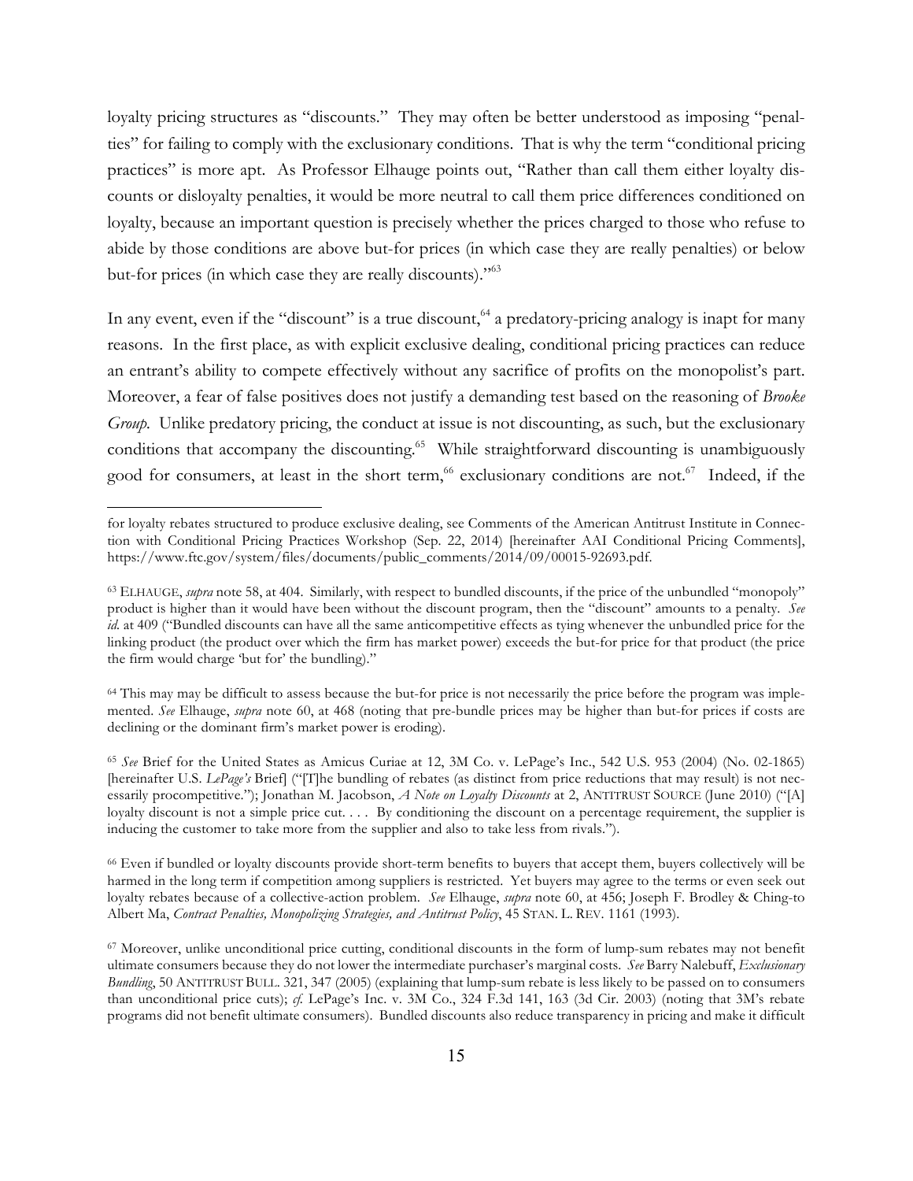loyalty pricing structures as "discounts." They may often be better understood as imposing "penalties" for failing to comply with the exclusionary conditions. That is why the term "conditional pricing practices" is more apt. As Professor Elhauge points out, "Rather than call them either loyalty discounts or disloyalty penalties, it would be more neutral to call them price differences conditioned on loyalty, because an important question is precisely whether the prices charged to those who refuse to abide by those conditions are above but-for prices (in which case they are really penalties) or below but-for prices (in which case they are really discounts)."[63]

In any event, even if the "discount" is a true discount,[64] a predatory-pricing analogy is inapt for many reasons. In the first place, as with explicit exclusive dealing, conditional pricing practices can reduce an entrant's ability to compete effectively without any sacrifice of profits on the monopolist's part. Moreover, a fear of false positives does not justify a demanding test based on the reasoning of *Brooke Group*. Unlike predatory pricing, the conduct at issue is not discounting, as such, but the exclusionary conditions that accompany the discounting.[65] While straightforward discounting is unambiguously good for consumers, at least in the short term,[66] exclusionary conditions are not.[67] Indeed, if the

---

for loyalty rebates structured to produce exclusive dealing, see Comments of the American Antitrust Institute in Connection with Conditional Pricing Practices Workshop (Sep. 22, 2014) [hereinafter AAI Conditional Pricing Comments], https://www.ftc.gov/system/files/documents/public_comments/2014/09/00015-92693.pdf.

[63] ELHAUGE, *supra* note 58, at 404. Similarly, with respect to bundled discounts, if the price of the unbundled "monopoly" product is higher than it would have been without the discount program, then the "discount" amounts to a penalty. *See id.* at 409 ("Bundled discounts can have all the same anticompetitive effects as tying whenever the unbundled price for the linking product (the product over which the firm has market power) exceeds the but-for price for that product (the price the firm would charge 'but for' the bundling)."

[64] This may may be difficult to assess because the but-for price is not necessarily the price before the program was implemented. *See* Elhauge, *supra* note 60, at 468 (noting that pre-bundle prices may be higher than but-for prices if costs are declining or the dominant firm's market power is eroding).

[65] *See* Brief for the United States as Amicus Curiae at 12, 3M Co. v. LePage's Inc., 542 U.S. 953 (2004) (No. 02-1865) [hereinafter U.S. *LePage's* Brief] ("[T]he bundling of rebates (as distinct from price reductions that may result) is not necessarily procompetitive."); Jonathan M. Jacobson, *A Note on Loyalty Discounts* at 2, ANTITRUST SOURCE (June 2010) ("[A] loyalty discount is not a simple price cut. . . . By conditioning the discount on a percentage requirement, the supplier is inducing the customer to take more from the supplier and also to take less from rivals.").

[66] Even if bundled or loyalty discounts provide short-term benefits to buyers that accept them, buyers collectively will be harmed in the long term if competition among suppliers is restricted. Yet buyers may agree to the terms or even seek out loyalty rebates because of a collective-action problem. *See* Elhauge, *supra* note 60, at 456; Joseph F. Brodley & Ching-to Albert Ma, *Contract Penalties, Monopolizing Strategies, and Antitrust Policy*, 45 STAN. L. REV. 1161 (1993).

[67] Moreover, unlike unconditional price cutting, conditional discounts in the form of lump-sum rebates may not benefit ultimate consumers because they do not lower the intermediate purchaser's marginal costs. *See* Barry Nalebuff, *Exclusionary Bundling*, 50 ANTITRUST BULL. 321, 347 (2005) (explaining that lump-sum rebate is less likely to be passed on to consumers than unconditional price cuts); *cf.* LePage's Inc. v. 3M Co., 324 F.3d 141, 163 (3d Cir. 2003) (noting that 3M's rebate programs did not benefit ultimate consumers). Bundled discounts also reduce transparency in pricing and make it difficult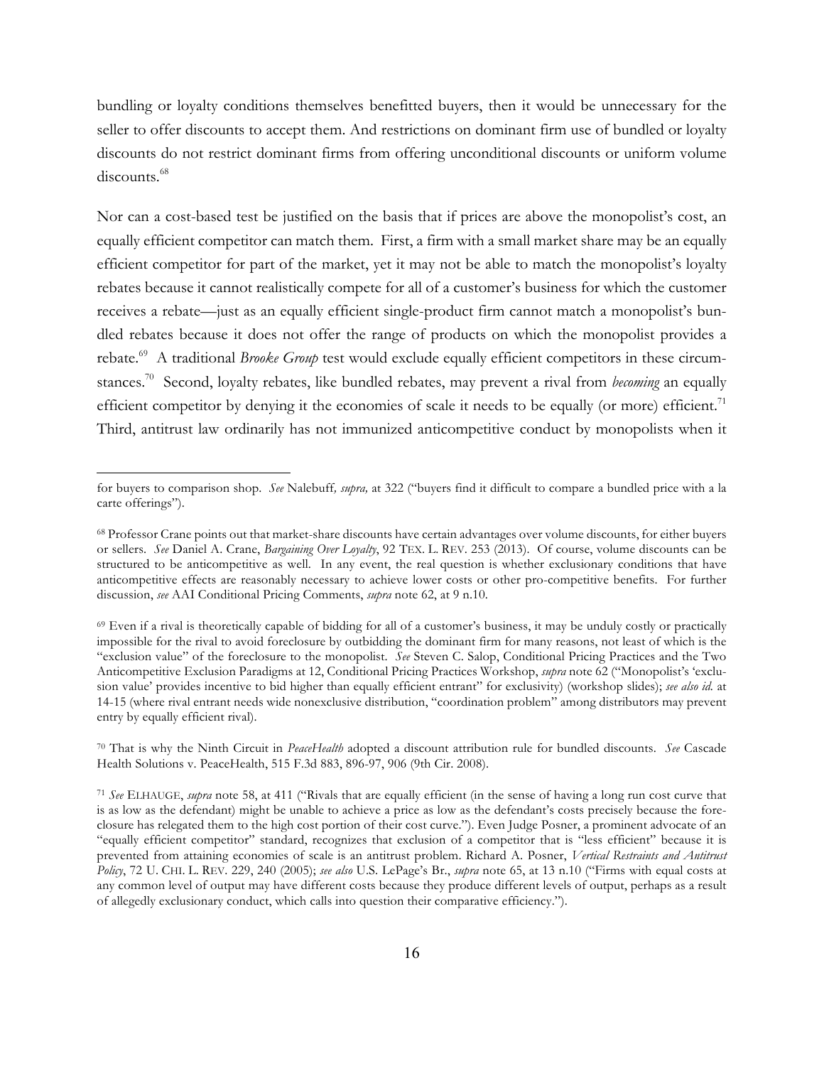bundling or loyalty conditions themselves benefitted buyers, then it would be unnecessary for the seller to offer discounts to accept them. And restrictions on dominant firm use of bundled or loyalty discounts do not restrict dominant firms from offering unconditional discounts or uniform volume discounts.[68]

Nor can a cost-based test be justified on the basis that if prices are above the monopolist's cost, an equally efficient competitor can match them. First, a firm with a small market share may be an equally efficient competitor for part of the market, yet it may not be able to match the monopolist's loyalty rebates because it cannot realistically compete for all of a customer's business for which the customer receives a rebate—just as an equally efficient single-product firm cannot match a monopolist's bundled rebates because it does not offer the range of products on which the monopolist provides a rebate.[69] A traditional *Brooke Group* test would exclude equally efficient competitors in these circumstances.[70] Second, loyalty rebates, like bundled rebates, may prevent a rival from *becoming* an equally efficient competitor by denying it the economies of scale it needs to be equally (or more) efficient.[71] Third, antitrust law ordinarily has not immunized anticompetitive conduct by monopolists when it

---

for buyers to comparison shop. *See* Nalebuff*, supra,* at 322 ("buyers find it difficult to compare a bundled price with a la carte offerings").

[68] Professor Crane points out that market-share discounts have certain advantages over volume discounts, for either buyers or sellers. *See* Daniel A. Crane, *Bargaining Over Loyalty*, 92 TEX. L. REV. 253 (2013). Of course, volume discounts can be structured to be anticompetitive as well. In any event, the real question is whether exclusionary conditions that have anticompetitive effects are reasonably necessary to achieve lower costs or other pro-competitive benefits. For further discussion, *see* AAI Conditional Pricing Comments, *supra* note 62, at 9 n.10.

[69] Even if a rival is theoretically capable of bidding for all of a customer's business, it may be unduly costly or practically impossible for the rival to avoid foreclosure by outbidding the dominant firm for many reasons, not least of which is the "exclusion value" of the foreclosure to the monopolist. *See* Steven C. Salop, Conditional Pricing Practices and the Two Anticompetitive Exclusion Paradigms at 12, Conditional Pricing Practices Workshop, *supra* note 62 ("Monopolist's 'exclusion value' provides incentive to bid higher than equally efficient entrant" for exclusivity) (workshop slides); *see also id.* at 14-15 (where rival entrant needs wide nonexclusive distribution, "coordination problem" among distributors may prevent entry by equally efficient rival).

[70] That is why the Ninth Circuit in *PeaceHealth* adopted a discount attribution rule for bundled discounts. *See* Cascade Health Solutions v. PeaceHealth, 515 F.3d 883, 896-97, 906 (9th Cir. 2008).

[71] *See* ELHAUGE, *supra* note 58, at 411 ("Rivals that are equally efficient (in the sense of having a long run cost curve that is as low as the defendant) might be unable to achieve a price as low as the defendant's costs precisely because the foreclosure has relegated them to the high cost portion of their cost curve."). Even Judge Posner, a prominent advocate of an "equally efficient competitor" standard, recognizes that exclusion of a competitor that is "less efficient" because it is prevented from attaining economies of scale is an antitrust problem. Richard A. Posner, *Vertical Restraints and Antitrust Policy*, 72 U. CHI. L. REV. 229, 240 (2005); *see also* U.S. LePage's Br., *supra* note 65, at 13 n.10 ("Firms with equal costs at any common level of output may have different costs because they produce different levels of output, perhaps as a result of allegedly exclusionary conduct, which calls into question their comparative efficiency.").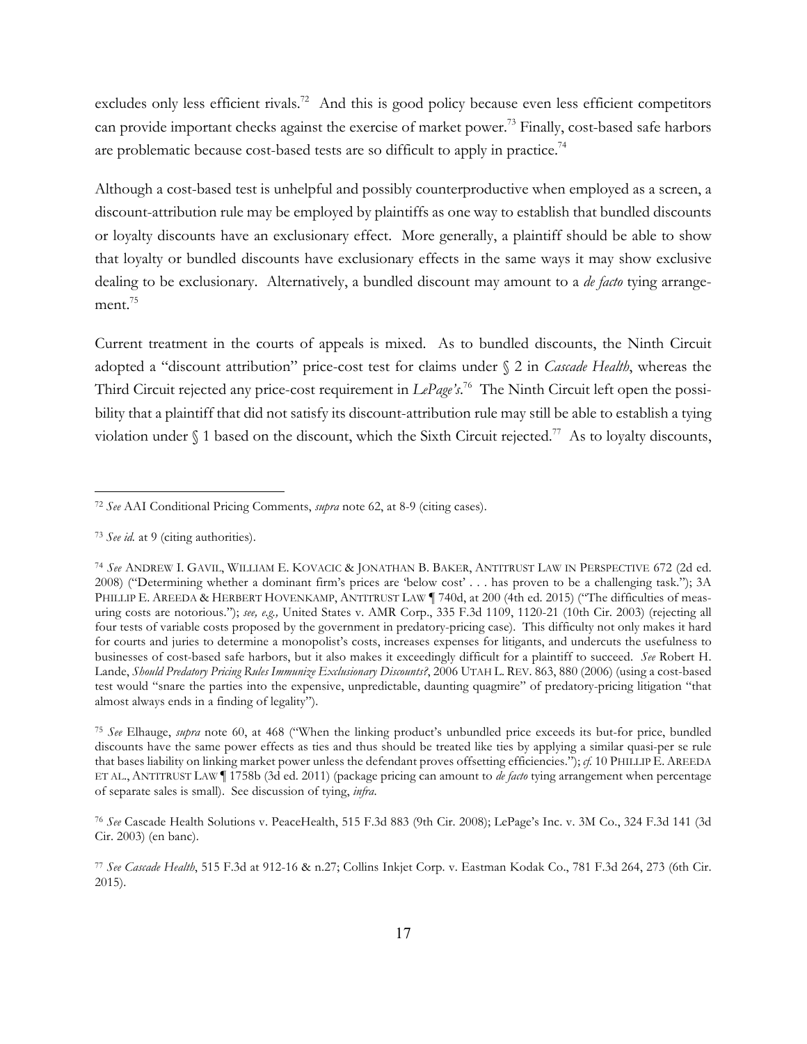excludes only less efficient rivals.[72] And this is good policy because even less efficient competitors can provide important checks against the exercise of market power.[73] Finally, cost-based safe harbors are problematic because cost-based tests are so difficult to apply in practice.[74]

Although a cost-based test is unhelpful and possibly counterproductive when employed as a screen, a discount-attribution rule may be employed by plaintiffs as one way to establish that bundled discounts or loyalty discounts have an exclusionary effect. More generally, a plaintiff should be able to show that loyalty or bundled discounts have exclusionary effects in the same ways it may show exclusive dealing to be exclusionary. Alternatively, a bundled discount may amount to a *de facto* tying arrangement.[75]

Current treatment in the courts of appeals is mixed. As to bundled discounts, the Ninth Circuit adopted a "discount attribution" price-cost test for claims under § 2 in *Cascade Health*, whereas the Third Circuit rejected any price-cost requirement in *LePage's*.[76] The Ninth Circuit left open the possibility that a plaintiff that did not satisfy its discount-attribution rule may still be able to establish a tying violation under § 1 based on the discount, which the Sixth Circuit rejected.[77] As to loyalty discounts,

---

[72] *See* AAI Conditional Pricing Comments, *supra* note 62, at 8-9 (citing cases).

[73] *See id.* at 9 (citing authorities).

[74] *See* ANDREW I. GAVIL, WILLIAM E. KOVACIC & JONATHAN B. BAKER, ANTITRUST LAW IN PERSPECTIVE 672 (2d ed. 2008) ("Determining whether a dominant firm's prices are 'below cost' . . . has proven to be a challenging task."); 3A PHILLIP E. AREEDA & HERBERT HOVENKAMP, ANTITRUST LAW ¶ 740d, at 200 (4th ed. 2015) ("The difficulties of measuring costs are notorious."); *see, e.g.,* United States v. AMR Corp., 335 F.3d 1109, 1120-21 (10th Cir. 2003) (rejecting all four tests of variable costs proposed by the government in predatory-pricing case). This difficulty not only makes it hard for courts and juries to determine a monopolist's costs, increases expenses for litigants, and undercuts the usefulness to businesses of cost-based safe harbors, but it also makes it exceedingly difficult for a plaintiff to succeed. *See* Robert H. Lande, *Should Predatory Pricing Rules Immunize Exclusionary Discounts?*, 2006 UTAH L. REV. 863, 880 (2006) (using a cost-based test would "snare the parties into the expensive, unpredictable, daunting quagmire" of predatory-pricing litigation "that almost always ends in a finding of legality").

[75] *See* Elhauge, *supra* note 60, at 468 ("When the linking product's unbundled price exceeds its but-for price, bundled discounts have the same power effects as ties and thus should be treated like ties by applying a similar quasi-per se rule that bases liability on linking market power unless the defendant proves offsetting efficiencies."); *cf.* 10 PHILLIP E. AREEDA ET AL., ANTITRUST LAW ¶ 1758b (3d ed. 2011) (package pricing can amount to *de facto* tying arrangement when percentage of separate sales is small). See discussion of tying, *infra*.

[76] *See* Cascade Health Solutions v. PeaceHealth, 515 F.3d 883 (9th Cir. 2008); LePage's Inc. v. 3M Co., 324 F.3d 141 (3d Cir. 2003) (en banc).

[77] *See Cascade Health*, 515 F.3d at 912-16 & n.27; Collins Inkjet Corp. v. Eastman Kodak Co., 781 F.3d 264, 273 (6th Cir. 2015).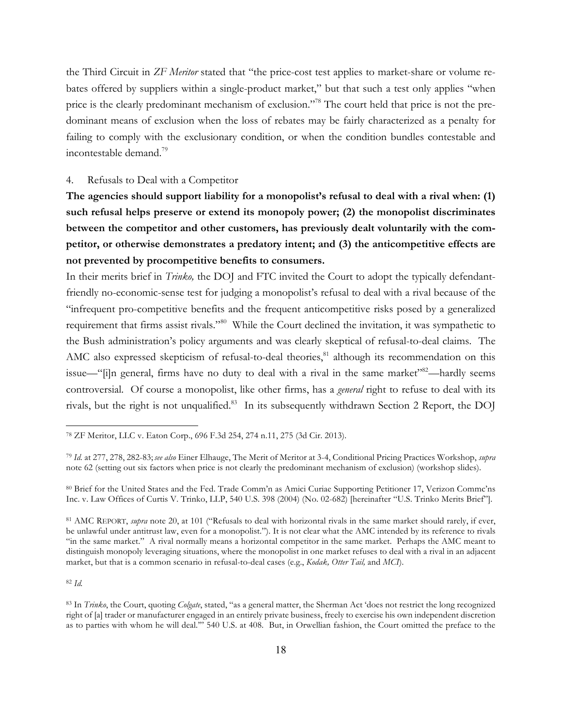the Third Circuit in *ZF Meritor* stated that "the price-cost test applies to market-share or volume rebates offered by suppliers within a single-product market," but that such a test only applies "when price is the clearly predominant mechanism of exclusion."[78] The court held that price is not the predominant means of exclusion when the loss of rebates may be fairly characterized as a penalty for failing to comply with the exclusionary condition, or when the condition bundles contestable and incontestable demand.[79]

4. Refusals to Deal with a Competitor

**The agencies should support liability for a monopolist's refusal to deal with a rival when: (1) such refusal helps preserve or extend its monopoly power; (2) the monopolist discriminates between the competitor and other customers, has previously dealt voluntarily with the competitor, or otherwise demonstrates a predatory intent; and (3) the anticompetitive effects are not prevented by procompetitive benefits to consumers.**

In their merits brief in *Trinko,* the DOJ and FTC invited the Court to adopt the typically defendant-friendly no-economic-sense test for judging a monopolist's refusal to deal with a rival because of the "infrequent pro-competitive benefits and the frequent anticompetitive risks posed by a generalized requirement that firms assist rivals."[80] While the Court declined the invitation, it was sympathetic to the Bush administration's policy arguments and was clearly skeptical of refusal-to-deal claims. The AMC also expressed skepticism of refusal-to-deal theories,[81] although its recommendation on this issue—"[i]n general, firms have no duty to deal with a rival in the same market"[82]—hardly seems controversial. Of course a monopolist, like other firms, has a *general* right to refuse to deal with its rivals, but the right is not unqualified.[83] In its subsequently withdrawn Section 2 Report, the DOJ

---

[78] ZF Meritor, LLC v. Eaton Corp., 696 F.3d 254, 274 n.11, 275 (3d Cir. 2013).

[79] *Id.* at 277, 278, 282-83; *see also* Einer Elhauge, The Merit of Meritor at 3-4, Conditional Pricing Practices Workshop, *supra* note 62 (setting out six factors when price is not clearly the predominant mechanism of exclusion) (workshop slides).

[80] Brief for the United States and the Fed. Trade Comm'n as Amici Curiae Supporting Petitioner 17, Verizon Commc'ns Inc. v. Law Offices of Curtis V. Trinko, LLP, 540 U.S. 398 (2004) (No. 02-682) [hereinafter "U.S. Trinko Merits Brief"].

[81] AMC REPORT, *supra* note 20, at 101 ("Refusals to deal with horizontal rivals in the same market should rarely, if ever, be unlawful under antitrust law, even for a monopolist."). It is not clear what the AMC intended by its reference to rivals "in the same market." A rival normally means a horizontal competitor in the same market. Perhaps the AMC meant to distinguish monopoly leveraging situations, where the monopolist in one market refuses to deal with a rival in an adjacent market, but that is a common scenario in refusal-to-deal cases (e.g., *Kodak, Otter Tail,* and *MCI*).

[82] *Id.*

[83] In *Trinko*, the Court, quoting *Colgate*, stated, "as a general matter, the Sherman Act 'does not restrict the long recognized right of [a] trader or manufacturer engaged in an entirely private business, freely to exercise his own independent discretion as to parties with whom he will deal.'" 540 U.S. at 408. But, in Orwellian fashion, the Court omitted the preface to the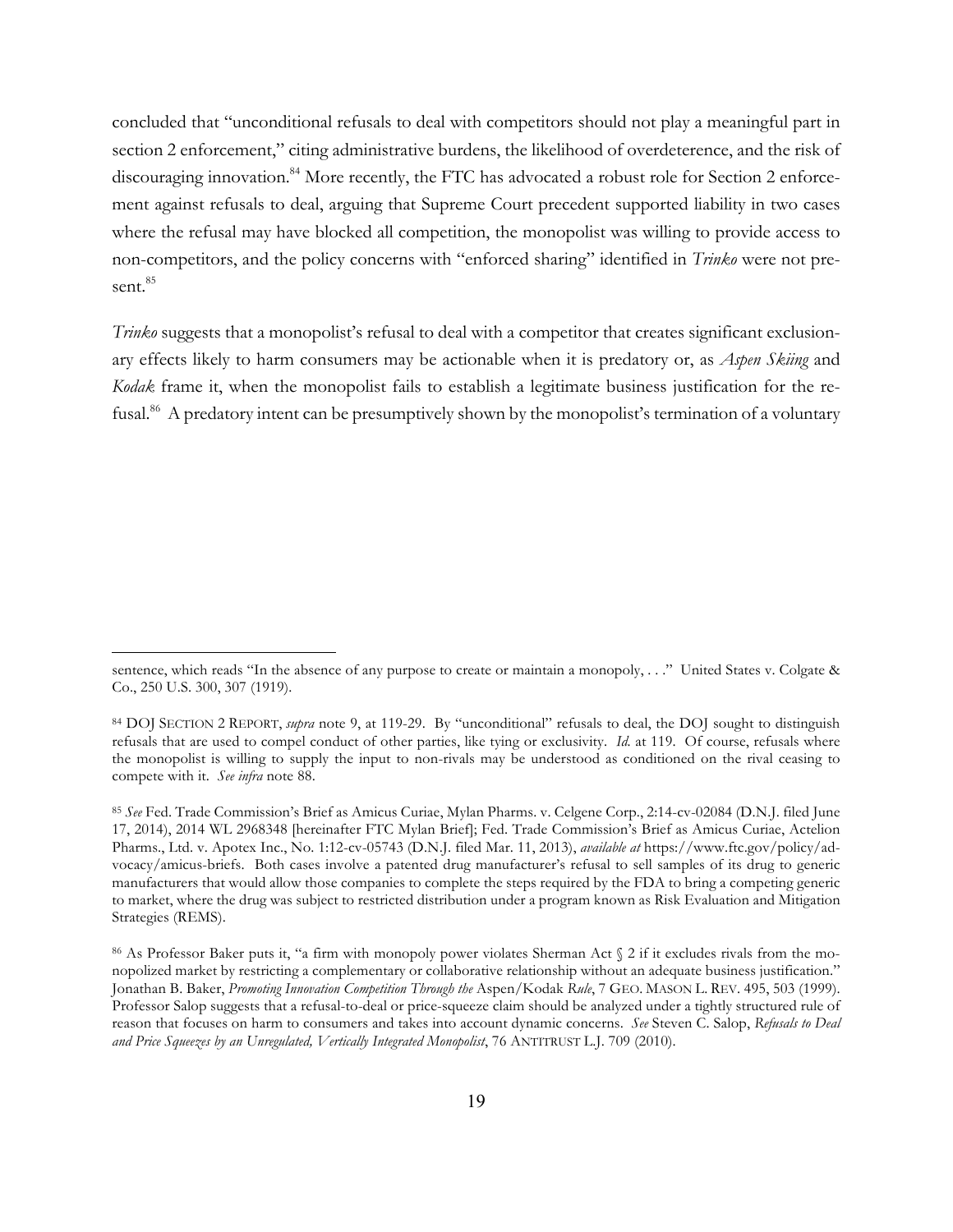concluded that "unconditional refusals to deal with competitors should not play a meaningful part in section 2 enforcement," citing administrative burdens, the likelihood of overdeterence, and the risk of discouraging innovation.[84] More recently, the FTC has advocated a robust role for Section 2 enforcement against refusals to deal, arguing that Supreme Court precedent supported liability in two cases where the refusal may have blocked all competition, the monopolist was willing to provide access to non-competitors, and the policy concerns with "enforced sharing" identified in *Trinko* were not present.[85]

*Trinko* suggests that a monopolist's refusal to deal with a competitor that creates significant exclusionary effects likely to harm consumers may be actionable when it is predatory or, as *Aspen Skiing* and *Kodak* frame it, when the monopolist fails to establish a legitimate business justification for the refusal.[86] A predatory intent can be presumptively shown by the monopolist's termination of a voluntary

---

sentence, which reads "In the absence of any purpose to create or maintain a monopoly, . . ." United States v. Colgate & Co., 250 U.S. 300, 307 (1919).

[84] DOJ SECTION 2 REPORT, *supra* note 9, at 119-29. By "unconditional" refusals to deal, the DOJ sought to distinguish refusals that are used to compel conduct of other parties, like tying or exclusivity. *Id.* at 119. Of course, refusals where the monopolist is willing to supply the input to non-rivals may be understood as conditioned on the rival ceasing to compete with it. *See infra* note 88.

[85] *See* Fed. Trade Commission's Brief as Amicus Curiae, Mylan Pharms. v. Celgene Corp., 2:14-cv-02084 (D.N.J. filed June 17, 2014), 2014 WL 2968348 [hereinafter FTC Mylan Brief]; Fed. Trade Commission's Brief as Amicus Curiae, Actelion Pharms., Ltd. v. Apotex Inc., No. 1:12-cv-05743 (D.N.J. filed Mar. 11, 2013), *available at* https://www.ftc.gov/policy/advocacy/amicus-briefs. Both cases involve a patented drug manufacturer's refusal to sell samples of its drug to generic manufacturers that would allow those companies to complete the steps required by the FDA to bring a competing generic to market, where the drug was subject to restricted distribution under a program known as Risk Evaluation and Mitigation Strategies (REMS).

[86] As Professor Baker puts it, "a firm with monopoly power violates Sherman Act § 2 if it excludes rivals from the monopolized market by restricting a complementary or collaborative relationship without an adequate business justification." Jonathan B. Baker, *Promoting Innovation Competition Through the* Aspen/Kodak *Rule*, 7 GEO. MASON L. REV. 495, 503 (1999). Professor Salop suggests that a refusal-to-deal or price-squeeze claim should be analyzed under a tightly structured rule of reason that focuses on harm to consumers and takes into account dynamic concerns. *See* Steven C. Salop, *Refusals to Deal and Price Squeezes by an Unregulated, Vertically Integrated Monopolist*, 76 ANTITRUST L.J. 709 (2010).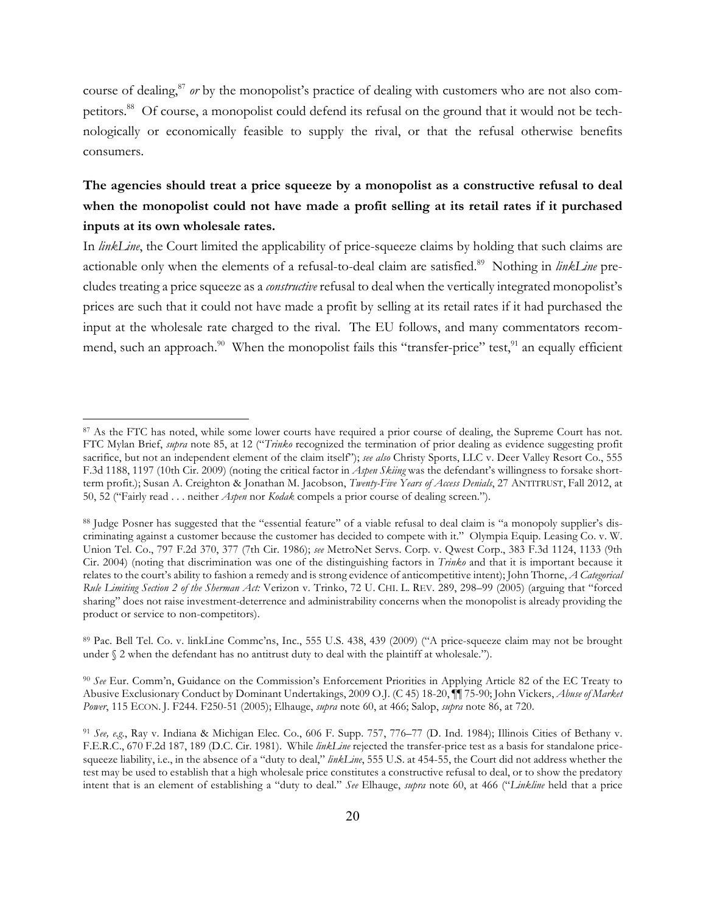course of dealing,[87] *or* by the monopolist's practice of dealing with customers who are not also competitors.[88] Of course, a monopolist could defend its refusal on the ground that it would not be technologically or economically feasible to supply the rival, or that the refusal otherwise benefits consumers.

**The agencies should treat a price squeeze by a monopolist as a constructive refusal to deal when the monopolist could not have made a profit selling at its retail rates if it purchased inputs at its own wholesale rates.**

In *linkLine*, the Court limited the applicability of price-squeeze claims by holding that such claims are actionable only when the elements of a refusal-to-deal claim are satisfied.[89] Nothing in *linkLine* precludes treating a price squeeze as a *constructive* refusal to deal when the vertically integrated monopolist's prices are such that it could not have made a profit by selling at its retail rates if it had purchased the input at the wholesale rate charged to the rival. The EU follows, and many commentators recommend, such an approach.[90] When the monopolist fails this "transfer-price" test,[91] an equally efficient

---

[87] As the FTC has noted, while some lower courts have required a prior course of dealing, the Supreme Court has not. FTC Mylan Brief, *supra* note 85, at 12 ("*Trinko* recognized the termination of prior dealing as evidence suggesting profit sacrifice, but not an independent element of the claim itself"); *see also* Christy Sports, LLC v. Deer Valley Resort Co., 555 F.3d 1188, 1197 (10th Cir. 2009) (noting the critical factor in *Aspen Skiing* was the defendant's willingness to forsake short-term profit.); Susan A. Creighton & Jonathan M. Jacobson, *Twenty-Five Years of Access Denials*, 27 ANTITRUST, Fall 2012, at 50, 52 ("Fairly read . . . neither *Aspen* nor *Kodak* compels a prior course of dealing screen.").

[88] Judge Posner has suggested that the "essential feature" of a viable refusal to deal claim is "a monopoly supplier's discriminating against a customer because the customer has decided to compete with it." Olympia Equip. Leasing Co. v. W. Union Tel. Co., 797 F.2d 370, 377 (7th Cir. 1986); *see* MetroNet Servs. Corp. v. Qwest Corp., 383 F.3d 1124, 1133 (9th Cir. 2004) (noting that discrimination was one of the distinguishing factors in *Trinko* and that it is important because it relates to the court's ability to fashion a remedy and is strong evidence of anticompetitive intent); John Thorne, *A Categorical Rule Limiting Section 2 of the Sherman Act:* Verizon v. Trinko, 72 U. CHI. L. REV. 289, 298–99 (2005) (arguing that "forced sharing" does not raise investment-deterrence and administrability concerns when the monopolist is already providing the product or service to non-competitors).

[89] Pac. Bell Tel. Co. v. linkLine Commc'ns, Inc., 555 U.S. 438, 439 (2009) ("A price-squeeze claim may not be brought under § 2 when the defendant has no antitrust duty to deal with the plaintiff at wholesale.").

[90] *See* Eur. Comm'n, Guidance on the Commission's Enforcement Priorities in Applying Article 82 of the EC Treaty to Abusive Exclusionary Conduct by Dominant Undertakings, 2009 O.J. (C 45) 18-20, ¶¶ 75-90; John Vickers, *Abuse of Market Power*, 115 ECON. J. F244. F250-51 (2005); Elhauge, *supra* note 60, at 466; Salop, *supra* note 86, at 720.

[91] *See, e.g.*, Ray v. Indiana & Michigan Elec. Co., 606 F. Supp. 757, 776–77 (D. Ind. 1984); Illinois Cities of Bethany v. F.E.R.C., 670 F.2d 187, 189 (D.C. Cir. 1981). While *linkLine* rejected the transfer-price test as a basis for standalone price-squeeze liability, i.e., in the absence of a "duty to deal," *linkLine*, 555 U.S. at 454-55, the Court did not address whether the test may be used to establish that a high wholesale price constitutes a constructive refusal to deal, or to show the predatory intent that is an element of establishing a "duty to deal." *See* Elhauge, *supra* note 60, at 466 ("*Linkline* held that a price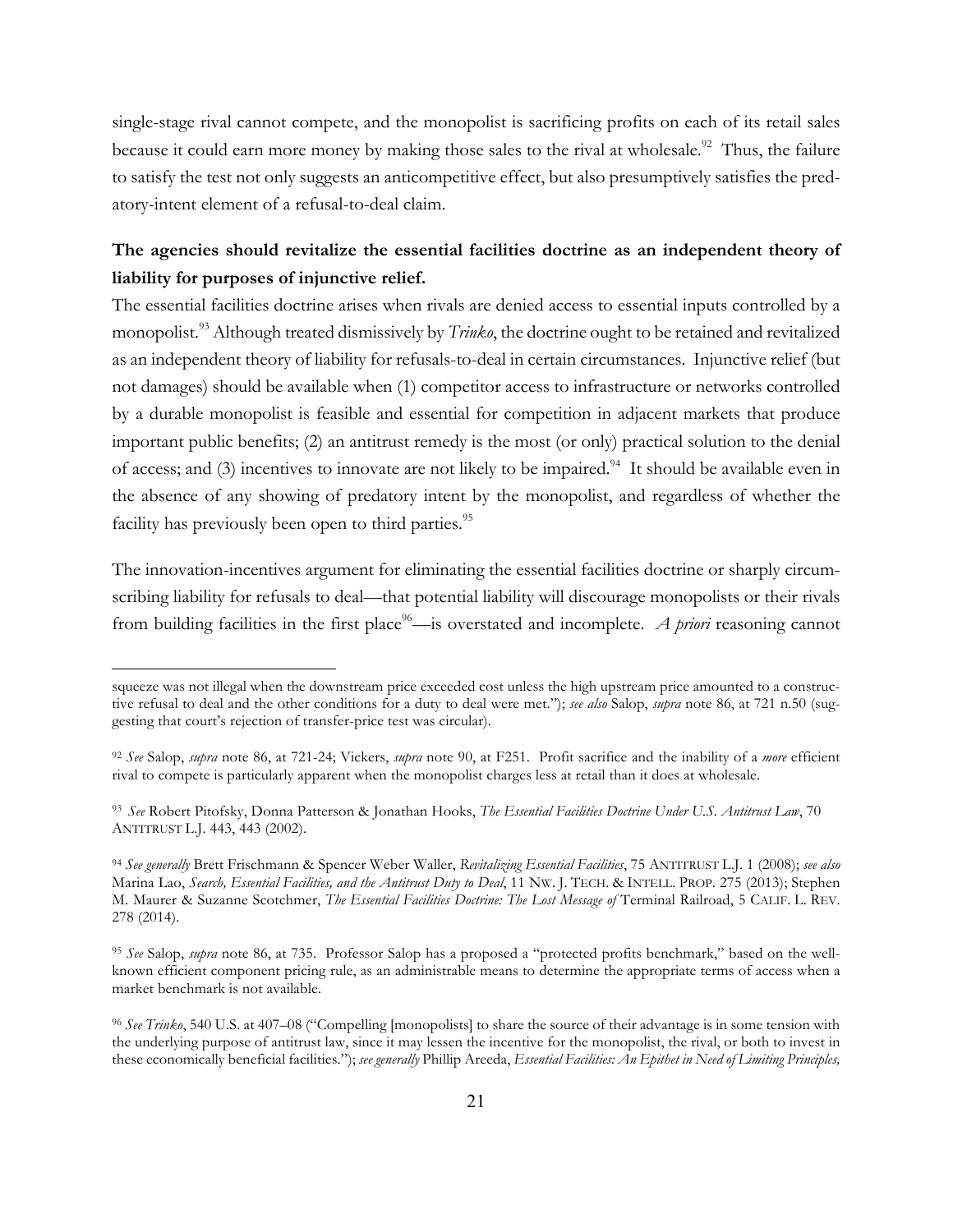single-stage rival cannot compete, and the monopolist is sacrificing profits on each of its retail sales because it could earn more money by making those sales to the rival at wholesale.[92] Thus, the failure to satisfy the test not only suggests an anticompetitive effect, but also presumptively satisfies the predatory-intent element of a refusal-to-deal claim.

**The agencies should revitalize the essential facilities doctrine as an independent theory of liability for purposes of injunctive relief.**

The essential facilities doctrine arises when rivals are denied access to essential inputs controlled by a monopolist.[93] Although treated dismissively by *Trinko*, the doctrine ought to be retained and revitalized as an independent theory of liability for refusals-to-deal in certain circumstances. Injunctive relief (but not damages) should be available when (1) competitor access to infrastructure or networks controlled by a durable monopolist is feasible and essential for competition in adjacent markets that produce important public benefits; (2) an antitrust remedy is the most (or only) practical solution to the denial of access; and (3) incentives to innovate are not likely to be impaired.[94] It should be available even in the absence of any showing of predatory intent by the monopolist, and regardless of whether the facility has previously been open to third parties.[95]

The innovation-incentives argument for eliminating the essential facilities doctrine or sharply circumscribing liability for refusals to deal—that potential liability will discourage monopolists or their rivals from building facilities in the first place[96]—is overstated and incomplete. *A priori* reasoning cannot

---

squeeze was not illegal when the downstream price exceeded cost unless the high upstream price amounted to a constructive refusal to deal and the other conditions for a duty to deal were met."); *see also* Salop, *supra* note 86, at 721 n.50 (suggesting that court's rejection of transfer-price test was circular).

[92] *See* Salop, *supra* note 86, at 721-24; Vickers, *supra* note 90, at F251. Profit sacrifice and the inability of a *more* efficient rival to compete is particularly apparent when the monopolist charges less at retail than it does at wholesale.

[93] *See* Robert Pitofsky, Donna Patterson & Jonathan Hooks, *The Essential Facilities Doctrine Under U.S. Antitrust Law*, 70 ANTITRUST L.J. 443, 443 (2002).

[94] *See generally* Brett Frischmann & Spencer Weber Waller, *Revitalizing Essential Facilities*, 75 ANTITRUST L.J. 1 (2008); *see also* Marina Lao, *Search, Essential Facilities, and the Antitrust Duty to Deal*, 11 NW. J. TECH. & INTELL. PROP. 275 (2013); Stephen M. Maurer & Suzanne Scotchmer, *The Essential Facilities Doctrine: The Lost Message of* Terminal Railroad, 5 CALIF. L. REV. 278 (2014).

[95] *See* Salop, *supra* note 86, at 735. Professor Salop has a proposed a "protected profits benchmark," based on the well-known efficient component pricing rule, as an administrable means to determine the appropriate terms of access when a market benchmark is not available.

[96] *See Trinko*, 540 U.S. at 407–08 ("Compelling [monopolists] to share the source of their advantage is in some tension with the underlying purpose of antitrust law, since it may lessen the incentive for the monopolist, the rival, or both to invest in these economically beneficial facilities."); *see generally* Phillip Areeda, *Essential Facilities: An Epithet in Need of Limiting Principles,*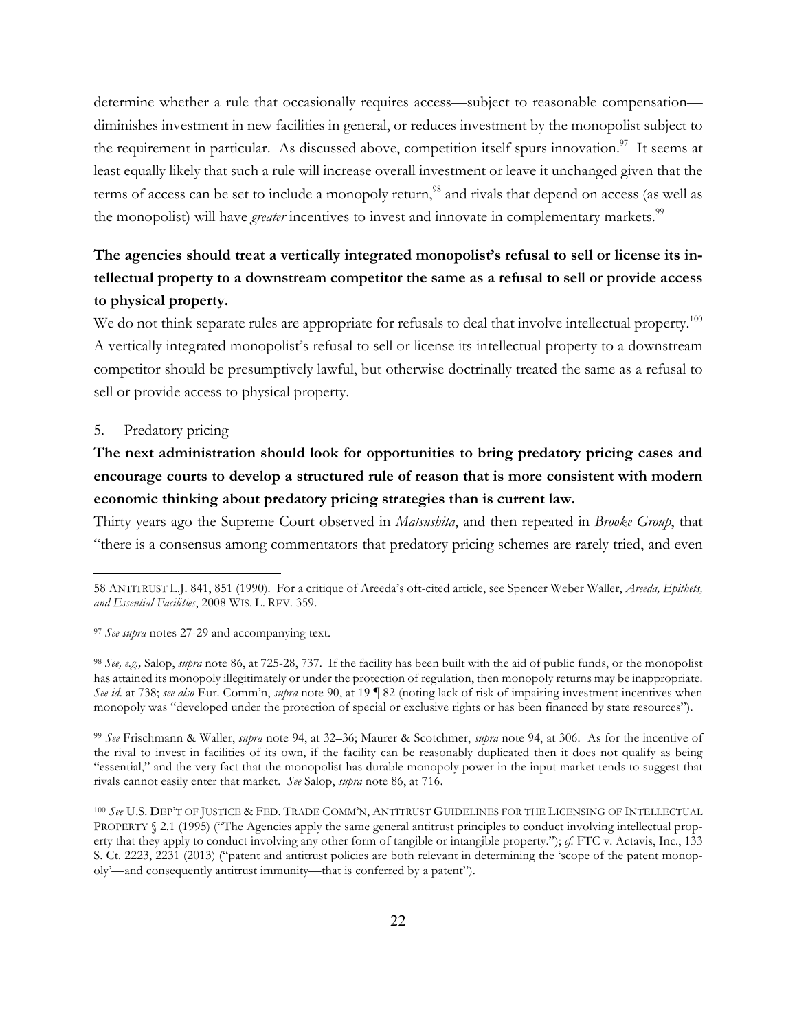determine whether a rule that occasionally requires access—subject to reasonable compensation—diminishes investment in new facilities in general, or reduces investment by the monopolist subject to the requirement in particular. As discussed above, competition itself spurs innovation.[97] It seems at least equally likely that such a rule will increase overall investment or leave it unchanged given that the terms of access can be set to include a monopoly return,[98] and rivals that depend on access (as well as the monopolist) will have *greater* incentives to invest and innovate in complementary markets.[99]

**The agencies should treat a vertically integrated monopolist's refusal to sell or license its intellectual property to a downstream competitor the same as a refusal to sell or provide access to physical property.**

We do not think separate rules are appropriate for refusals to deal that involve intellectual property.[100] A vertically integrated monopolist's refusal to sell or license its intellectual property to a downstream competitor should be presumptively lawful, but otherwise doctrinally treated the same as a refusal to sell or provide access to physical property.

5. Predatory pricing

**The next administration should look for opportunities to bring predatory pricing cases and encourage courts to develop a structured rule of reason that is more consistent with modern economic thinking about predatory pricing strategies than is current law.**

Thirty years ago the Supreme Court observed in *Matsushita*, and then repeated in *Brooke Group*, that "there is a consensus among commentators that predatory pricing schemes are rarely tried, and even

---

58 ANTITRUST L.J. 841, 851 (1990). For a critique of Areeda's oft-cited article, see Spencer Weber Waller, *Areeda, Epithets, and Essential Facilities*, 2008 WIS. L. REV. 359.

[97] *See supra* notes 27-29 and accompanying text.

[98] *See, e.g.,* Salop, *supra* note 86, at 725-28, 737. If the facility has been built with the aid of public funds, or the monopolist has attained its monopoly illegitimately or under the protection of regulation, then monopoly returns may be inappropriate. *See id.* at 738; *see also* Eur. Comm'n, *supra* note 90, at 19 ¶ 82 (noting lack of risk of impairing investment incentives when monopoly was "developed under the protection of special or exclusive rights or has been financed by state resources").

[99] *See* Frischmann & Waller, *supra* note 94, at 32–36; Maurer & Scotchmer, *supra* note 94, at 306. As for the incentive of the rival to invest in facilities of its own, if the facility can be reasonably duplicated then it does not qualify as being "essential," and the very fact that the monopolist has durable monopoly power in the input market tends to suggest that rivals cannot easily enter that market. *See* Salop, *supra* note 86, at 716.

[100] *See* U.S. DEP'T OF JUSTICE & FED. TRADE COMM'N, ANTITRUST GUIDELINES FOR THE LICENSING OF INTELLECTUAL PROPERTY § 2.1 (1995) ("The Agencies apply the same general antitrust principles to conduct involving intellectual property that they apply to conduct involving any other form of tangible or intangible property."); *cf.* FTC v. Actavis, Inc., 133 S. Ct. 2223, 2231 (2013) ("patent and antitrust policies are both relevant in determining the 'scope of the patent monopoly'—and consequently antitrust immunity—that is conferred by a patent").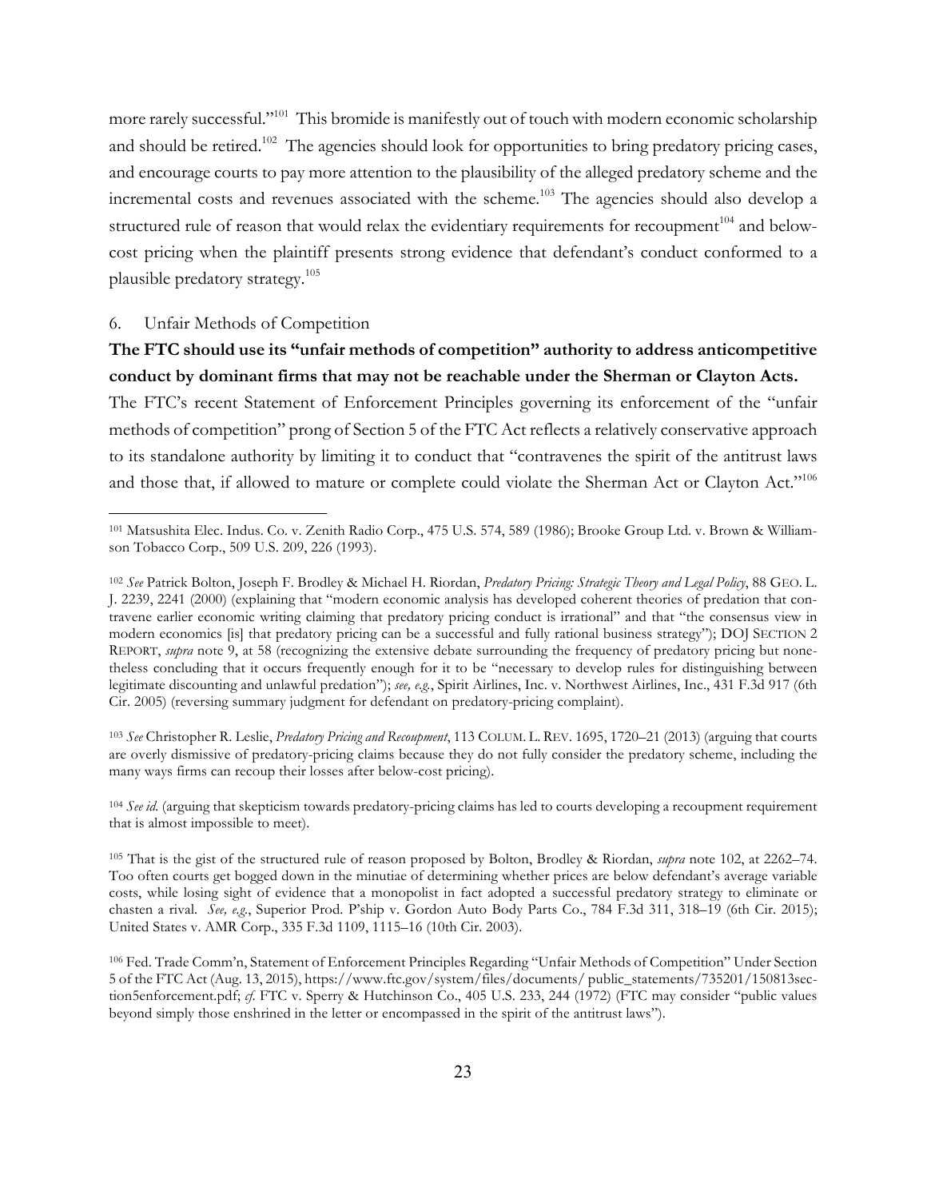more rarely successful."[101] This bromide is manifestly out of touch with modern economic scholarship and should be retired.[102] The agencies should look for opportunities to bring predatory pricing cases, and encourage courts to pay more attention to the plausibility of the alleged predatory scheme and the incremental costs and revenues associated with the scheme.[103] The agencies should also develop a structured rule of reason that would relax the evidentiary requirements for recoupment[104] and below-cost pricing when the plaintiff presents strong evidence that defendant's conduct conformed to a plausible predatory strategy.[105]

6. Unfair Methods of Competition

**The FTC should use its "unfair methods of competition" authority to address anticompetitive conduct by dominant firms that may not be reachable under the Sherman or Clayton Acts.**

The FTC's recent Statement of Enforcement Principles governing its enforcement of the "unfair methods of competition" prong of Section 5 of the FTC Act reflects a relatively conservative approach to its standalone authority by limiting it to conduct that "contravenes the spirit of the antitrust laws and those that, if allowed to mature or complete could violate the Sherman Act or Clayton Act."[106]

---

[101] Matsushita Elec. Indus. Co. v. Zenith Radio Corp., 475 U.S. 574, 589 (1986); Brooke Group Ltd. v. Brown & Williamson Tobacco Corp., 509 U.S. 209, 226 (1993).

[102] *See* Patrick Bolton, Joseph F. Brodley & Michael H. Riordan, *Predatory Pricing: Strategic Theory and Legal Policy*, 88 GEO. L. J. 2239, 2241 (2000) (explaining that "modern economic analysis has developed coherent theories of predation that contravene earlier economic writing claiming that predatory pricing conduct is irrational" and that "the consensus view in modern economics [is] that predatory pricing can be a successful and fully rational business strategy"); DOJ SECTION 2 REPORT, *supra* note 9, at 58 (recognizing the extensive debate surrounding the frequency of predatory pricing but nonetheless concluding that it occurs frequently enough for it to be "necessary to develop rules for distinguishing between legitimate discounting and unlawful predation"); *see, e.g.*, Spirit Airlines, Inc. v. Northwest Airlines, Inc., 431 F.3d 917 (6th Cir. 2005) (reversing summary judgment for defendant on predatory-pricing complaint).

[103] *See* Christopher R. Leslie, *Predatory Pricing and Recoupment*, 113 COLUM. L. REV. 1695, 1720–21 (2013) (arguing that courts are overly dismissive of predatory-pricing claims because they do not fully consider the predatory scheme, including the many ways firms can recoup their losses after below-cost pricing).

[104] *See id.* (arguing that skepticism towards predatory-pricing claims has led to courts developing a recoupment requirement that is almost impossible to meet).

[105] That is the gist of the structured rule of reason proposed by Bolton, Brodley & Riordan, *supra* note 102, at 2262–74. Too often courts get bogged down in the minutiae of determining whether prices are below defendant's average variable costs, while losing sight of evidence that a monopolist in fact adopted a successful predatory strategy to eliminate or chasten a rival. *See, e.g.*, Superior Prod. P'ship v. Gordon Auto Body Parts Co., 784 F.3d 311, 318–19 (6th Cir. 2015); United States v. AMR Corp., 335 F.3d 1109, 1115–16 (10th Cir. 2003).

[106] Fed. Trade Comm'n, Statement of Enforcement Principles Regarding "Unfair Methods of Competition" Under Section 5 of the FTC Act (Aug. 13, 2015), https://www.ftc.gov/system/files/documents/ public_statements/735201/150813section5enforcement.pdf; *cf.* FTC v. Sperry & Hutchinson Co., 405 U.S. 233, 244 (1972) (FTC may consider "public values beyond simply those enshrined in the letter or encompassed in the spirit of the antitrust laws").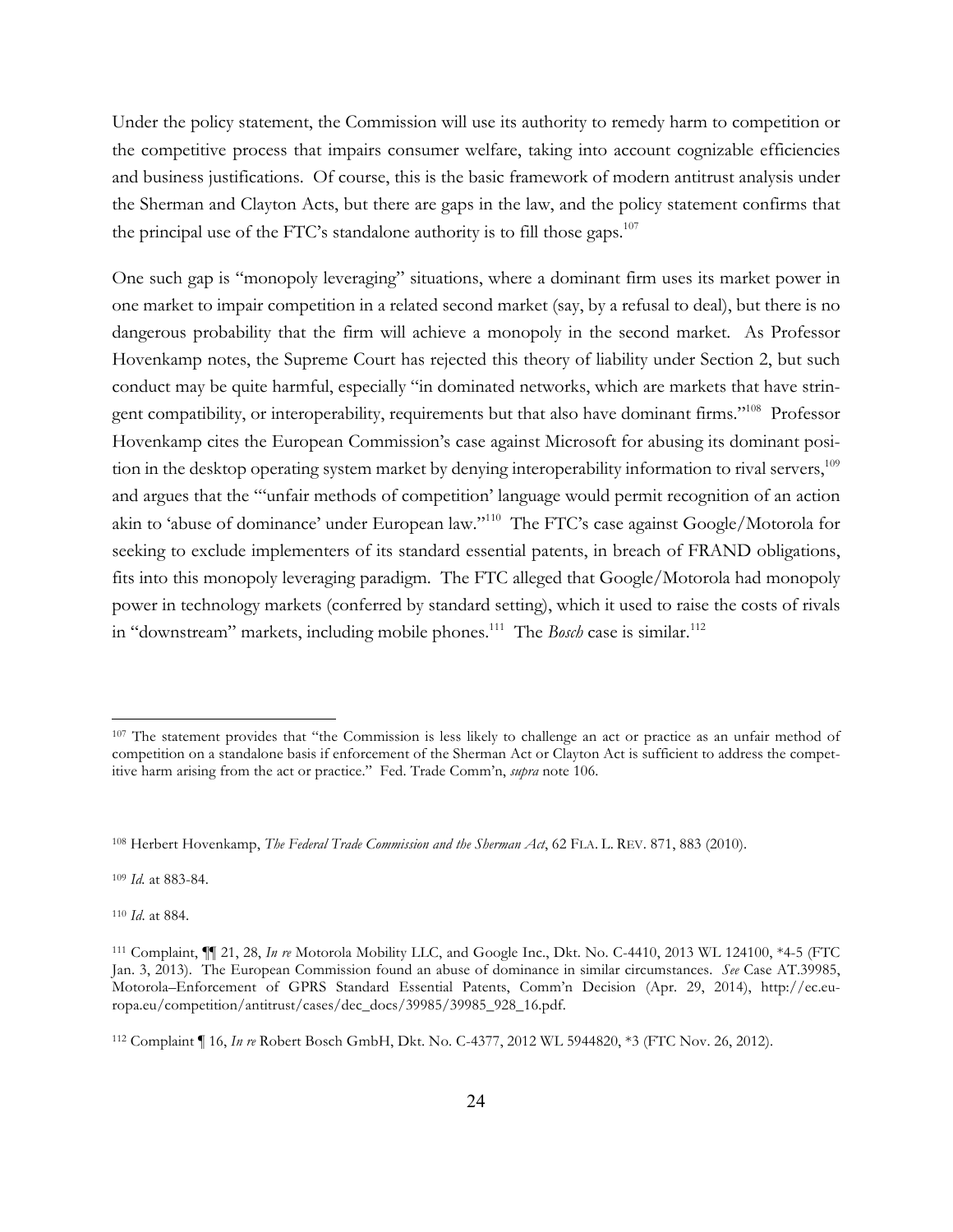Under the policy statement, the Commission will use its authority to remedy harm to competition or the competitive process that impairs consumer welfare, taking into account cognizable efficiencies and business justifications. Of course, this is the basic framework of modern antitrust analysis under the Sherman and Clayton Acts, but there are gaps in the law, and the policy statement confirms that the principal use of the FTC's standalone authority is to fill those gaps.[107]

One such gap is "monopoly leveraging" situations, where a dominant firm uses its market power in one market to impair competition in a related second market (say, by a refusal to deal), but there is no dangerous probability that the firm will achieve a monopoly in the second market. As Professor Hovenkamp notes, the Supreme Court has rejected this theory of liability under Section 2, but such conduct may be quite harmful, especially "in dominated networks, which are markets that have stringent compatibility, or interoperability, requirements but that also have dominant firms."[108] Professor Hovenkamp cites the European Commission's case against Microsoft for abusing its dominant position in the desktop operating system market by denying interoperability information to rival servers,[109] and argues that the "'unfair methods of competition' language would permit recognition of an action akin to 'abuse of dominance' under European law."[110] The FTC's case against Google/Motorola for seeking to exclude implementers of its standard essential patents, in breach of FRAND obligations, fits into this monopoly leveraging paradigm. The FTC alleged that Google/Motorola had monopoly power in technology markets (conferred by standard setting), which it used to raise the costs of rivals in "downstream" markets, including mobile phones.[111] The *Bosch* case is similar.[112]

---

[107] The statement provides that "the Commission is less likely to challenge an act or practice as an unfair method of competition on a standalone basis if enforcement of the Sherman Act or Clayton Act is sufficient to address the competitive harm arising from the act or practice." Fed. Trade Comm'n, *supra* note 106.

[108] Herbert Hovenkamp, *The Federal Trade Commission and the Sherman Act*, 62 FLA. L. REV. 871, 883 (2010).

[109] *Id.* at 883-84.

[110] *Id.* at 884.

[111] Complaint, ¶¶ 21, 28, *In re* Motorola Mobility LLC, and Google Inc., Dkt. No. C-4410, 2013 WL 124100, *4-5 (FTC Jan. 3, 2013). The European Commission found an abuse of dominance in similar circumstances. *See* Case AT.39985, Motorola–Enforcement of GPRS Standard Essential Patents, Comm'n Decision (Apr. 29, 2014), http://ec.europa.eu/competition/antitrust/cases/dec_docs/39985/39985_928_16.pdf.

[112] Complaint ¶ 16, *In re* Robert Bosch GmbH, Dkt. No. C-4377, 2012 WL 5944820, *3 (FTC Nov. 26, 2012).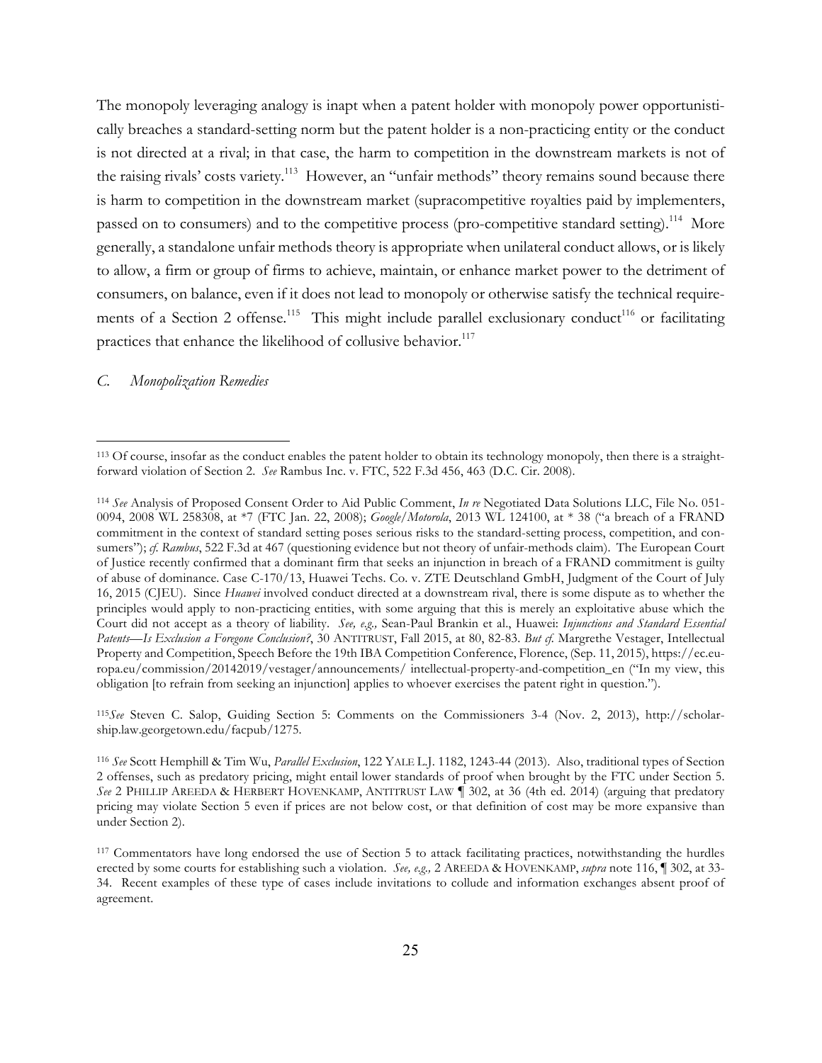The monopoly leveraging analogy is inapt when a patent holder with monopoly power opportunistically breaches a standard-setting norm but the patent holder is a non-practicing entity or the conduct is not directed at a rival; in that case, the harm to competition in the downstream markets is not of the raising rivals' costs variety.[113] However, an "unfair methods" theory remains sound because there is harm to competition in the downstream market (supracompetitive royalties paid by implementers, passed on to consumers) and to the competitive process (pro-competitive standard setting).[114] More generally, a standalone unfair methods theory is appropriate when unilateral conduct allows, or is likely to allow, a firm or group of firms to achieve, maintain, or enhance market power to the detriment of consumers, on balance, even if it does not lead to monopoly or otherwise satisfy the technical requirements of a Section 2 offense.[115] This might include parallel exclusionary conduct[116] or facilitating practices that enhance the likelihood of collusive behavior.[117]

### *C. Monopolization Remedies*

---

[113] Of course, insofar as the conduct enables the patent holder to obtain its technology monopoly, then there is a straightforward violation of Section 2. *See* Rambus Inc. v. FTC, 522 F.3d 456, 463 (D.C. Cir. 2008).

[114] *See* Analysis of Proposed Consent Order to Aid Public Comment, *In re* Negotiated Data Solutions LLC, File No. 051-0094, 2008 WL 258308, at *7 (FTC Jan. 22, 2008); *Google/Motorola*, 2013 WL 124100, at * 38 ("a breach of a FRAND commitment in the context of standard setting poses serious risks to the standard-setting process, competition, and consumers"); *cf. Rambus*, 522 F.3d at 467 (questioning evidence but not theory of unfair-methods claim). The European Court of Justice recently confirmed that a dominant firm that seeks an injunction in breach of a FRAND commitment is guilty of abuse of dominance. Case C-170/13, Huawei Techs. Co. v. ZTE Deutschland GmbH, Judgment of the Court of July 16, 2015 (CJEU). Since *Huawei* involved conduct directed at a downstream rival, there is some dispute as to whether the principles would apply to non-practicing entities, with some arguing that this is merely an exploitative abuse which the Court did not accept as a theory of liability. *See, e.g.,* Sean-Paul Brankin et al., Huawei: *Injunctions and Standard Essential Patents—Is Exclusion a Foregone Conclusion?*, 30 ANTITRUST, Fall 2015, at 80, 82-83. *But cf.* Margrethe Vestager, Intellectual Property and Competition, Speech Before the 19th IBA Competition Conference, Florence, (Sep. 11, 2015), https://ec.europa.eu/commission/20142019/vestager/announcements/ intellectual-property-and-competition_en ("In my view, this obligation [to refrain from seeking an injunction] applies to whoever exercises the patent right in question.").

[115] *See* Steven C. Salop, Guiding Section 5: Comments on the Commissioners 3-4 (Nov. 2, 2013), http://scholarship.law.georgetown.edu/facpub/1275.

[116] *See* Scott Hemphill & Tim Wu, *Parallel Exclusion*, 122 YALE L.J. 1182, 1243-44 (2013). Also, traditional types of Section 2 offenses, such as predatory pricing, might entail lower standards of proof when brought by the FTC under Section 5. *See* 2 PHILLIP AREEDA & HERBERT HOVENKAMP, ANTITRUST LAW ¶ 302, at 36 (4th ed. 2014) (arguing that predatory pricing may violate Section 5 even if prices are not below cost, or that definition of cost may be more expansive than under Section 2).

[117] Commentators have long endorsed the use of Section 5 to attack facilitating practices, notwithstanding the hurdles erected by some courts for establishing such a violation. *See, e.g.,* 2 AREEDA & HOVENKAMP, *supra* note 116, ¶ 302, at 33-34. Recent examples of these type of cases include invitations to collude and information exchanges absent proof of agreement.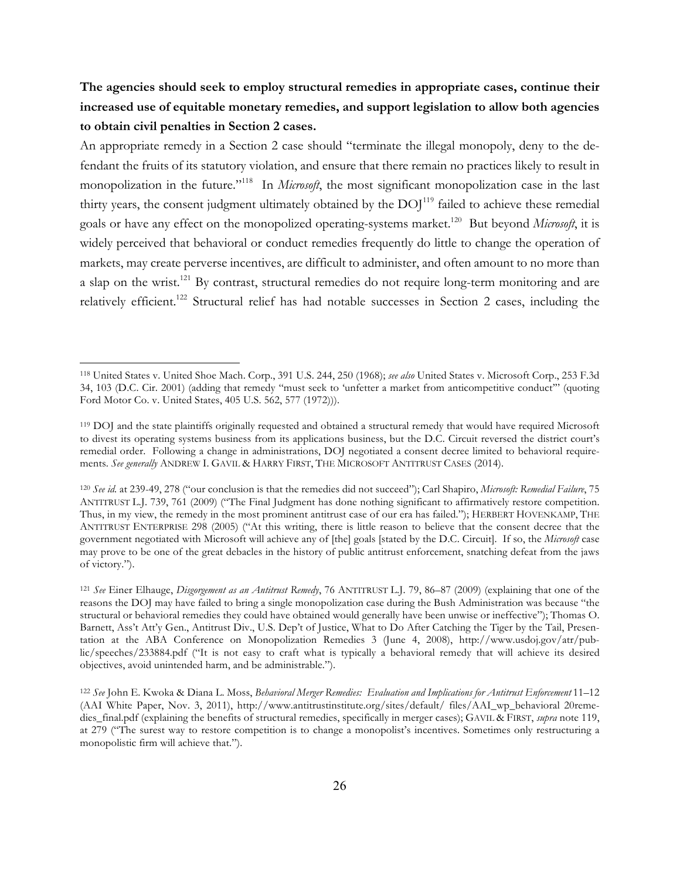**The agencies should seek to employ structural remedies in appropriate cases, continue their increased use of equitable monetary remedies, and support legislation to allow both agencies to obtain civil penalties in Section 2 cases.**

An appropriate remedy in a Section 2 case should "terminate the illegal monopoly, deny to the defendant the fruits of its statutory violation, and ensure that there remain no practices likely to result in monopolization in the future."[118] In *Microsoft*, the most significant monopolization case in the last thirty years, the consent judgment ultimately obtained by the DOJ[119] failed to achieve these remedial goals or have any effect on the monopolized operating-systems market.[120] But beyond *Microsoft*, it is widely perceived that behavioral or conduct remedies frequently do little to change the operation of markets, may create perverse incentives, are difficult to administer, and often amount to no more than a slap on the wrist.[121] By contrast, structural remedies do not require long-term monitoring and are relatively efficient.[122] Structural relief has had notable successes in Section 2 cases, including the

---

[118] United States v. United Shoe Mach. Corp., 391 U.S. 244, 250 (1968); *see also* United States v. Microsoft Corp., 253 F.3d 34, 103 (D.C. Cir. 2001) (adding that remedy "must seek to 'unfetter a market from anticompetitive conduct'" (quoting Ford Motor Co. v. United States, 405 U.S. 562, 577 (1972))).

[119] DOJ and the state plaintiffs originally requested and obtained a structural remedy that would have required Microsoft to divest its operating systems business from its applications business, but the D.C. Circuit reversed the district court's remedial order. Following a change in administrations, DOJ negotiated a consent decree limited to behavioral requirements. *See generally* ANDREW I. GAVIL & HARRY FIRST, THE MICROSOFT ANTITRUST CASES (2014).

[120] *See id.* at 239-49, 278 ("our conclusion is that the remedies did not succeed"); Carl Shapiro, *Microsoft: Remedial Failure*, 75 ANTITRUST L.J. 739, 761 (2009) ("The Final Judgment has done nothing significant to affirmatively restore competition. Thus, in my view, the remedy in the most prominent antitrust case of our era has failed."); HERBERT HOVENKAMP, THE ANTITRUST ENTERPRISE 298 (2005) ("At this writing, there is little reason to believe that the consent decree that the government negotiated with Microsoft will achieve any of [the] goals [stated by the D.C. Circuit]. If so, the *Microsoft* case may prove to be one of the great debacles in the history of public antitrust enforcement, snatching defeat from the jaws of victory.").

[121] *See* Einer Elhauge, *Disgorgement as an Antitrust Remedy*, 76 ANTITRUST L.J. 79, 86–87 (2009) (explaining that one of the reasons the DOJ may have failed to bring a single monopolization case during the Bush Administration was because "the structural or behavioral remedies they could have obtained would generally have been unwise or ineffective"); Thomas O. Barnett, Ass't Att'y Gen., Antitrust Div., U.S. Dep't of Justice, What to Do After Catching the Tiger by the Tail, Presentation at the ABA Conference on Monopolization Remedies 3 (June 4, 2008), http://www.usdoj.gov/atr/public/speeches/233884.pdf ("It is not easy to craft what is typically a behavioral remedy that will achieve its desired objectives, avoid unintended harm, and be administrable.").

[122] *See* John E. Kwoka & Diana L. Moss, *Behavioral Merger Remedies: Evaluation and Implications for Antitrust Enforcement* 11–12 (AAI White Paper, Nov. 3, 2011), http://www.antitrustinstitute.org/sites/default/ files/AAI_wp_behavioral 20remedies_final.pdf (explaining the benefits of structural remedies, specifically in merger cases); GAVIL & FIRST, *supra* note 119, at 279 ("The surest way to restore competition is to change a monopolist's incentives. Sometimes only restructuring a monopolistic firm will achieve that.").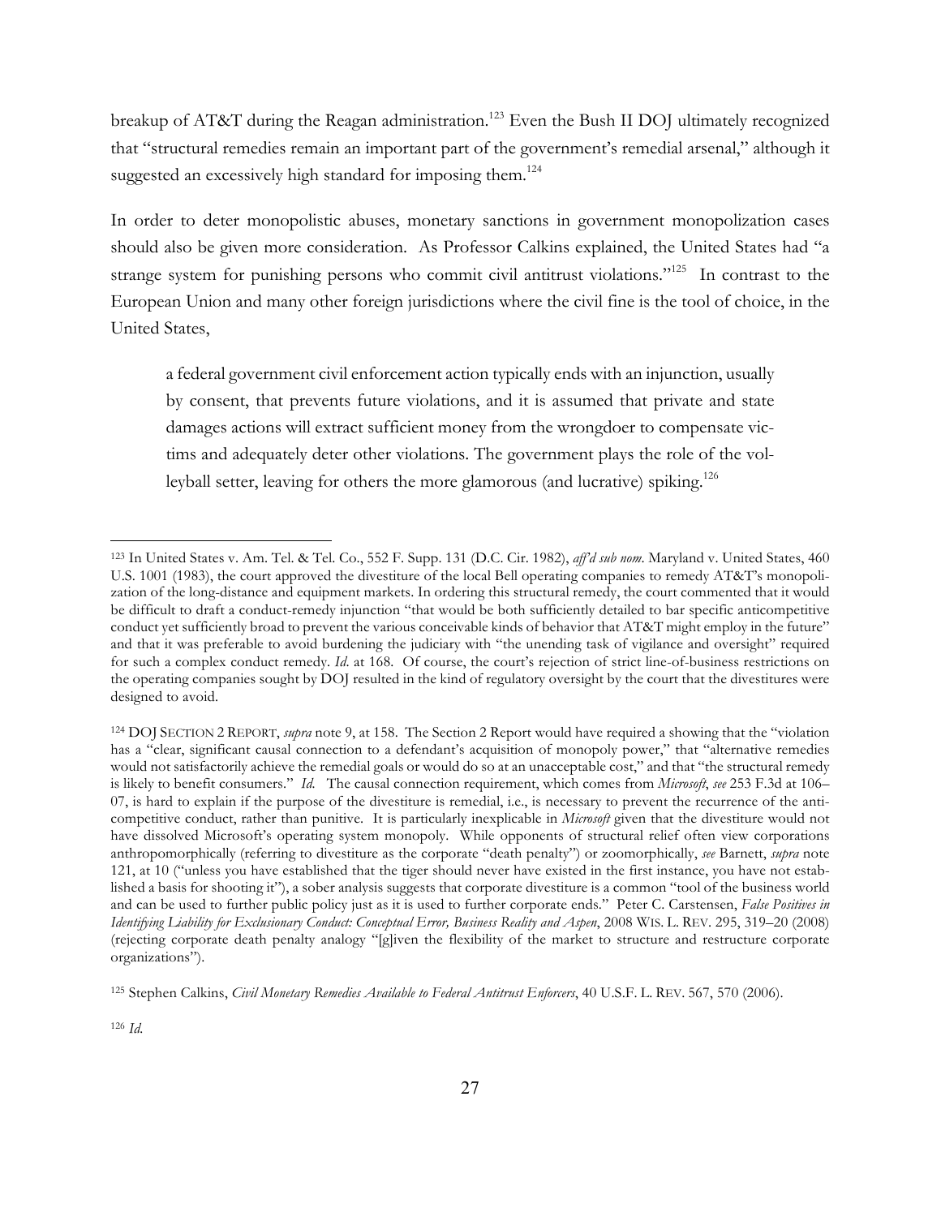breakup of AT&T during the Reagan administration.[123] Even the Bush II DOJ ultimately recognized that "structural remedies remain an important part of the government's remedial arsenal," although it suggested an excessively high standard for imposing them.[124]

In order to deter monopolistic abuses, monetary sanctions in government monopolization cases should also be given more consideration. As Professor Calkins explained, the United States had "a strange system for punishing persons who commit civil antitrust violations."[125] In contrast to the European Union and many other foreign jurisdictions where the civil fine is the tool of choice, in the United States,

> a federal government civil enforcement action typically ends with an injunction, usually by consent, that prevents future violations, and it is assumed that private and state damages actions will extract sufficient money from the wrongdoer to compensate victims and adequately deter other violations. The government plays the role of the volleyball setter, leaving for others the more glamorous (and lucrative) spiking.[126]

---

[123] In United States v. Am. Tel. & Tel. Co., 552 F. Supp. 131 (D.C. Cir. 1982), *aff'd sub nom*. Maryland v. United States, 460 U.S. 1001 (1983), the court approved the divestiture of the local Bell operating companies to remedy AT&T's monopolization of the long-distance and equipment markets. In ordering this structural remedy, the court commented that it would be difficult to draft a conduct-remedy injunction "that would be both sufficiently detailed to bar specific anticompetitive conduct yet sufficiently broad to prevent the various conceivable kinds of behavior that AT&T might employ in the future" and that it was preferable to avoid burdening the judiciary with "the unending task of vigilance and oversight" required for such a complex conduct remedy. *Id*. at 168. Of course, the court's rejection of strict line-of-business restrictions on the operating companies sought by DOJ resulted in the kind of regulatory oversight by the court that the divestitures were designed to avoid.

[124] DOJ SECTION 2 REPORT, *supra* note 9, at 158. The Section 2 Report would have required a showing that the "violation has a "clear, significant causal connection to a defendant's acquisition of monopoly power," that "alternative remedies would not satisfactorily achieve the remedial goals or would do so at an unacceptable cost," and that "the structural remedy is likely to benefit consumers." *Id*. The causal connection requirement, which comes from *Microsoft*, *see* 253 F.3d at 106–07, is hard to explain if the purpose of the divestiture is remedial, i.e., is necessary to prevent the recurrence of the anticompetitive conduct, rather than punitive. It is particularly inexplicable in *Microsoft* given that the divestiture would not have dissolved Microsoft's operating system monopoly. While opponents of structural relief often view corporations anthropomorphically (referring to divestiture as the corporate "death penalty") or zoomorphically, *see* Barnett, *supra* note 121, at 10 ("unless you have established that the tiger should never have existed in the first instance, you have not established a basis for shooting it"), a sober analysis suggests that corporate divestiture is a common "tool of the business world and can be used to further public policy just as it is used to further corporate ends." Peter C. Carstensen, *False Positives in Identifying Liability for Exclusionary Conduct: Conceptual Error, Business Reality and Aspen*, 2008 WIS. L. REV. 295, 319–20 (2008) (rejecting corporate death penalty analogy "[g]iven the flexibility of the market to structure and restructure corporate organizations").

[125] Stephen Calkins, *Civil Monetary Remedies Available to Federal Antitrust Enforcers*, 40 U.S.F. L. REV. 567, 570 (2006).

[126] *Id.*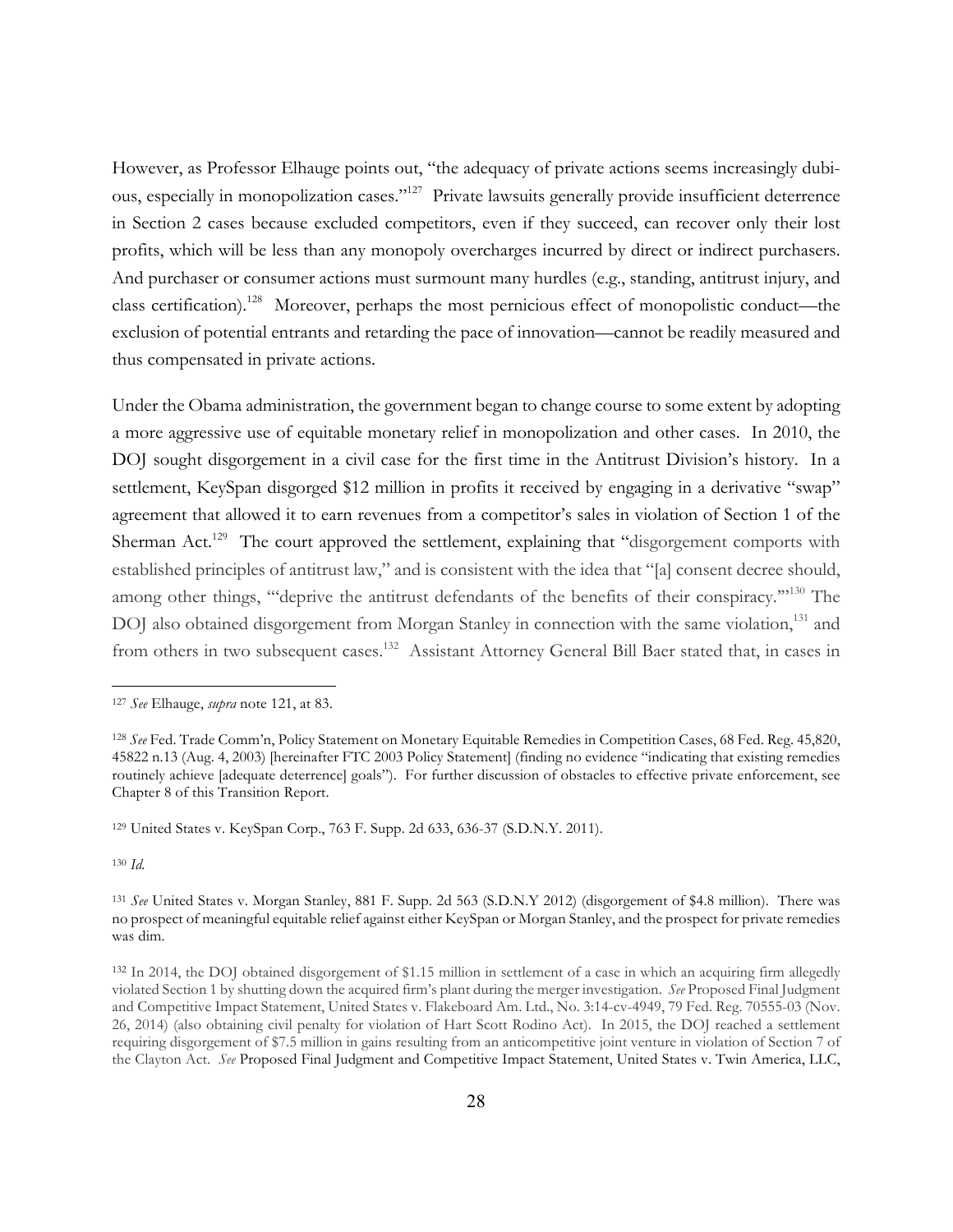However, as Professor Elhauge points out, "the adequacy of private actions seems increasingly dubious, especially in monopolization cases."[127] Private lawsuits generally provide insufficient deterrence in Section 2 cases because excluded competitors, even if they succeed, can recover only their lost profits, which will be less than any monopoly overcharges incurred by direct or indirect purchasers. And purchaser or consumer actions must surmount many hurdles (e.g., standing, antitrust injury, and class certification).[128] Moreover, perhaps the most pernicious effect of monopolistic conduct—the exclusion of potential entrants and retarding the pace of innovation—cannot be readily measured and thus compensated in private actions.

Under the Obama administration, the government began to change course to some extent by adopting a more aggressive use of equitable monetary relief in monopolization and other cases. In 2010, the DOJ sought disgorgement in a civil case for the first time in the Antitrust Division's history. In a settlement, KeySpan disgorged $12 million in profits it received by engaging in a derivative "swap" agreement that allowed it to earn revenues from a competitor's sales in violation of Section 1 of the Sherman Act.[129] The court approved the settlement, explaining that "disgorgement comports with established principles of antitrust law," and is consistent with the idea that "[a] consent decree should, among other things, '"deprive the antitrust defendants of the benefits of their conspiracy."'"[130] The DOJ also obtained disgorgement from Morgan Stanley in connection with the same violation,[131] and from others in two subsequent cases.[132] Assistant Attorney General Bill Baer stated that, in cases in

---

[127] *See* Elhauge, *supra* note 121, at 83.

[128] *See* Fed. Trade Comm'n, Policy Statement on Monetary Equitable Remedies in Competition Cases, 68 Fed. Reg. 45,820, 45822 n.13 (Aug. 4, 2003) [hereinafter FTC 2003 Policy Statement] (finding no evidence "indicating that existing remedies routinely achieve [adequate deterrence] goals"). For further discussion of obstacles to effective private enforcement, see Chapter 8 of this Transition Report.

[129] United States v. KeySpan Corp., 763 F. Supp. 2d 633, 636-37 (S.D.N.Y. 2011).

[130] *Id.*

[131] *See* United States v. Morgan Stanley, 881 F. Supp. 2d 563 (S.D.N.Y 2012) (disgorgement of $4.8 million). There was no prospect of meaningful equitable relief against either KeySpan or Morgan Stanley, and the prospect for private remedies was dim.

[132] In 2014, the DOJ obtained disgorgement of $1.15 million in settlement of a case in which an acquiring firm allegedly violated Section 1 by shutting down the acquired firm's plant during the merger investigation. *See* Proposed Final Judgment and Competitive Impact Statement, United States v. Flakeboard Am. Ltd., No. 3:14-cv-4949, 79 Fed. Reg. 70555-03 (Nov. 26, 2014) (also obtaining civil penalty for violation of Hart Scott Rodino Act). In 2015, the DOJ reached a settlement requiring disgorgement of $7.5 million in gains resulting from an anticompetitive joint venture in violation of Section 7 of the Clayton Act. *See* Proposed Final Judgment and Competitive Impact Statement, United States v. Twin America, LLC,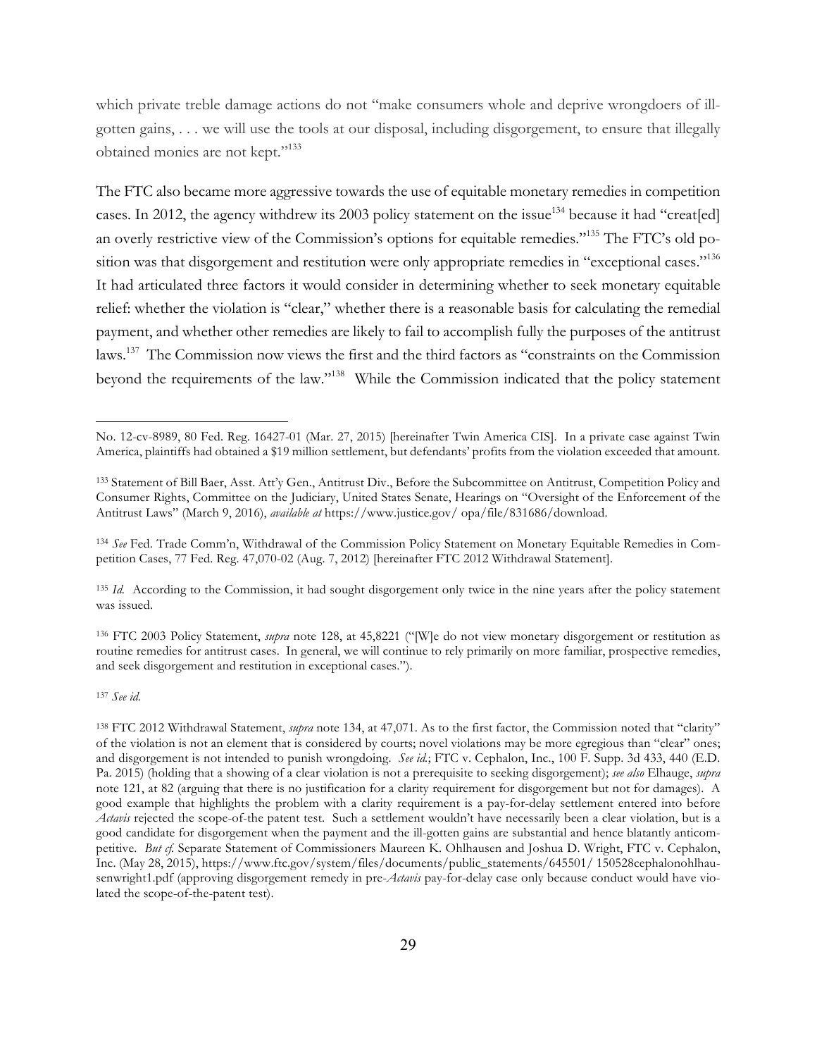which private treble damage actions do not "make consumers whole and deprive wrongdoers of ill-gotten gains, . . . we will use the tools at our disposal, including disgorgement, to ensure that illegally obtained monies are not kept."[133]

The FTC also became more aggressive towards the use of equitable monetary remedies in competition cases. In 2012, the agency withdrew its 2003 policy statement on the issue[134] because it had "creat[ed] an overly restrictive view of the Commission's options for equitable remedies."[135] The FTC's old position was that disgorgement and restitution were only appropriate remedies in "exceptional cases."[136] It had articulated three factors it would consider in determining whether to seek monetary equitable relief: whether the violation is "clear," whether there is a reasonable basis for calculating the remedial payment, and whether other remedies are likely to fail to accomplish fully the purposes of the antitrust laws.[137] The Commission now views the first and the third factors as "constraints on the Commission beyond the requirements of the law."[138] While the Commission indicated that the policy statement

---

No. 12-cv-8989, 80 Fed. Reg. 16427-01 (Mar. 27, 2015) [hereinafter Twin America CIS]. In a private case against Twin America, plaintiffs had obtained a $19 million settlement, but defendants' profits from the violation exceeded that amount.

[133] Statement of Bill Baer, Asst. Att'y Gen., Antitrust Div., Before the Subcommittee on Antitrust, Competition Policy and Consumer Rights, Committee on the Judiciary, United States Senate, Hearings on "Oversight of the Enforcement of the Antitrust Laws" (March 9, 2016), *available at* https://www.justice.gov/ opa/file/831686/download.

[134] *See* Fed. Trade Comm'n, Withdrawal of the Commission Policy Statement on Monetary Equitable Remedies in Competition Cases, 77 Fed. Reg. 47,070-02 (Aug. 7, 2012) [hereinafter FTC 2012 Withdrawal Statement].

[135] *Id.* According to the Commission, it had sought disgorgement only twice in the nine years after the policy statement was issued.

[136] FTC 2003 Policy Statement, *supra* note 128, at 45,8221 ("[W]e do not view monetary disgorgement or restitution as routine remedies for antitrust cases. In general, we will continue to rely primarily on more familiar, prospective remedies, and seek disgorgement and restitution in exceptional cases.").

[137] *See id.*

[138] FTC 2012 Withdrawal Statement, *supra* note 134, at 47,071. As to the first factor, the Commission noted that "clarity" of the violation is not an element that is considered by courts; novel violations may be more egregious than "clear" ones; and disgorgement is not intended to punish wrongdoing. *See id.*; FTC v. Cephalon, Inc., 100 F. Supp. 3d 433, 440 (E.D. Pa. 2015) (holding that a showing of a clear violation is not a prerequisite to seeking disgorgement); *see also* Elhauge, *supra* note 121, at 82 (arguing that there is no justification for a clarity requirement for disgorgement but not for damages). A good example that highlights the problem with a clarity requirement is a pay-for-delay settlement entered into before *Actavis* rejected the scope-of-the patent test. Such a settlement wouldn't have necessarily been a clear violation, but is a good candidate for disgorgement when the payment and the ill-gotten gains are substantial and hence blatantly anticompetitive. *But cf.* Separate Statement of Commissioners Maureen K. Ohlhausen and Joshua D. Wright, FTC v. Cephalon, Inc. (May 28, 2015), https://www.ftc.gov/system/files/documents/public_statements/645501/ 150528cephalonohlhausenwright1.pdf (approving disgorgement remedy in pre-*Actavis* pay-for-delay case only because conduct would have violated the scope-of-the-patent test).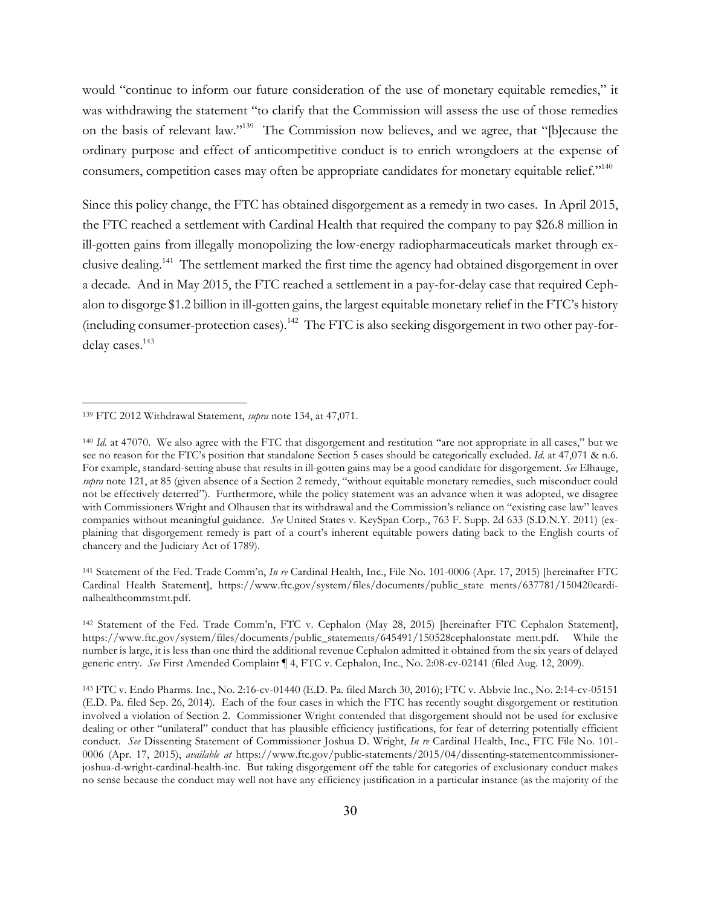would "continue to inform our future consideration of the use of monetary equitable remedies," it was withdrawing the statement "to clarify that the Commission will assess the use of those remedies on the basis of relevant law."[139] The Commission now believes, and we agree, that "[b]ecause the ordinary purpose and effect of anticompetitive conduct is to enrich wrongdoers at the expense of consumers, competition cases may often be appropriate candidates for monetary equitable relief."[140]

Since this policy change, the FTC has obtained disgorgement as a remedy in two cases. In April 2015, the FTC reached a settlement with Cardinal Health that required the company to pay $26.8 million in ill-gotten gains from illegally monopolizing the low-energy radiopharmaceuticals market through exclusive dealing.[141] The settlement marked the first time the agency had obtained disgorgement in over a decade. And in May 2015, the FTC reached a settlement in a pay-for-delay case that required Cephalon to disgorge $1.2 billion in ill-gotten gains, the largest equitable monetary relief in the FTC's history (including consumer-protection cases).[142] The FTC is also seeking disgorgement in two other pay-for-delay cases.[143]

---

[139] FTC 2012 Withdrawal Statement, *supra* note 134, at 47,071.

[140] *Id.* at 47070. We also agree with the FTC that disgorgement and restitution "are not appropriate in all cases," but we see no reason for the FTC's position that standalone Section 5 cases should be categorically excluded. *Id.* at 47,071 & n.6. For example, standard-setting abuse that results in ill-gotten gains may be a good candidate for disgorgement. *See* Elhauge, *supra* note 121, at 85 (given absence of a Section 2 remedy, "without equitable monetary remedies, such misconduct could not be effectively deterred"). Furthermore, while the policy statement was an advance when it was adopted, we disagree with Commissioners Wright and Olhausen that its withdrawal and the Commission's reliance on "existing case law" leaves companies without meaningful guidance. *See* United States v. KeySpan Corp., 763 F. Supp. 2d 633 (S.D.N.Y. 2011) (explaining that disgorgement remedy is part of a court's inherent equitable powers dating back to the English courts of chancery and the Judiciary Act of 1789).

[141] Statement of the Fed. Trade Comm'n, *In re* Cardinal Health, Inc., File No. 101-0006 (Apr. 17, 2015) [hereinafter FTC Cardinal Health Statement], https://www.ftc.gov/system/files/documents/public_state ments/637781/150420cardinalhealthcommstmt.pdf.

[142] Statement of the Fed. Trade Comm'n, FTC v. Cephalon (May 28, 2015) [hereinafter FTC Cephalon Statement], https://www.ftc.gov/system/files/documents/public_statements/645491/150528cephalonstate ment.pdf. While the number is large, it is less than one third the additional revenue Cephalon admitted it obtained from the six years of delayed generic entry. *See* First Amended Complaint ¶ 4, FTC v. Cephalon, Inc., No. 2:08-cv-02141 (filed Aug. 12, 2009).

[143] FTC v. Endo Pharms. Inc., No. 2:16-cv-01440 (E.D. Pa. filed March 30, 2016); FTC v. Abbvie Inc., No. 2:14-cv-05151 (E.D. Pa. filed Sep. 26, 2014). Each of the four cases in which the FTC has recently sought disgorgement or restitution involved a violation of Section 2. Commissioner Wright contended that disgorgement should not be used for exclusive dealing or other "unilateral" conduct that has plausible efficiency justifications, for fear of deterring potentially efficient conduct. *See* Dissenting Statement of Commissioner Joshua D. Wright, *In re* Cardinal Health, Inc., FTC File No. 101-0006 (Apr. 17, 2015), *available at* https://www.ftc.gov/public-statements/2015/04/dissenting-statementcommissioner-joshua-d-wright-cardinal-health-inc. But taking disgorgement off the table for categories of exclusionary conduct makes no sense because the conduct may well not have any efficiency justification in a particular instance (as the majority of the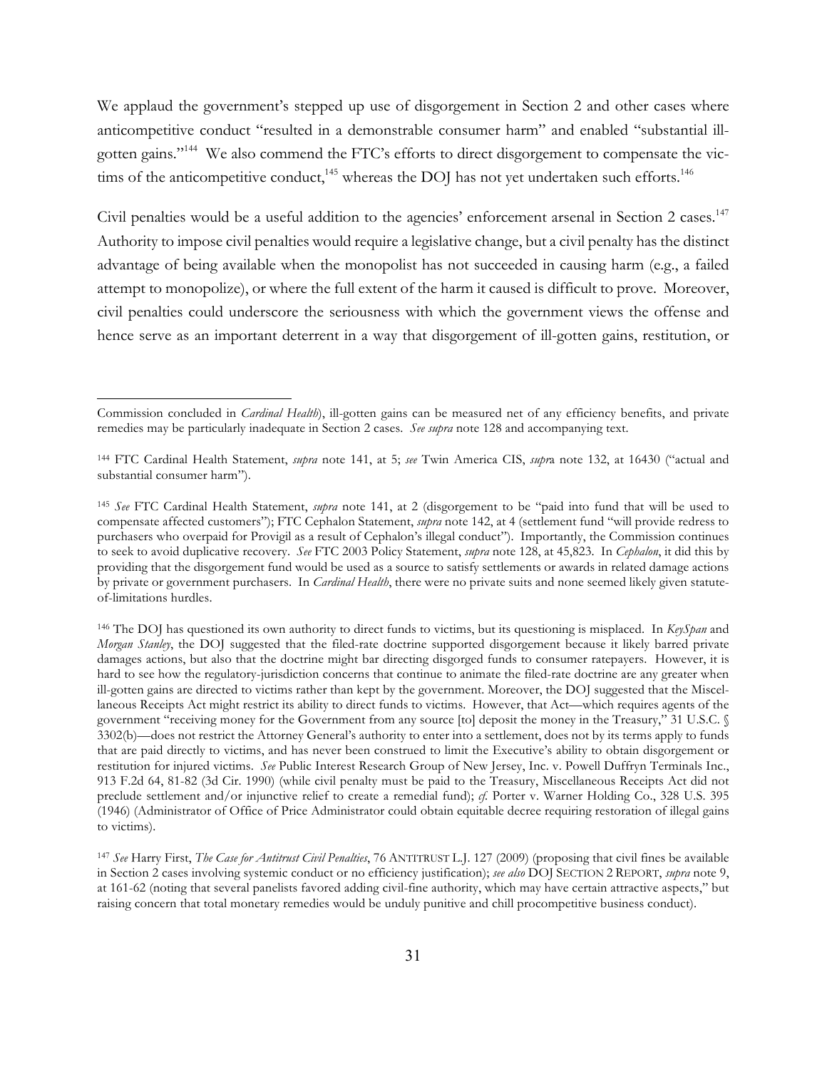We applaud the government's stepped up use of disgorgement in Section 2 and other cases where anticompetitive conduct "resulted in a demonstrable consumer harm" and enabled "substantial ill-gotten gains."[144] We also commend the FTC's efforts to direct disgorgement to compensate the victims of the anticompetitive conduct,[145] whereas the DOJ has not yet undertaken such efforts.[146]

Civil penalties would be a useful addition to the agencies' enforcement arsenal in Section 2 cases.[147] Authority to impose civil penalties would require a legislative change, but a civil penalty has the distinct advantage of being available when the monopolist has not succeeded in causing harm (e.g., a failed attempt to monopolize), or where the full extent of the harm it caused is difficult to prove. Moreover, civil penalties could underscore the seriousness with which the government views the offense and hence serve as an important deterrent in a way that disgorgement of ill-gotten gains, restitution, or

---

Commission concluded in *Cardinal Health*), ill-gotten gains can be measured net of any efficiency benefits, and private remedies may be particularly inadequate in Section 2 cases. *See supra* note 128 and accompanying text.

[144] FTC Cardinal Health Statement, *supra* note 141, at 5; *see* Twin America CIS, *supr*a note 132, at 16430 ("actual and substantial consumer harm").

[145] *See* FTC Cardinal Health Statement, *supra* note 141, at 2 (disgorgement to be "paid into fund that will be used to compensate affected customers"); FTC Cephalon Statement, *supra* note 142, at 4 (settlement fund "will provide redress to purchasers who overpaid for Provigil as a result of Cephalon's illegal conduct"). Importantly, the Commission continues to seek to avoid duplicative recovery. *See* FTC 2003 Policy Statement, *supra* note 128, at 45,823. In *Cephalon*, it did this by providing that the disgorgement fund would be used as a source to satisfy settlements or awards in related damage actions by private or government purchasers. In *Cardinal Health*, there were no private suits and none seemed likely given statute-of-limitations hurdles.

[146] The DOJ has questioned its own authority to direct funds to victims, but its questioning is misplaced. In *KeySpan* and *Morgan Stanley*, the DOJ suggested that the filed-rate doctrine supported disgorgement because it likely barred private damages actions, but also that the doctrine might bar directing disgorged funds to consumer ratepayers. However, it is hard to see how the regulatory-jurisdiction concerns that continue to animate the filed-rate doctrine are any greater when ill-gotten gains are directed to victims rather than kept by the government. Moreover, the DOJ suggested that the Miscellaneous Receipts Act might restrict its ability to direct funds to victims. However, that Act—which requires agents of the government "receiving money for the Government from any source [to] deposit the money in the Treasury," 31 U.S.C. § 3302(b)—does not restrict the Attorney General's authority to enter into a settlement, does not by its terms apply to funds that are paid directly to victims, and has never been construed to limit the Executive's ability to obtain disgorgement or restitution for injured victims. *See* Public Interest Research Group of New Jersey, Inc. v. Powell Duffryn Terminals Inc., 913 F.2d 64, 81-82 (3d Cir. 1990) (while civil penalty must be paid to the Treasury, Miscellaneous Receipts Act did not preclude settlement and/or injunctive relief to create a remedial fund); *cf.* Porter v. Warner Holding Co., 328 U.S. 395 (1946) (Administrator of Office of Price Administrator could obtain equitable decree requiring restoration of illegal gains to victims).

[147] *See* Harry First, *The Case for Antitrust Civil Penalties*, 76 ANTITRUST L.J. 127 (2009) (proposing that civil fines be available in Section 2 cases involving systemic conduct or no efficiency justification); *see also* DOJ SECTION 2 REPORT, *supra* note 9, at 161-62 (noting that several panelists favored adding civil-fine authority, which may have certain attractive aspects," but raising concern that total monetary remedies would be unduly punitive and chill procompetitive business conduct).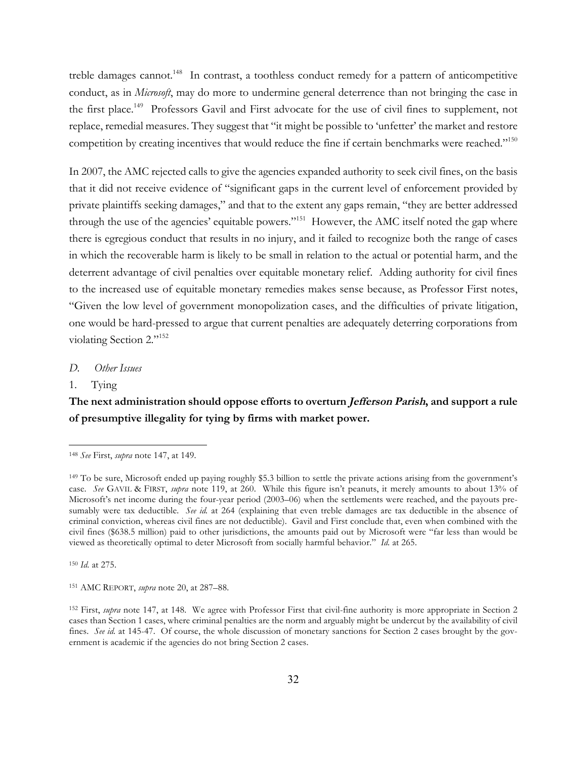treble damages cannot.[148] In contrast, a toothless conduct remedy for a pattern of anticompetitive conduct, as in *Microsoft*, may do more to undermine general deterrence than not bringing the case in the first place.[149] Professors Gavil and First advocate for the use of civil fines to supplement, not replace, remedial measures. They suggest that "it might be possible to 'unfetter' the market and restore competition by creating incentives that would reduce the fine if certain benchmarks were reached."[150]

In 2007, the AMC rejected calls to give the agencies expanded authority to seek civil fines, on the basis that it did not receive evidence of "significant gaps in the current level of enforcement provided by private plaintiffs seeking damages," and that to the extent any gaps remain, "they are better addressed through the use of the agencies' equitable powers."[151] However, the AMC itself noted the gap where there is egregious conduct that results in no injury, and it failed to recognize both the range of cases in which the recoverable harm is likely to be small in relation to the actual or potential harm, and the deterrent advantage of civil penalties over equitable monetary relief. Adding authority for civil fines to the increased use of equitable monetary remedies makes sense because, as Professor First notes, "Given the low level of government monopolization cases, and the difficulties of private litigation, one would be hard-pressed to argue that current penalties are adequately deterring corporations from violating Section 2."[152]

### *D. Other Issues*

#### 1. Tying

**The next administration should oppose efforts to overturn *Jefferson Parish*, and support a rule of presumptive illegality for tying by firms with market power.**

---

[148] *See* First, *supra* note 147, at 149.

[149] To be sure, Microsoft ended up paying roughly $5.3 billion to settle the private actions arising from the government's case. *See* GAVIL & FIRST, *supra* note 119, at 260. While this figure isn't peanuts, it merely amounts to about 13% of Microsoft's net income during the four-year period (2003–06) when the settlements were reached, and the payouts presumably were tax deductible. *See id.* at 264 (explaining that even treble damages are tax deductible in the absence of criminal conviction, whereas civil fines are not deductible). Gavil and First conclude that, even when combined with the civil fines ($638.5 million) paid to other jurisdictions, the amounts paid out by Microsoft were "far less than would be viewed as theoretically optimal to deter Microsoft from socially harmful behavior." *Id.* at 265.

[150] *Id.* at 275.

[151] AMC REPORT, *supra* note 20, at 287–88.

[152] First, *supra* note 147, at 148. We agree with Professor First that civil-fine authority is more appropriate in Section 2 cases than Section 1 cases, where criminal penalties are the norm and arguably might be undercut by the availability of civil fines. *See id.* at 145-47. Of course, the whole discussion of monetary sanctions for Section 2 cases brought by the government is academic if the agencies do not bring Section 2 cases.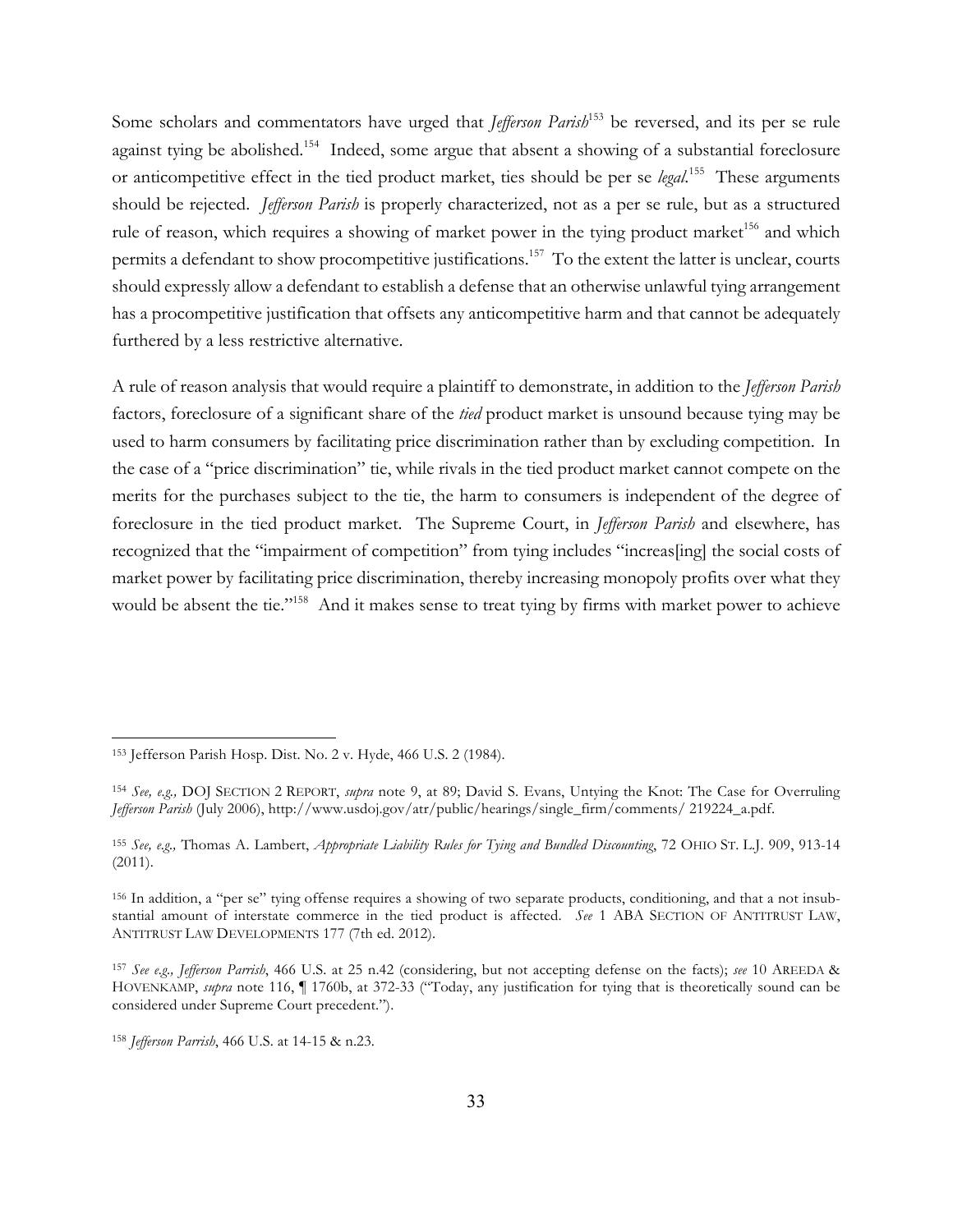Some scholars and commentators have urged that *Jefferson Parish*[153] be reversed, and its per se rule against tying be abolished.[154] Indeed, some argue that absent a showing of a substantial foreclosure or anticompetitive effect in the tied product market, ties should be per se *legal*.[155] These arguments should be rejected. *Jefferson Parish* is properly characterized, not as a per se rule, but as a structured rule of reason, which requires a showing of market power in the tying product market[156] and which permits a defendant to show procompetitive justifications.[157] To the extent the latter is unclear, courts should expressly allow a defendant to establish a defense that an otherwise unlawful tying arrangement has a procompetitive justification that offsets any anticompetitive harm and that cannot be adequately furthered by a less restrictive alternative.

A rule of reason analysis that would require a plaintiff to demonstrate, in addition to the *Jefferson Parish* factors, foreclosure of a significant share of the *tied* product market is unsound because tying may be used to harm consumers by facilitating price discrimination rather than by excluding competition. In the case of a "price discrimination" tie, while rivals in the tied product market cannot compete on the merits for the purchases subject to the tie, the harm to consumers is independent of the degree of foreclosure in the tied product market. The Supreme Court, in *Jefferson Parish* and elsewhere, has recognized that the "impairment of competition" from tying includes "increas[ing] the social costs of market power by facilitating price discrimination, thereby increasing monopoly profits over what they would be absent the tie."[158] And it makes sense to treat tying by firms with market power to achieve

---

[153] Jefferson Parish Hosp. Dist. No. 2 v. Hyde, 466 U.S. 2 (1984).

[154] *See, e.g.,* DOJ SECTION 2 REPORT, *supra* note 9, at 89; David S. Evans, Untying the Knot: The Case for Overruling *Jefferson Parish* (July 2006), http://www.usdoj.gov/atr/public/hearings/single_firm/comments/ 219224_a.pdf.

[155] *See, e.g.,* Thomas A. Lambert, *Appropriate Liability Rules for Tying and Bundled Discounting*, 72 OHIO ST. L.J. 909, 913-14 (2011).

[156] In addition, a "per se" tying offense requires a showing of two separate products, conditioning, and that a not insubstantial amount of interstate commerce in the tied product is affected. *See* 1 ABA SECTION OF ANTITRUST LAW, ANTITRUST LAW DEVELOPMENTS 177 (7th ed. 2012).

[157] *See e.g., Jefferson Parrish*, 466 U.S. at 25 n.42 (considering, but not accepting defense on the facts); *see* 10 AREEDA & HOVENKAMP, *supra* note 116, ¶ 1760b, at 372-33 ("Today, any justification for tying that is theoretically sound can be considered under Supreme Court precedent.").

[158] *Jefferson Parrish*, 466 U.S. at 14-15 & n.23.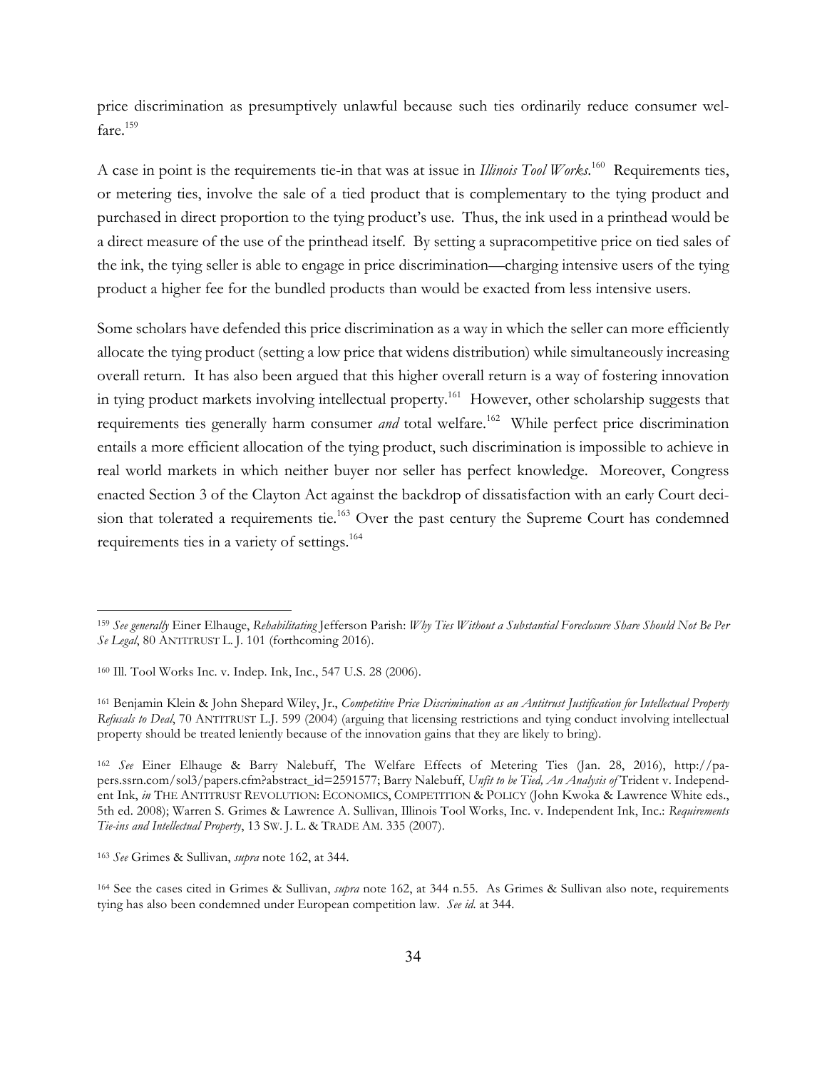price discrimination as presumptively unlawful because such ties ordinarily reduce consumer welfare.[159]

A case in point is the requirements tie-in that was at issue in *Illinois Tool Works*.[160] Requirements ties, or metering ties, involve the sale of a tied product that is complementary to the tying product and purchased in direct proportion to the tying product's use. Thus, the ink used in a printhead would be a direct measure of the use of the printhead itself. By setting a supracompetitive price on tied sales of the ink, the tying seller is able to engage in price discrimination—charging intensive users of the tying product a higher fee for the bundled products than would be exacted from less intensive users.

Some scholars have defended this price discrimination as a way in which the seller can more efficiently allocate the tying product (setting a low price that widens distribution) while simultaneously increasing overall return. It has also been argued that this higher overall return is a way of fostering innovation in tying product markets involving intellectual property.[161] However, other scholarship suggests that requirements ties generally harm consumer *and* total welfare.[162] While perfect price discrimination entails a more efficient allocation of the tying product, such discrimination is impossible to achieve in real world markets in which neither buyer nor seller has perfect knowledge. Moreover, Congress enacted Section 3 of the Clayton Act against the backdrop of dissatisfaction with an early Court decision that tolerated a requirements tie.[163] Over the past century the Supreme Court has condemned requirements ties in a variety of settings.[164]

---

[159] *See generally* Einer Elhauge, *Rehabilitating* Jefferson Parish: *Why Ties Without a Substantial Foreclosure Share Should Not Be Per Se Legal*, 80 ANTITRUST L. J. 101 (forthcoming 2016).

[160] Ill. Tool Works Inc. v. Indep. Ink, Inc., 547 U.S. 28 (2006).

[161] Benjamin Klein & John Shepard Wiley, Jr., *Competitive Price Discrimination as an Antitrust Justification for Intellectual Property Refusals to Deal*, 70 ANTITRUST L.J. 599 (2004) (arguing that licensing restrictions and tying conduct involving intellectual property should be treated leniently because of the innovation gains that they are likely to bring).

[162] *See* Einer Elhauge & Barry Nalebuff, The Welfare Effects of Metering Ties (Jan. 28, 2016), http://papers.ssrn.com/sol3/papers.cfm?abstract_id=2591577; Barry Nalebuff, *Unfit to be Tied, An Analysis of* Trident v. Independent Ink, *in* THE ANTITRUST REVOLUTION: ECONOMICS, COMPETITION & POLICY (John Kwoka & Lawrence White eds., 5th ed. 2008); Warren S. Grimes & Lawrence A. Sullivan, Illinois Tool Works, Inc. v. Independent Ink, Inc.: *Requirements Tie-ins and Intellectual Property*, 13 SW. J. L. & TRADE AM. 335 (2007).

[163] *See* Grimes & Sullivan, *supra* note 162, at 344.

[164] See the cases cited in Grimes & Sullivan, *supra* note 162, at 344 n.55. As Grimes & Sullivan also note, requirements tying has also been condemned under European competition law. *See id.* at 344.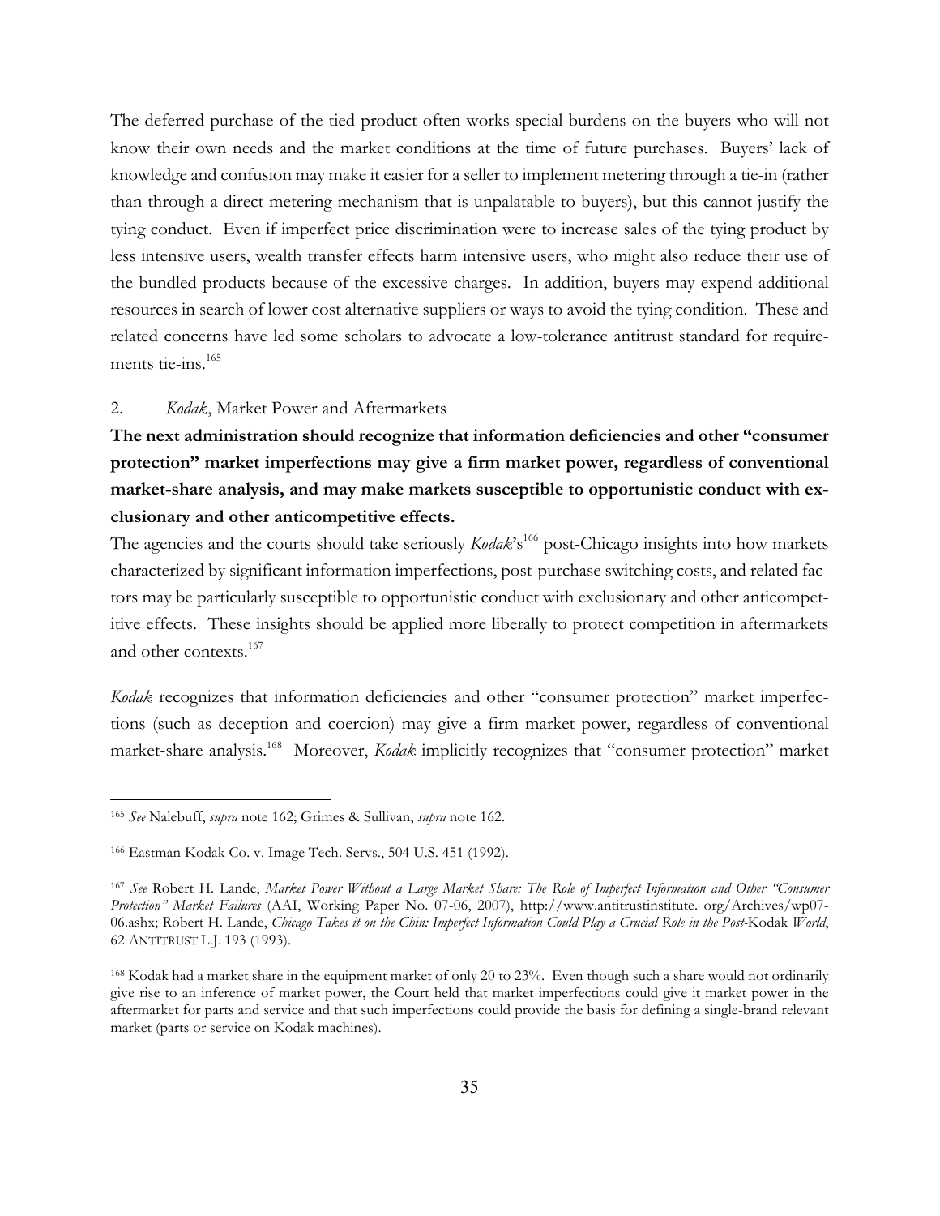The deferred purchase of the tied product often works special burdens on the buyers who will not know their own needs and the market conditions at the time of future purchases. Buyers' lack of knowledge and confusion may make it easier for a seller to implement metering through a tie-in (rather than through a direct metering mechanism that is unpalatable to buyers), but this cannot justify the tying conduct. Even if imperfect price discrimination were to increase sales of the tying product by less intensive users, wealth transfer effects harm intensive users, who might also reduce their use of the bundled products because of the excessive charges. In addition, buyers may expend additional resources in search of lower cost alternative suppliers or ways to avoid the tying condition. These and related concerns have led some scholars to advocate a low-tolerance antitrust standard for requirements tie-ins.[165]

### 2. *Kodak*, Market Power and Aftermarkets

**The next administration should recognize that information deficiencies and other "consumer protection" market imperfections may give a firm market power, regardless of conventional market-share analysis, and may make markets susceptible to opportunistic conduct with exclusionary and other anticompetitive effects.**

The agencies and the courts should take seriously *Kodak*'s[166] post-Chicago insights into how markets characterized by significant information imperfections, post-purchase switching costs, and related factors may be particularly susceptible to opportunistic conduct with exclusionary and other anticompetitive effects. These insights should be applied more liberally to protect competition in aftermarkets and other contexts.[167]

*Kodak* recognizes that information deficiencies and other "consumer protection" market imperfections (such as deception and coercion) may give a firm market power, regardless of conventional market-share analysis.[168] Moreover, *Kodak* implicitly recognizes that "consumer protection" market

---

[165] *See* Nalebuff, *supra* note 162; Grimes & Sullivan, *supra* note 162.

[166] Eastman Kodak Co. v. Image Tech. Servs., 504 U.S. 451 (1992).

[167] *See* Robert H. Lande, *Market Power Without a Large Market Share: The Role of Imperfect Information and Other "Consumer Protection" Market Failures* (AAI, Working Paper No. 07-06, 2007), http://www.antitrustinstitute. org/Archives/wp07-06.ashx; Robert H. Lande, *Chicago Takes it on the Chin: Imperfect Information Could Play a Crucial Role in the Post-*Kodak *World*, 62 ANTITRUST L.J. 193 (1993).

[168] Kodak had a market share in the equipment market of only 20 to 23%. Even though such a share would not ordinarily give rise to an inference of market power, the Court held that market imperfections could give it market power in the aftermarket for parts and service and that such imperfections could provide the basis for defining a single-brand relevant market (parts or service on Kodak machines).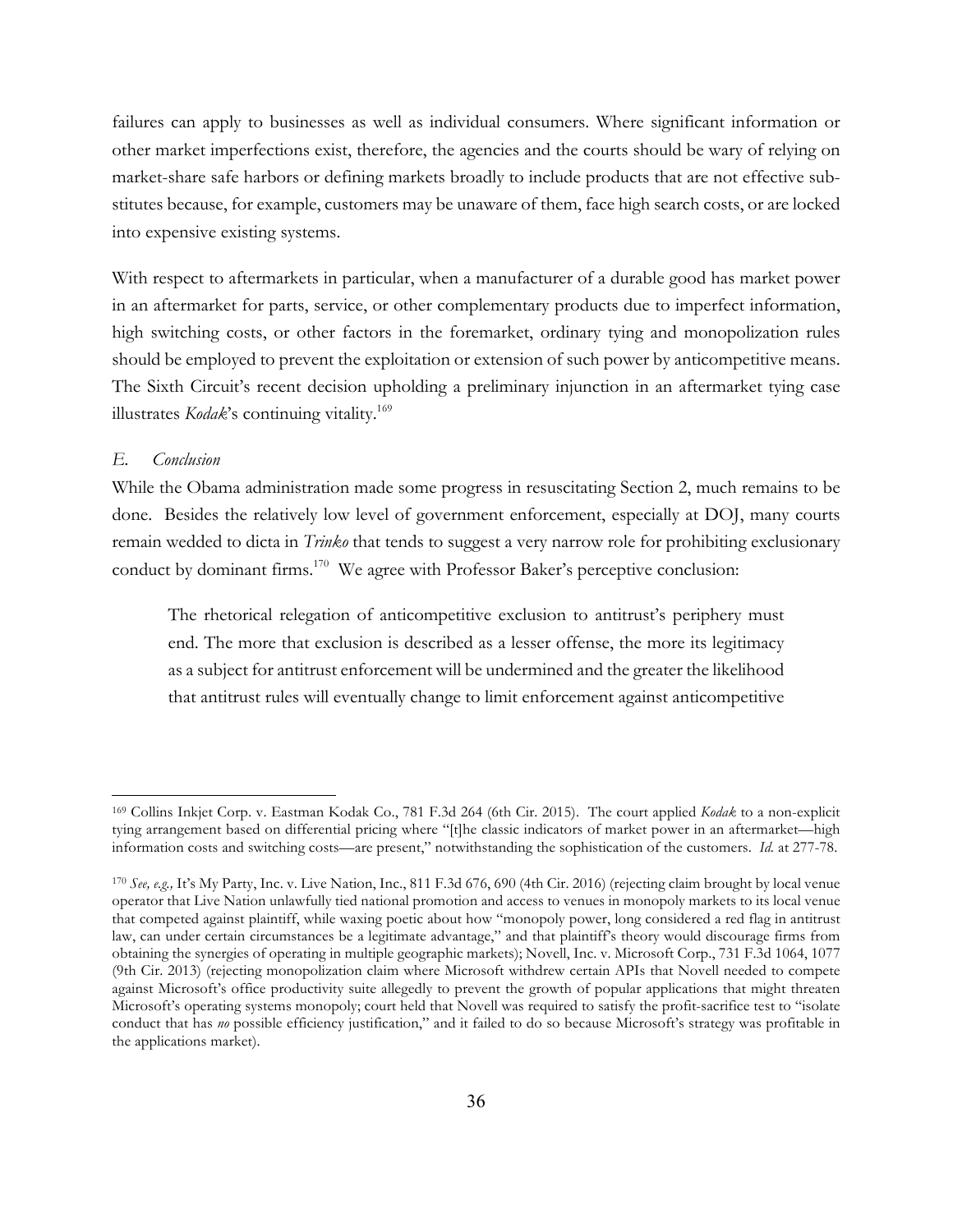failures can apply to businesses as well as individual consumers. Where significant information or other market imperfections exist, therefore, the agencies and the courts should be wary of relying on market-share safe harbors or defining markets broadly to include products that are not effective substitutes because, for example, customers may be unaware of them, face high search costs, or are locked into expensive existing systems.

With respect to aftermarkets in particular, when a manufacturer of a durable good has market power in an aftermarket for parts, service, or other complementary products due to imperfect information, high switching costs, or other factors in the foremarket, ordinary tying and monopolization rules should be employed to prevent the exploitation or extension of such power by anticompetitive means. The Sixth Circuit's recent decision upholding a preliminary injunction in an aftermarket tying case illustrates *Kodak*'s continuing vitality.[169]

### *E. Conclusion*

While the Obama administration made some progress in resuscitating Section 2, much remains to be done. Besides the relatively low level of government enforcement, especially at DOJ, many courts remain wedded to dicta in *Trinko* that tends to suggest a very narrow role for prohibiting exclusionary conduct by dominant firms.[170] We agree with Professor Baker's perceptive conclusion:

> The rhetorical relegation of anticompetitive exclusion to antitrust's periphery must end. The more that exclusion is described as a lesser offense, the more its legitimacy as a subject for antitrust enforcement will be undermined and the greater the likelihood that antitrust rules will eventually change to limit enforcement against anticompetitive

---

[169] Collins Inkjet Corp. v. Eastman Kodak Co., 781 F.3d 264 (6th Cir. 2015). The court applied *Kodak* to a non-explicit tying arrangement based on differential pricing where "[t]he classic indicators of market power in an aftermarket—high information costs and switching costs—are present," notwithstanding the sophistication of the customers. *Id.* at 277-78.

[170] *See, e.g.,* It's My Party, Inc. v. Live Nation, Inc., 811 F.3d 676, 690 (4th Cir. 2016) (rejecting claim brought by local venue operator that Live Nation unlawfully tied national promotion and access to venues in monopoly markets to its local venue that competed against plaintiff, while waxing poetic about how "monopoly power, long considered a red flag in antitrust law, can under certain circumstances be a legitimate advantage," and that plaintiff's theory would discourage firms from obtaining the synergies of operating in multiple geographic markets); Novell, Inc. v. Microsoft Corp., 731 F.3d 1064, 1077 (9th Cir. 2013) (rejecting monopolization claim where Microsoft withdrew certain APIs that Novell needed to compete against Microsoft's office productivity suite allegedly to prevent the growth of popular applications that might threaten Microsoft's operating systems monopoly; court held that Novell was required to satisfy the profit-sacrifice test to "isolate conduct that has *no* possible efficiency justification," and it failed to do so because Microsoft's strategy was profitable in the applications market).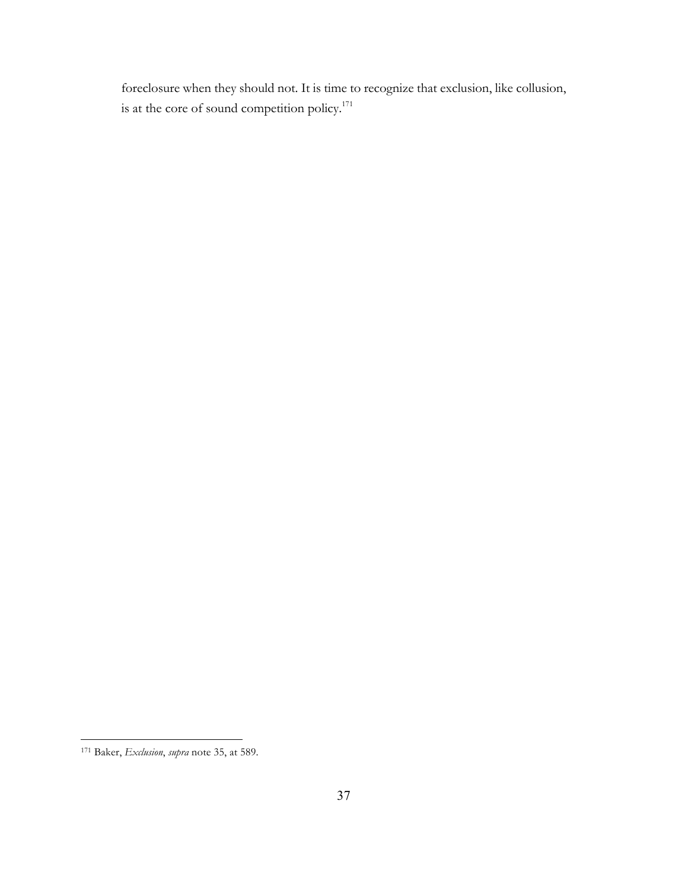foreclosure when they should not. It is time to recognize that exclusion, like collusion, is at the core of sound competition policy.[171]

[171] Baker, *Exclusion*, *supra* note 35, at 589.